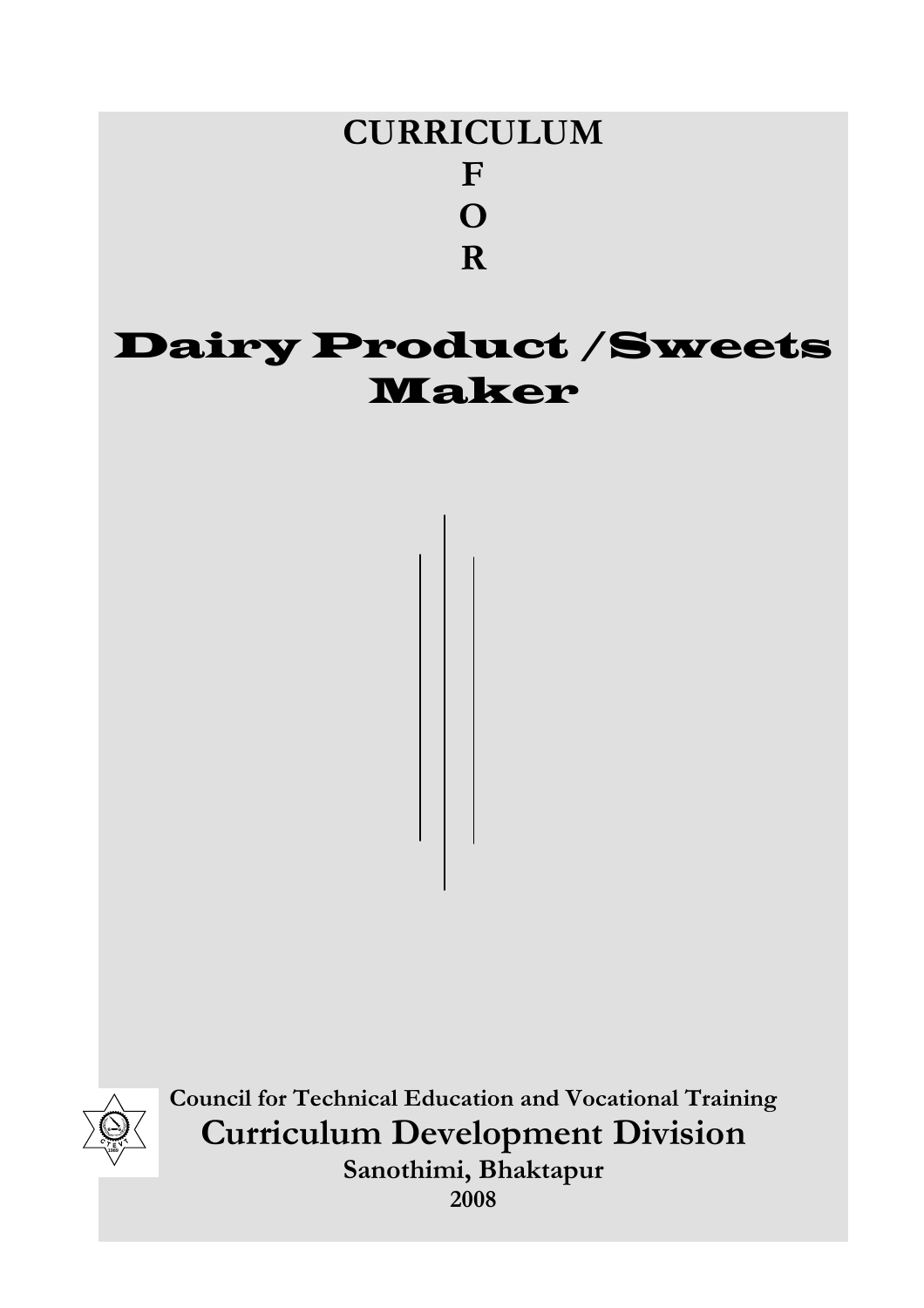# CURRICULUM
# F
# O
# R

# Dairy Product /Sweets Maker

**Council for Technical Education and Vocational Training**

## Curriculum Development Division

**Sanothimi, Bhaktapur**

**2008**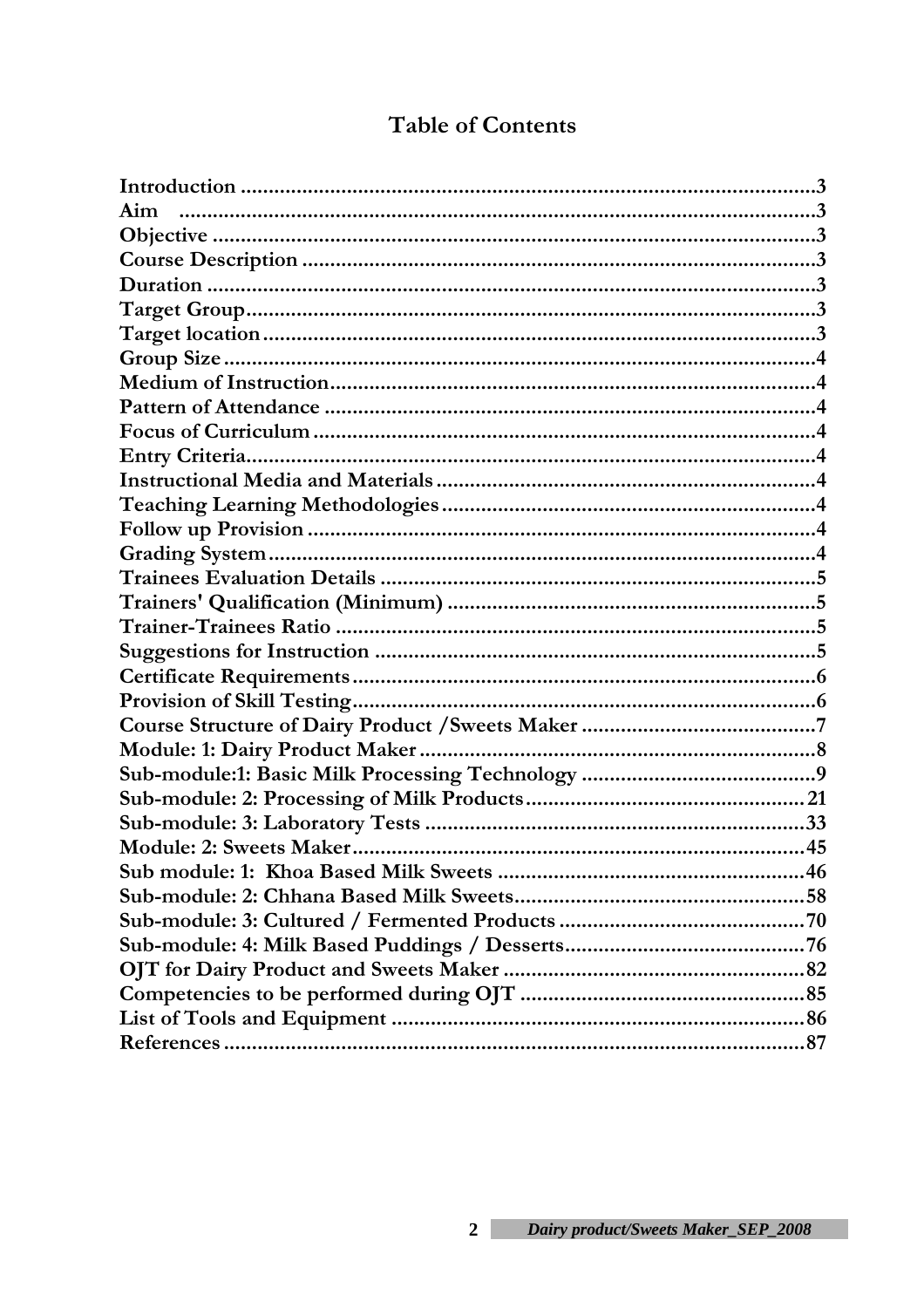# Table of Contents

**Introduction** .......................................................................................3
**Aim** ....................................................................................................3
**Objective** ............................................................................................3
**Course Description** ............................................................................3
**Duration** .............................................................................................3
**Target Group**.......................................................................................3
**Target location**...................................................................................3
**Group Size**..........................................................................................4
**Medium of Instruction**.......................................................................4
**Pattern of Attendance** ........................................................................4
**Focus of Curriculum**..........................................................................4
**Entry Criteria**......................................................................................4
**Instructional Media and Materials**....................................................4
**Teaching Learning Methodologies**...................................................4
**Follow up Provision** ...........................................................................4
**Grading System**..................................................................................4
**Trainees Evaluation Details** ..............................................................5
**Trainers' Qualification (Minimum)** ..................................................5
**Trainer-Trainees Ratio** ......................................................................5
**Suggestions for Instruction** ...............................................................5
**Certificate Requirements**...................................................................6
**Provision of Skill Testing**...................................................................6
**Course Structure of Dairy Product /Sweets Maker** ..........................................7
**Module: 1: Dairy Product Maker**.......................................................8
**Sub-module:1: Basic Milk Processing Technology** ..........................................9
**Sub-module: 2: Processing of Milk Products**..................................................21
**Sub-module: 3: Laboratory Tests** ....................................................................33
**Module: 2: Sweets Maker**..................................................................45
**Sub module: 1: Khoa Based Milk Sweets** .......................................................46
**Sub-module: 2: Chhana Based Milk Sweets**....................................................58
**Sub-module: 3: Cultured / Fermented Products** ............................................70
**Sub-module: 4: Milk Based Puddings / Desserts**...........................................76
**OJT for Dairy Product and Sweets Maker** ......................................................82
**Competencies to be performed during OJT** ...................................................85
**List of Tools and Equipment** ..........................................................................86
**References**.........................................................................................87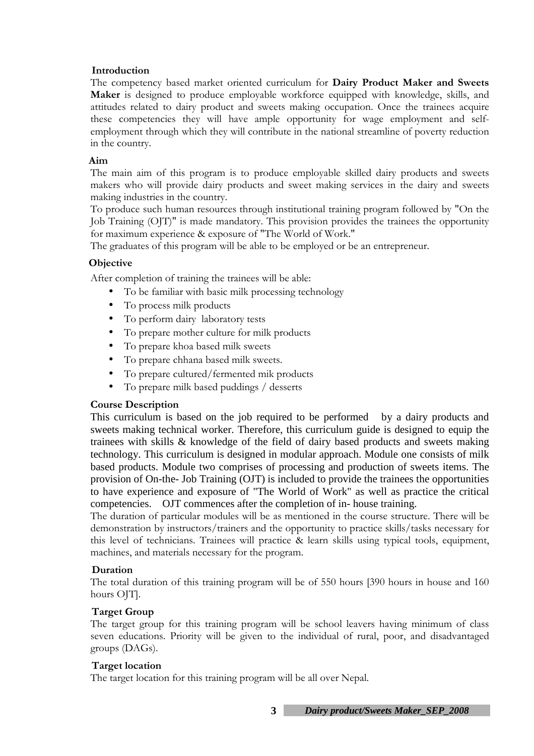## Introduction

The competency based market oriented curriculum for **Dairy Product Maker and Sweets Maker** is designed to produce employable workforce equipped with knowledge, skills, and attitudes related to dairy product and sweets making occupation. Once the trainees acquire these competencies they will have ample opportunity for wage employment and self-employment through which they will contribute in the national streamline of poverty reduction in the country.

## Aim

The main aim of this program is to produce employable skilled dairy products and sweets makers who will provide dairy products and sweet making services in the dairy and sweets making industries in the country.

To produce such human resources through institutional training program followed by "On the Job Training (OJT)" is made mandatory. This provision provides the trainees the opportunity for maximum experience & exposure of "The World of Work."

The graduates of this program will be able to be employed or be an entrepreneur.

## Objective

After completion of training the trainees will be able:

- To be familiar with basic milk processing technology
- To process milk products
- To perform dairy laboratory tests
- To prepare mother culture for milk products
- To prepare khoa based milk sweets
- To prepare chhana based milk sweets.
- To prepare cultured/fermented mik products
- To prepare milk based puddings / desserts

## Course Description

This curriculum is based on the job required to be performed by a dairy products and sweets making technical worker. Therefore, this curriculum guide is designed to equip the trainees with skills & knowledge of the field of dairy based products and sweets making technology. This curriculum is designed in modular approach. Module one consists of milk based products. Module two comprises of processing and production of sweets items. The provision of On-the- Job Training (OJT) is included to provide the trainees the opportunities to have experience and exposure of "The World of Work" as well as practice the critical competencies. OJT commences after the completion of in- house training.

The duration of particular modules will be as mentioned in the course structure. There will be demonstration by instructors/trainers and the opportunity to practice skills/tasks necessary for this level of technicians. Trainees will practice & learn skills using typical tools, equipment, machines, and materials necessary for the program.

## Duration

The total duration of this training program will be of 550 hours [390 hours in house and 160 hours OJT].

## Target Group

The target group for this training program will be school leavers having minimum of class seven educations. Priority will be given to the individual of rural, poor, and disadvantaged groups (DAGs).

## Target location

The target location for this training program will be all over Nepal.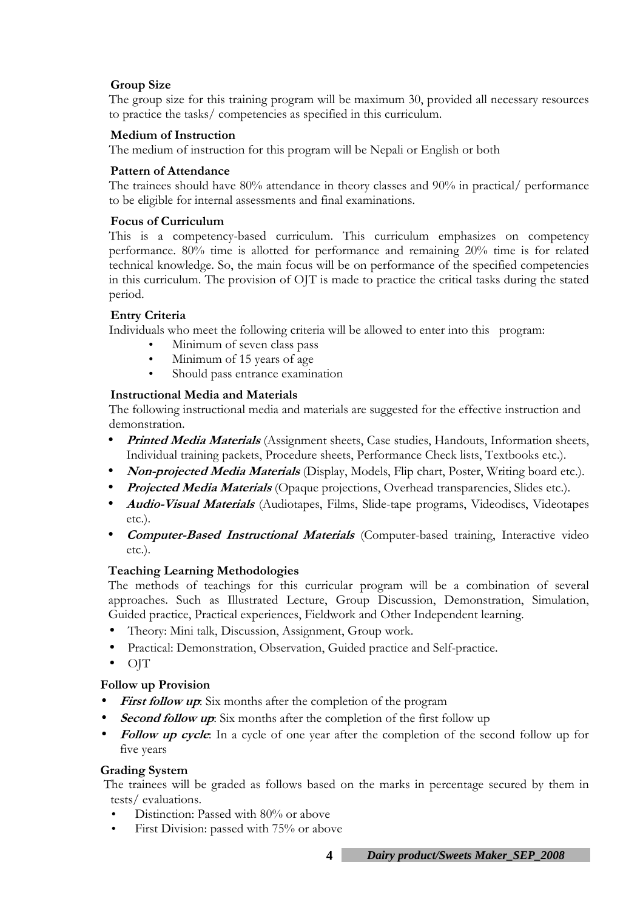### Group Size

The group size for this training program will be maximum 30, provided all necessary resources to practice the tasks/ competencies as specified in this curriculum.

### Medium of Instruction

The medium of instruction for this program will be Nepali or English or both

### Pattern of Attendance

The trainees should have 80% attendance in theory classes and 90% in practical/ performance to be eligible for internal assessments and final examinations.

### Focus of Curriculum

This is a competency-based curriculum. This curriculum emphasizes on competency performance. 80% time is allotted for performance and remaining 20% time is for related technical knowledge. So, the main focus will be on performance of the specified competencies in this curriculum. The provision of OJT is made to practice the critical tasks during the stated period.

### Entry Criteria

Individuals who meet the following criteria will be allowed to enter into this program:

- Minimum of seven class pass
- Minimum of 15 years of age
- Should pass entrance examination

### Instructional Media and Materials

The following instructional media and materials are suggested for the effective instruction and demonstration.

- ***Printed Media Materials*** (Assignment sheets, Case studies, Handouts, Information sheets, Individual training packets, Procedure sheets, Performance Check lists, Textbooks etc.).
- ***Non-projected Media Materials*** (Display, Models, Flip chart, Poster, Writing board etc.).
- ***Projected Media Materials*** (Opaque projections, Overhead transparencies, Slides etc.).
- ***Audio-Visual Materials*** (Audiotapes, Films, Slide-tape programs, Videodiscs, Videotapes etc.).
- ***Computer-Based Instructional Materials*** (Computer-based training, Interactive video etc.).

### Teaching Learning Methodologies

The methods of teachings for this curricular program will be a combination of several approaches. Such as Illustrated Lecture, Group Discussion, Demonstration, Simulation, Guided practice, Practical experiences, Fieldwork and Other Independent learning.

- Theory: Mini talk, Discussion, Assignment, Group work.
- Practical: Demonstration, Observation, Guided practice and Self-practice.
- OJT

### Follow up Provision

- ***First follow up***: Six months after the completion of the program
- ***Second follow up***: Six months after the completion of the first follow up
- ***Follow up cycle***: In a cycle of one year after the completion of the second follow up for five years

### Grading System

The trainees will be graded as follows based on the marks in percentage secured by them in tests/ evaluations.

- Distinction: Passed with 80% or above
- First Division: passed with 75% or above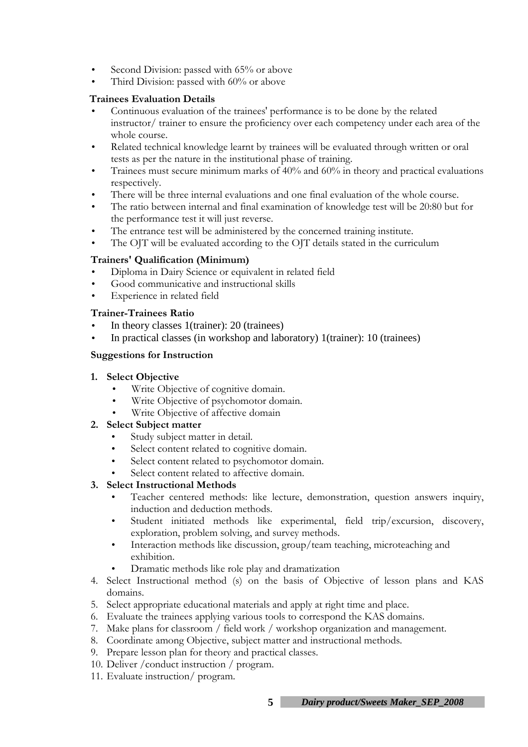- Second Division: passed with 65% or above
- Third Division: passed with 60% or above

**Trainees Evaluation Details**

- Continuous evaluation of the trainees' performance is to be done by the related instructor/ trainer to ensure the proficiency over each competency under each area of the whole course.
- Related technical knowledge learnt by trainees will be evaluated through written or oral tests as per the nature in the institutional phase of training.
- Trainees must secure minimum marks of 40% and 60% in theory and practical evaluations respectively.
- There will be three internal evaluations and one final evaluation of the whole course.
- The ratio between internal and final examination of knowledge test will be 20:80 but for the performance test it will just reverse.
- The entrance test will be administered by the concerned training institute.
- The OJT will be evaluated according to the OJT details stated in the curriculum

**Trainers' Qualification (Minimum)**

- Diploma in Dairy Science or equivalent in related field
- Good communicative and instructional skills
- Experience in related field

**Trainer-Trainees Ratio**

- In theory classes 1(trainer): 20 (trainees)
- In practical classes (in workshop and laboratory) 1(trainer): 10 (trainees)

**Suggestions for Instruction**

1. **Select Objective**
   - Write Objective of cognitive domain.
   - Write Objective of psychomotor domain.
   - Write Objective of affective domain
2. **Select Subject matter**
   - Study subject matter in detail.
   - Select content related to cognitive domain.
   - Select content related to psychomotor domain.
   - Select content related to affective domain.
3. **Select Instructional Methods**
   - Teacher centered methods: like lecture, demonstration, question answers inquiry, induction and deduction methods.
   - Student initiated methods like experimental, field trip/excursion, discovery, exploration, problem solving, and survey methods.
   - Interaction methods like discussion, group/team teaching, microteaching and exhibition.
   - Dramatic methods like role play and dramatization
4. Select Instructional method (s) on the basis of Objective of lesson plans and KAS domains.
5. Select appropriate educational materials and apply at right time and place.
6. Evaluate the trainees applying various tools to correspond the KAS domains.
7. Make plans for classroom / field work / workshop organization and management.
8. Coordinate among Objective, subject matter and instructional methods.
9. Prepare lesson plan for theory and practical classes.
10. Deliver /conduct instruction / program.
11. Evaluate instruction/ program.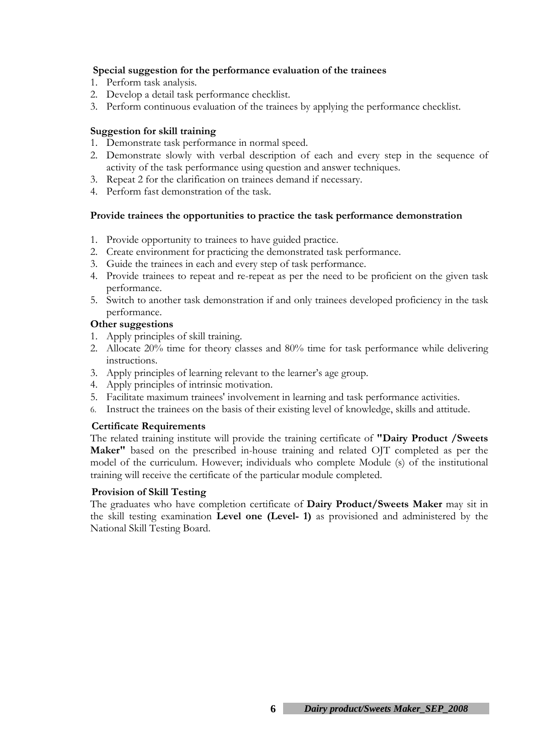### Special suggestion for the performance evaluation of the trainees

1. Perform task analysis.
2. Develop a detail task performance checklist.
3. Perform continuous evaluation of the trainees by applying the performance checklist.

### Suggestion for skill training

1. Demonstrate task performance in normal speed.
2. Demonstrate slowly with verbal description of each and every step in the sequence of activity of the task performance using question and answer techniques.
3. Repeat 2 for the clarification on trainees demand if necessary.
4. Perform fast demonstration of the task.

### Provide trainees the opportunities to practice the task performance demonstration

1. Provide opportunity to trainees to have guided practice.
2. Create environment for practicing the demonstrated task performance.
3. Guide the trainees in each and every step of task performance.
4. Provide trainees to repeat and re-repeat as per the need to be proficient on the given task performance.
5. Switch to another task demonstration if and only trainees developed proficiency in the task performance.

### Other suggestions

1. Apply principles of skill training.
2. Allocate 20% time for theory classes and 80% time for task performance while delivering instructions.
3. Apply principles of learning relevant to the learner's age group.
4. Apply principles of intrinsic motivation.
5. Facilitate maximum trainees' involvement in learning and task performance activities.
6. Instruct the trainees on the basis of their existing level of knowledge, skills and attitude.

### Certificate Requirements

The related training institute will provide the training certificate of **"Dairy Product /Sweets Maker"** based on the prescribed in-house training and related OJT completed as per the model of the curriculum. However; individuals who complete Module (s) of the institutional training will receive the certificate of the particular module completed.

### Provision of Skill Testing

The graduates who have completion certificate of **Dairy Product/Sweets Maker** may sit in the skill testing examination **Level one (Level- 1)** as provisioned and administered by the National Skill Testing Board.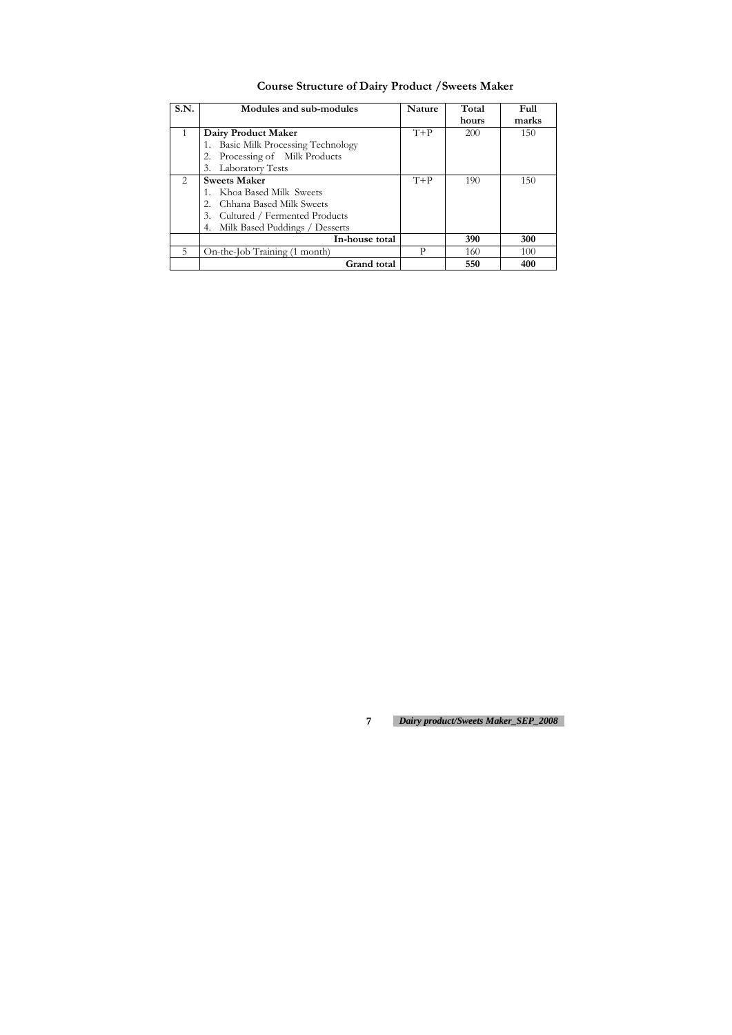## Course Structure of Dairy Product /Sweets Maker

| S.N. | Modules and sub-modules | Nature | Total hours | Full marks |
|---|---|---|---|---|
| 1 | **Dairy Product Maker**<br>1. Basic Milk Processing Technology<br>2. Processing of Milk Products<br>3. Laboratory Tests | T+P | 200 | 150 |
| 2 | **Sweets Maker**<br>1. Khoa Based Milk Sweets<br>2. Chhana Based Milk Sweets<br>3. Cultured / Fermented Products<br>4. Milk Based Puddings / Desserts | T+P | 190 | 150 |
| | **In-house total** | | **390** | **300** |
| 5 | On-the-Job Training (1 month) | P | 160 | 100 |
| | **Grand total** | | **550** | **400** |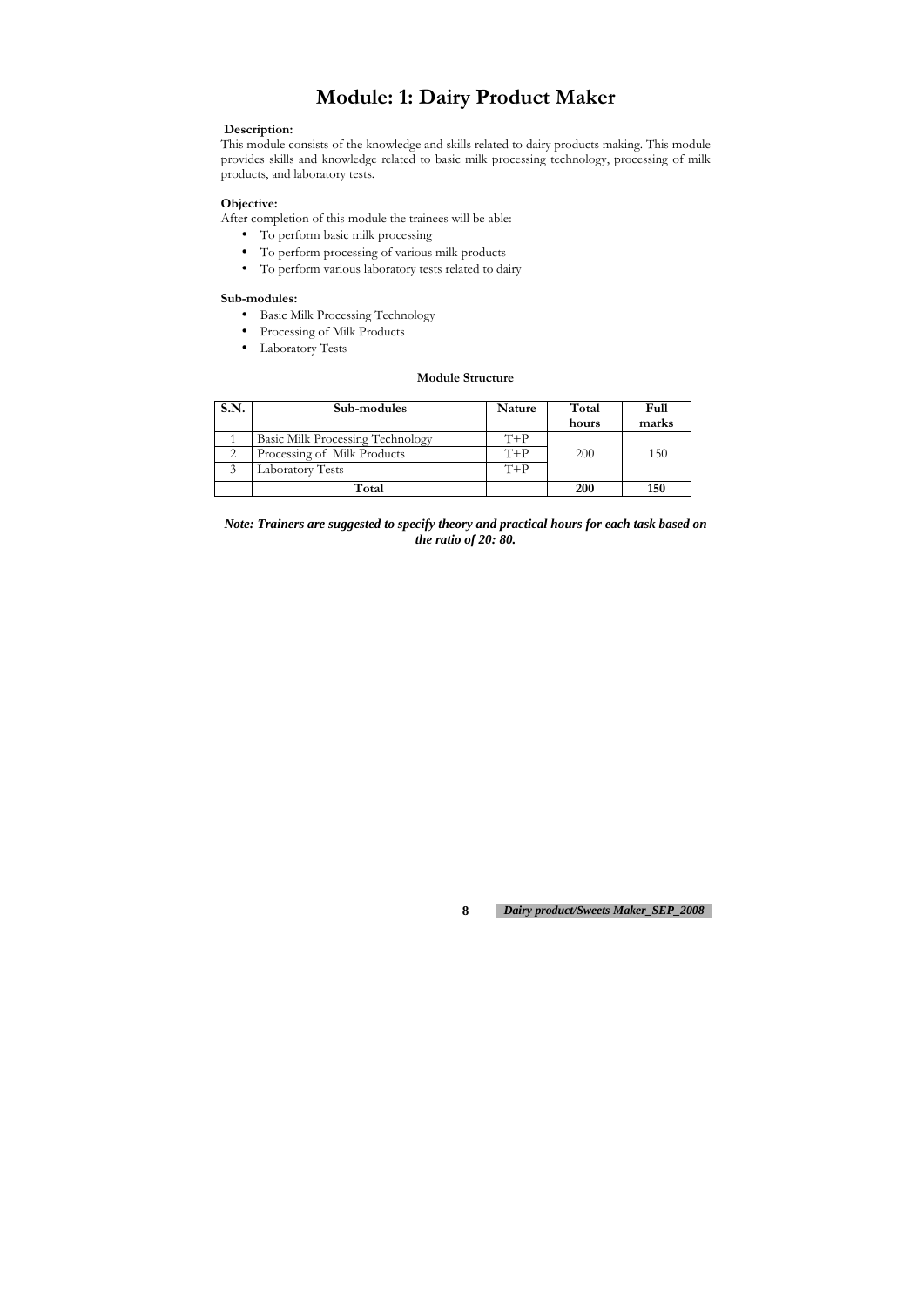# Module: 1: Dairy Product Maker

**Description:**

This module consists of the knowledge and skills related to dairy products making. This module provides skills and knowledge related to basic milk processing technology, processing of milk products, and laboratory tests.

**Objective:**

After completion of this module the trainees will be able:

- To perform basic milk processing
- To perform processing of various milk products
- To perform various laboratory tests related to dairy

**Sub-modules:**

- Basic Milk Processing Technology
- Processing of Milk Products
- Laboratory Tests

**Module Structure**

| S.N. | Sub-modules | Nature | Total hours | Full marks |
|---|---|---|---|---|
| 1 | Basic Milk Processing Technology | T+P | 200 | 150 |
| 2 | Processing of Milk Products | T+P | | |
| 3 | Laboratory Tests | T+P | | |
| | **Total** | | **200** | **150** |

***Note: Trainers are suggested to specify theory and practical hours for each task based on the ratio of 20: 80.***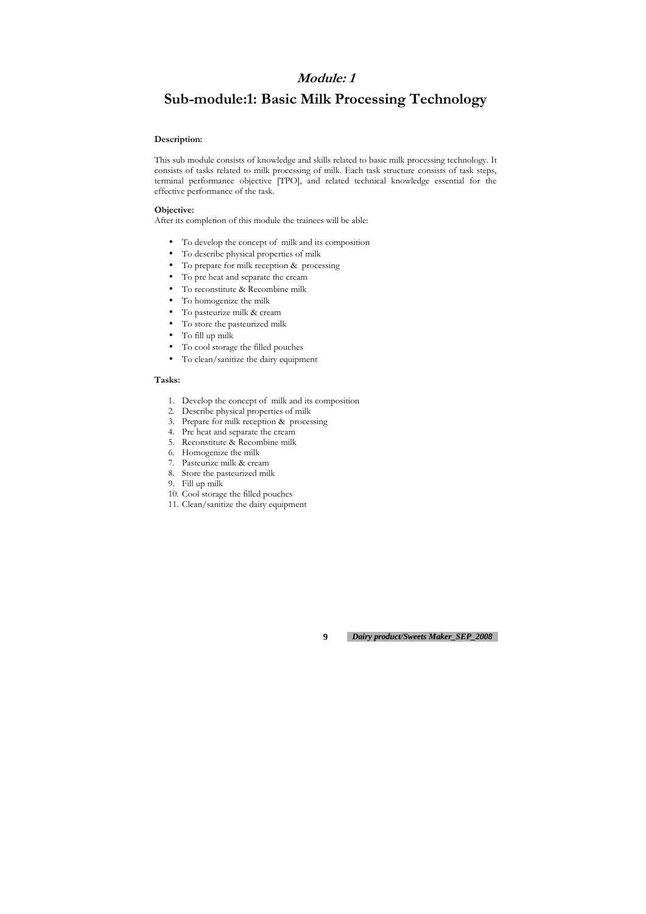# *Module: 1*

## Sub-module:1: Basic Milk Processing Technology

**Description:**

This sub module consists of knowledge and skills related to basic milk processing technology. It consists of tasks related to milk processing of milk. Each task structure consists of task steps, terminal performance objective [TPO], and related technical knowledge essential for the effective performance of the task.

**Objective:**

After its completion of this module the trainees will be able:

- To develop the concept of milk and its composition
- To describe physical properties of milk
- To prepare for milk reception & processing
- To pre heat and separate the cream
- To reconstitute & Recombine milk
- To homogenize the milk
- To pasteurize milk & cream
- To store the pasteurized milk
- To fill up milk
- To cool storage the filled pouches
- To clean/sanitize the dairy equipment

**Tasks:**

1. Develop the concept of milk and its composition
2. Describe physical properties of milk
3. Prepare for milk reception & processing
4. Pre heat and separate the cream
5. Reconstitute & Recombine milk
6. Homogenize the milk
7. Pasteurize milk & cream
8. Store the pasteurized milk
9. Fill up milk
10. Cool storage the filled pouches
11. Clean/sanitize the dairy equipment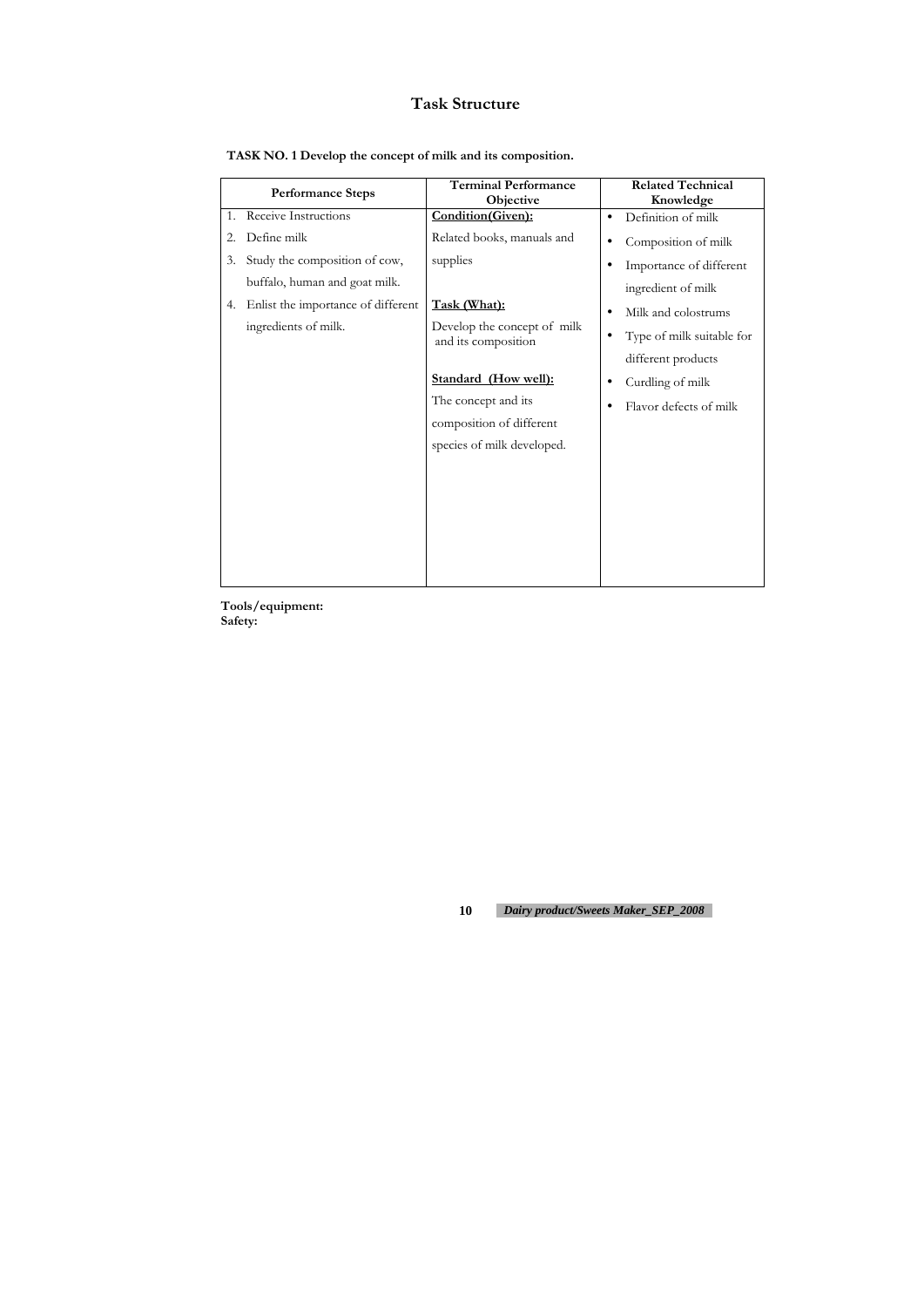# Task Structure

**TASK NO. 1 Develop the concept of milk and its composition.**

| Performance Steps | Terminal Performance Objective | Related Technical Knowledge |
|---|---|---|
| 1. Receive Instructions<br>2. Define milk<br>3. Study the composition of cow, buffalo, human and goat milk.<br>4. Enlist the importance of different ingredients of milk. | **Condition(Given):**<br>Related books, manuals and supplies<br><br>**Task (What):**<br>Develop the concept of milk and its composition<br><br>**Standard (How well):**<br>The concept and its composition of different species of milk developed. | • Definition of milk<br>• Composition of milk<br>• Importance of different ingredient of milk<br>• Milk and colostrums<br>• Type of milk suitable for different products<br>• Curdling of milk<br>• Flavor defects of milk |

**Tools/equipment:**
**Safety:**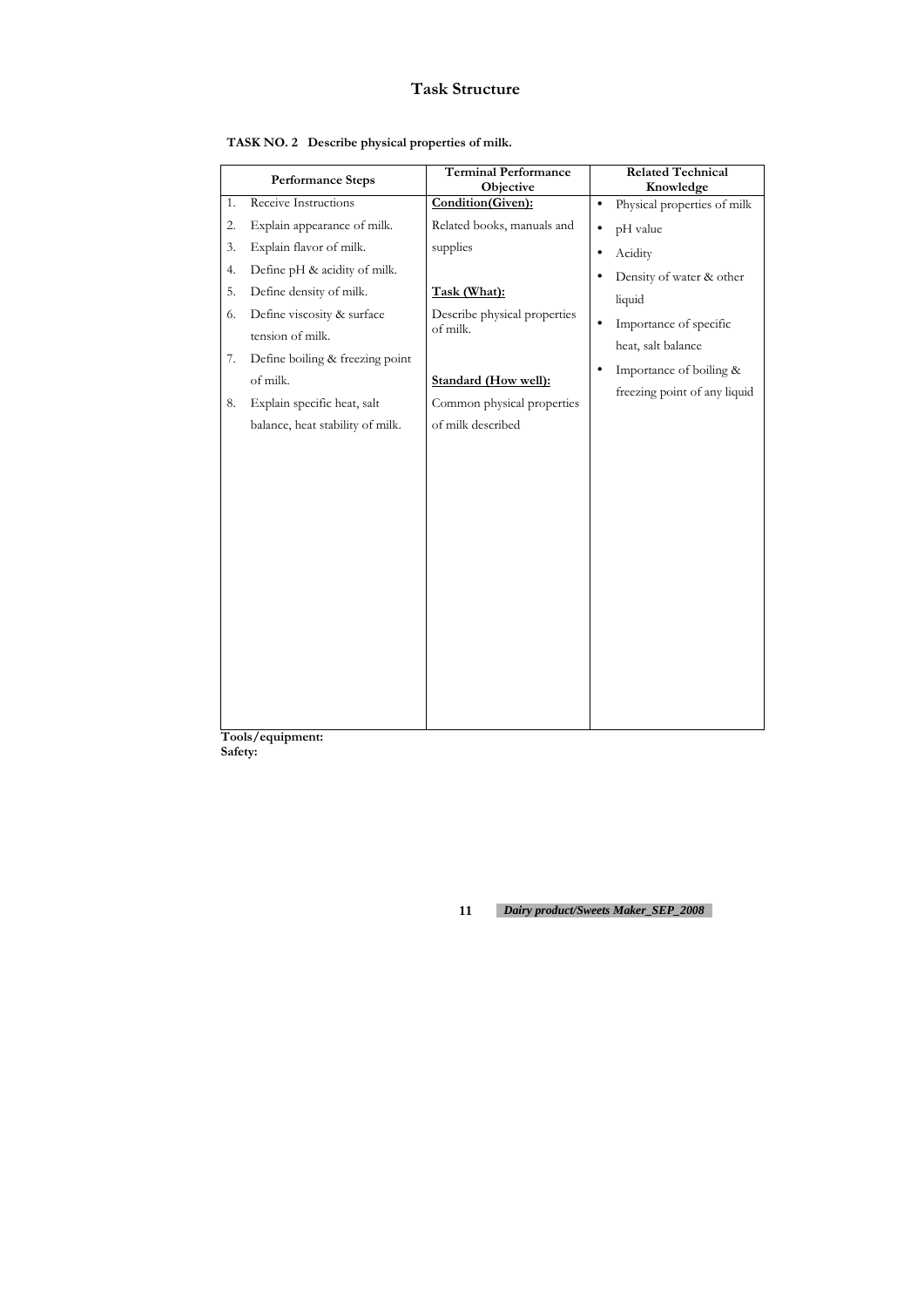# Task Structure

**TASK NO. 2 Describe physical properties of milk.**

| Performance Steps | Terminal Performance Objective | Related Technical Knowledge |
|---|---|---|
| 1. Receive Instructions<br>2. Explain appearance of milk.<br>3. Explain flavor of milk.<br>4. Define pH & acidity of milk.<br>5. Define density of milk.<br>6. Define viscosity & surface tension of milk.<br>7. Define boiling & freezing point of milk.<br>8. Explain specific heat, salt balance, heat stability of milk. | **Condition(Given):**<br>Related books, manuals and supplies<br><br>**Task (What):**<br>Describe physical properties of milk.<br><br>**Standard (How well):**<br>Common physical properties of milk described | • Physical properties of milk<br>• pH value<br>• Acidity<br>• Density of water & other liquid<br>• Importance of specific heat, salt balance<br>• Importance of boiling & freezing point of any liquid |

**Tools/equipment:**

**Safety:**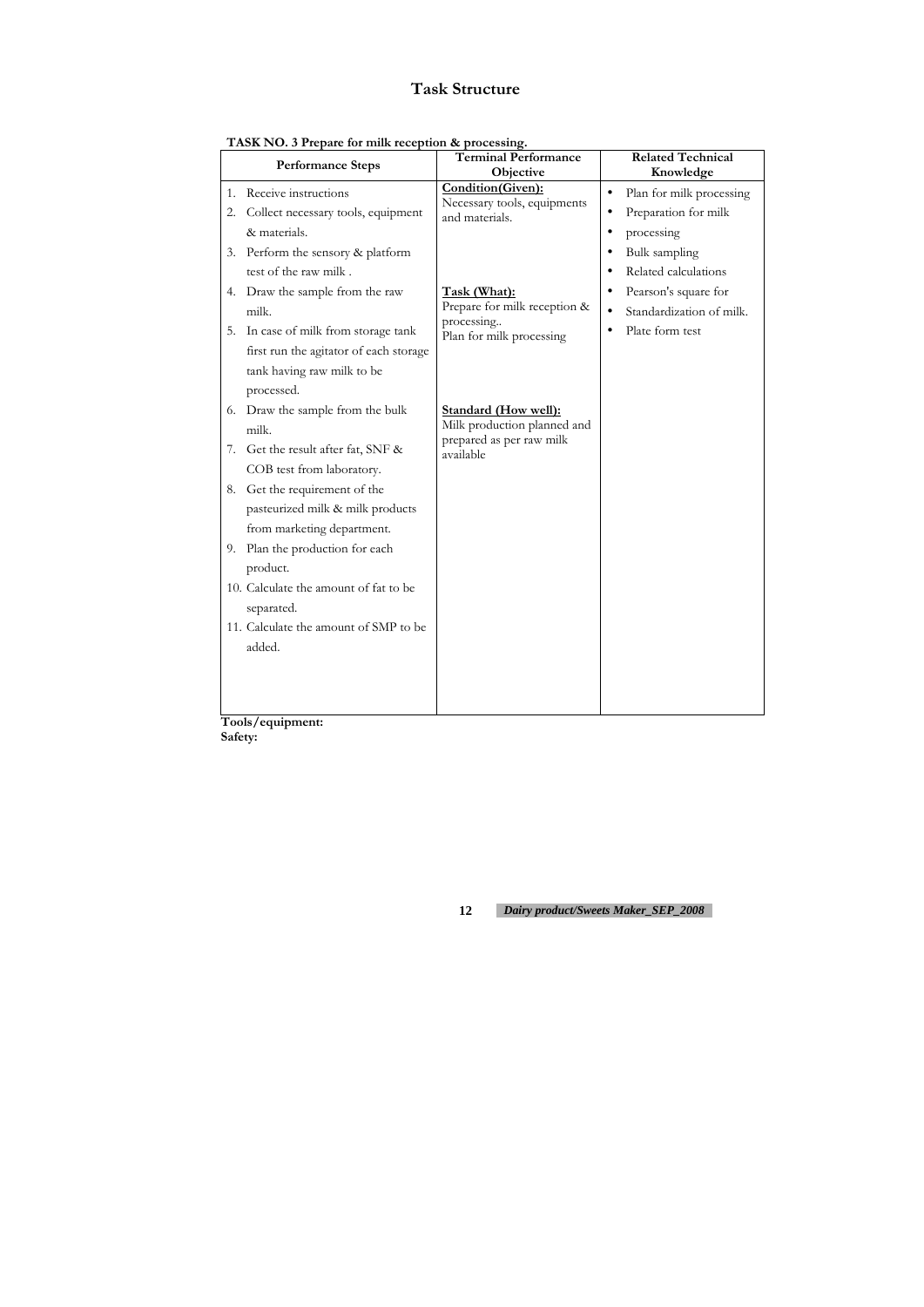# Task Structure

**TASK NO. 3 Prepare for milk reception & processing.**

| Performance Steps | Terminal Performance Objective | Related Technical Knowledge |
|---|---|---|
| 1. Receive instructions<br>2. Collect necessary tools, equipment & materials.<br>3. Perform the sensory & platform test of the raw milk .<br>4. Draw the sample from the raw milk.<br>5. In case of milk from storage tank first run the agitator of each storage tank having raw milk to be processed.<br>6. Draw the sample from the bulk milk.<br>7. Get the result after fat, SNF & COB test from laboratory.<br>8. Get the requirement of the pasteurized milk & milk products from marketing department.<br>9. Plan the production for each product.<br>10. Calculate the amount of fat to be separated.<br>11. Calculate the amount of SMP to be added. | **Condition(Given):**<br>Necessary tools, equipments and materials.<br><br>**Task (What):**<br>Prepare for milk reception & processing..<br>Plan for milk processing<br><br>**Standard (How well):**<br>Milk production planned and prepared as per raw milk available | • Plan for milk processing<br>• Preparation for milk<br>• processing<br>• Bulk sampling<br>• Related calculations<br>• Pearson's square for<br>• Standardization of milk.<br>• Plate form test |

**Tools/equipment:**
**Safety:**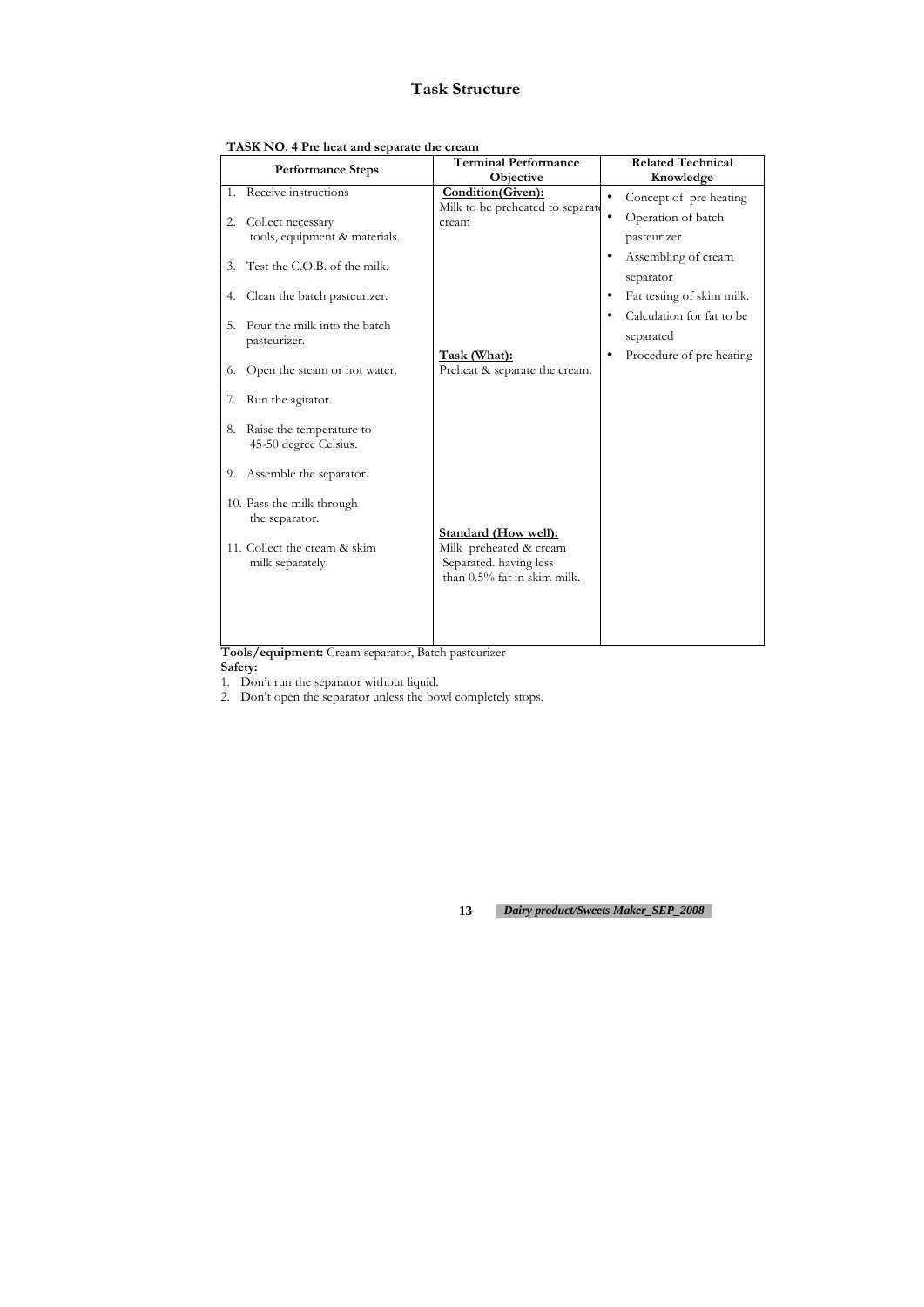# Task Structure

**TASK NO. 4 Pre heat and separate the cream**

| Performance Steps | Terminal Performance Objective | Related Technical Knowledge |
|---|---|---|
| 1. Receive instructions<br>2. Collect necessary tools, equipment & materials.<br>3. Test the C.O.B. of the milk.<br>4. Clean the batch pasteurizer.<br>5. Pour the milk into the batch pasteurizer.<br>6. Open the steam or hot water.<br>7. Run the agitator.<br>8. Raise the temperature to 45-50 degree Celsius.<br>9. Assemble the separator.<br>10. Pass the milk through the separator.<br>11. Collect the cream & skim milk separately. | **Condition(Given):**<br>Milk to be preheated to separate cream<br><br>**Task (What):**<br>Preheat & separate the cream.<br><br>**Standard (How well):**<br>Milk preheated & cream Separated. having less than 0.5% fat in skim milk. | • Concept of pre heating<br>• Operation of batch pasteurizer<br>• Assembling of cream separator<br>• Fat testing of skim milk.<br>• Calculation for fat to be separated<br>• Procedure of pre heating |

**Tools/equipment:** Cream separator, Batch pasteurizer

**Safety:**

1. Don't run the separator without liquid.
2. Don't open the separator unless the bowl completely stops.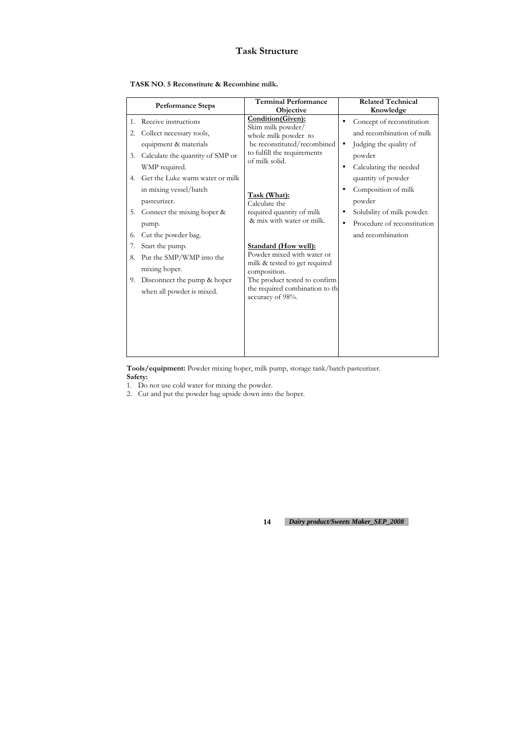# Task Structure

**TASK NO. 5 Reconstitute & Recombine milk.**

| Performance Steps | Terminal Performance Objective | Related Technical Knowledge |
|---|---|---|
| 1. Receive instructions<br>2. Collect necessary tools, equipment & materials<br>3. Calculate the quantity of SMP or WMP required.<br>4. Get the Luke warm water or milk in mixing vessel/batch pasteurizer.<br>5. Connect the mixing hoper & pump.<br>6. Cut the powder bag.<br>7. Start the pump.<br>8. Put the SMP/WMP into the mixing hoper.<br>9. Disconnect the pump & hoper when all powder is mixed. | **Condition(Given):**<br>Skim milk powder/ whole milk powder to be reconstituted/recombined to fulfill the requirements of milk solid.<br><br>**Task (What):**<br>Calculate the required quantity of milk & mix with water or milk.<br><br>**Standard (How well):**<br>Powder mixed with water or milk & tested to get required composition.<br>The product tested to confirm the required combination to the accuracy of 98%. | • Concept of reconstitution and recombination of milk<br>• Judging the quality of powder<br>• Calculating the needed quantity of powder<br>• Composition of milk powder<br>• Solubility of milk powder.<br>• Procedure of reconstitution and recombination |

**Tools/equipment:** Powder mixing hoper, milk pump, storage tank/batch pasteurizer.

**Safety:**

1. Do not use cold water for mixing the powder.
2. Cut and put the powder bag upside down into the hoper.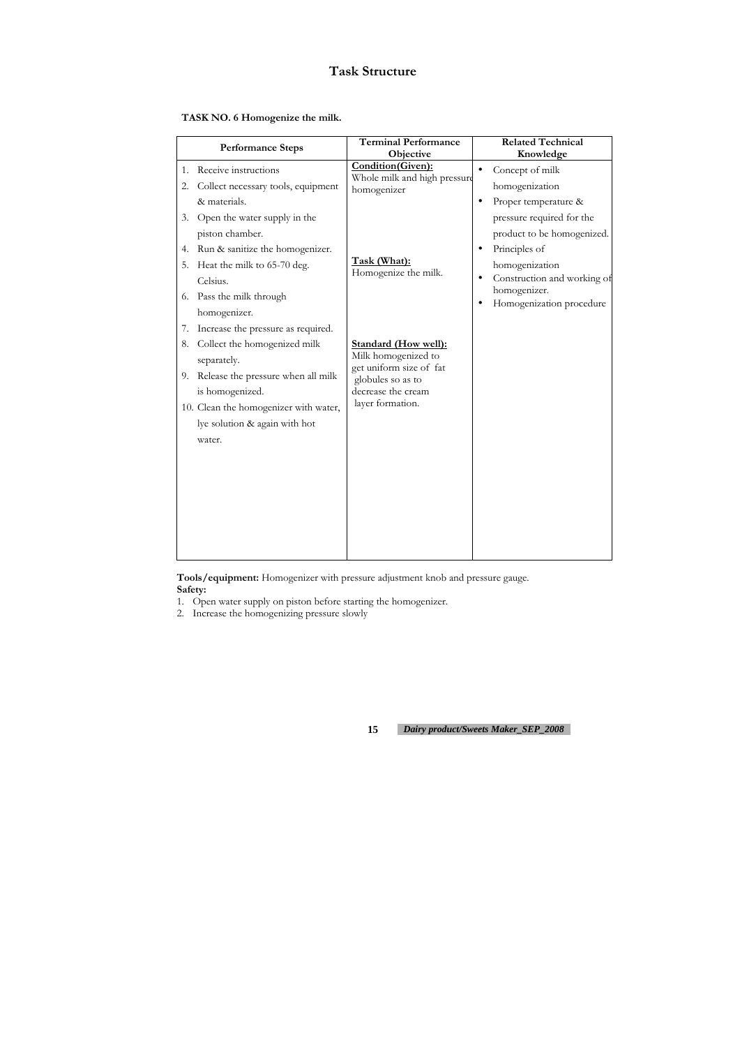# Task Structure

**TASK NO. 6 Homogenize the milk.**

| Performance Steps | Terminal Performance Objective | Related Technical Knowledge |
|---|---|---|
| 1. Receive instructions<br>2. Collect necessary tools, equipment & materials.<br>3. Open the water supply in the piston chamber.<br>4. Run & sanitize the homogenizer.<br>5. Heat the milk to 65-70 deg. Celsius.<br>6. Pass the milk through homogenizer.<br>7. Increase the pressure as required.<br>8. Collect the homogenized milk separately.<br>9. Release the pressure when all milk is homogenized.<br>10. Clean the homogenizer with water, lye solution & again with hot water. | **Condition(Given):**<br>Whole milk and high pressure homogenizer<br><br>**Task (What):**<br>Homogenize the milk.<br><br>**Standard (How well):**<br>Milk homogenized to get uniform size of fat globules so as to decrease the cream layer formation. | • Concept of milk homogenization<br>• Proper temperature & pressure required for the product to be homogenized.<br>• Principles of homogenization<br>• Construction and working of homogenizer.<br>• Homogenization procedure |

**Tools/equipment:** Homogenizer with pressure adjustment knob and pressure gauge.

**Safety:**

1. Open water supply on piston before starting the homogenizer.
2. Increase the homogenizing pressure slowly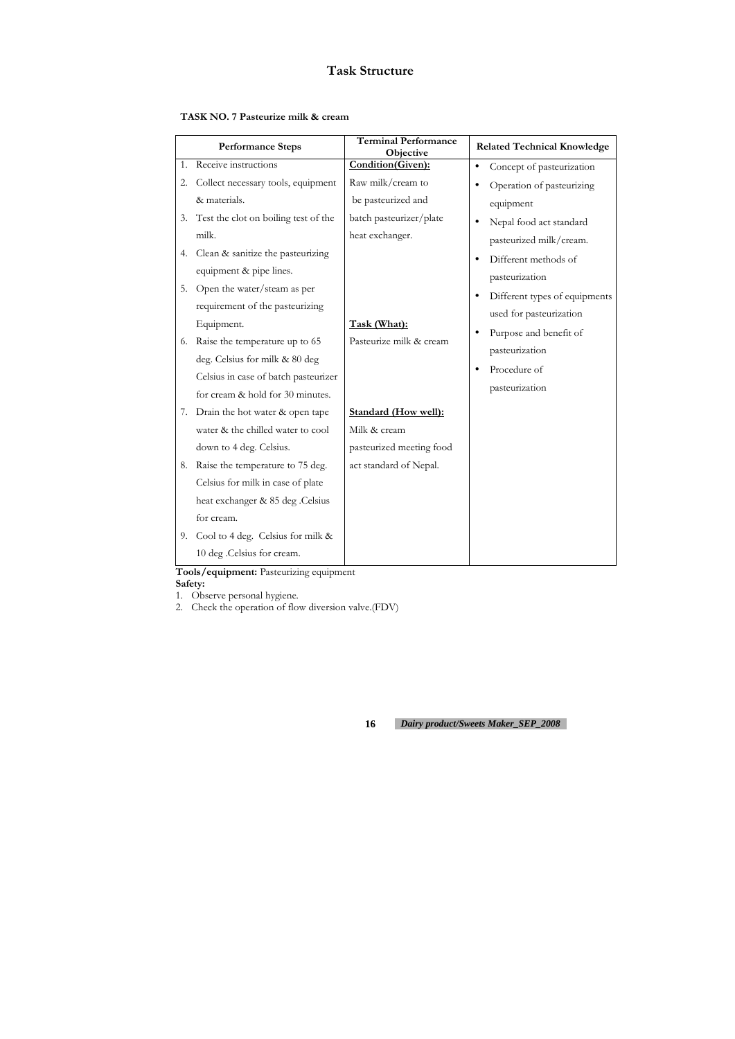# Task Structure

**TASK NO. 7 Pasteurize milk & cream**

| Performance Steps | Terminal Performance Objective | Related Technical Knowledge |
|---|---|---|
| 1. Receive instructions<br>2. Collect necessary tools, equipment & materials.<br>3. Test the clot on boiling test of the milk.<br>4. Clean & sanitize the pasteurizing equipment & pipe lines.<br>5. Open the water/steam as per requirement of the pasteurizing Equipment.<br>6. Raise the temperature up to 65 deg. Celsius for milk & 80 deg Celsius in case of batch pasteurizer for cream & hold for 30 minutes.<br>7. Drain the hot water & open tape water & the chilled water to cool down to 4 deg. Celsius.<br>8. Raise the temperature to 75 deg. Celsius for milk in case of plate heat exchanger & 85 deg .Celsius for cream.<br>9. Cool to 4 deg. Celsius for milk & 10 deg .Celsius for cream. | **Condition(Given):**<br>Raw milk/cream to be pasteurized and batch pasteurizer/plate heat exchanger.<br><br>**Task (What):**<br>Pasteurize milk & cream<br><br>**Standard (How well):**<br>Milk & cream pasteurized meeting food act standard of Nepal. | • Concept of pasteurization<br>• Operation of pasteurizing equipment<br>• Nepal food act standard pasteurized milk/cream.<br>• Different methods of pasteurization<br>• Different types of equipments used for pasteurization<br>• Purpose and benefit of pasteurization<br>• Procedure of pasteurization |

**Tools/equipment:** Pasteurizing equipment

**Safety:**

1. Observe personal hygiene.
2. Check the operation of flow diversion valve.(FDV)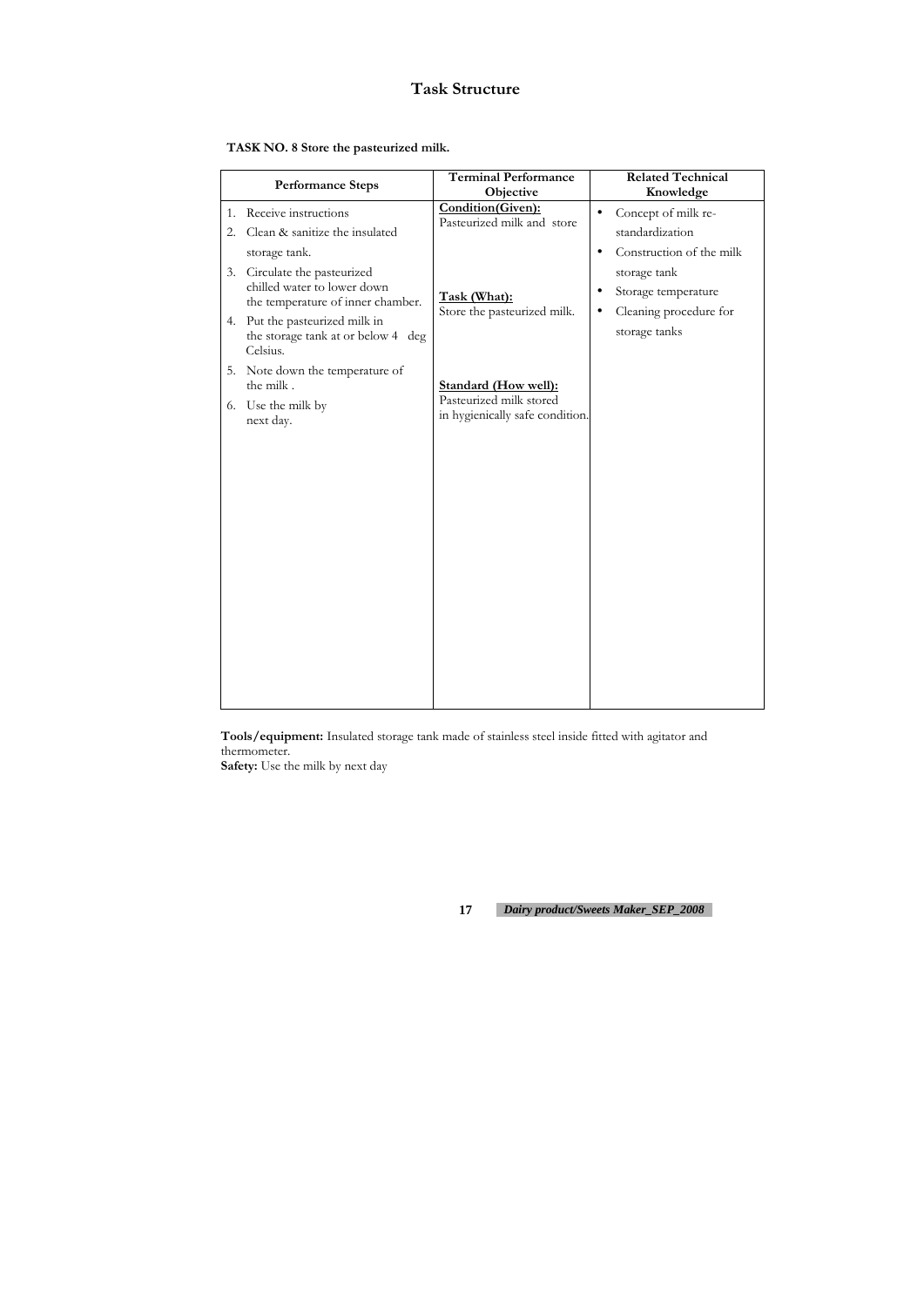# Task Structure

**TASK NO. 8 Store the pasteurized milk.**

| Performance Steps | Terminal Performance Objective | Related Technical Knowledge |
|---|---|---|
| 1. Receive instructions<br>2. Clean & sanitize the insulated storage tank.<br>3. Circulate the pasteurized chilled water to lower down the temperature of inner chamber.<br>4. Put the pasteurized milk in the storage tank at or below 4 deg Celsius.<br>5. Note down the temperature of the milk .<br>6. Use the milk by next day. | **Condition(Given):**<br>Pasteurized milk and store<br><br>**Task (What):**<br>Store the pasteurized milk.<br><br>**Standard (How well):**<br>Pasteurized milk stored in hygienically safe condition. | • Concept of milk re-standardization<br>• Construction of the milk storage tank<br>• Storage temperature<br>• Cleaning procedure for storage tanks |

**Tools/equipment:** Insulated storage tank made of stainless steel inside fitted with agitator and thermometer.
**Safety:** Use the milk by next day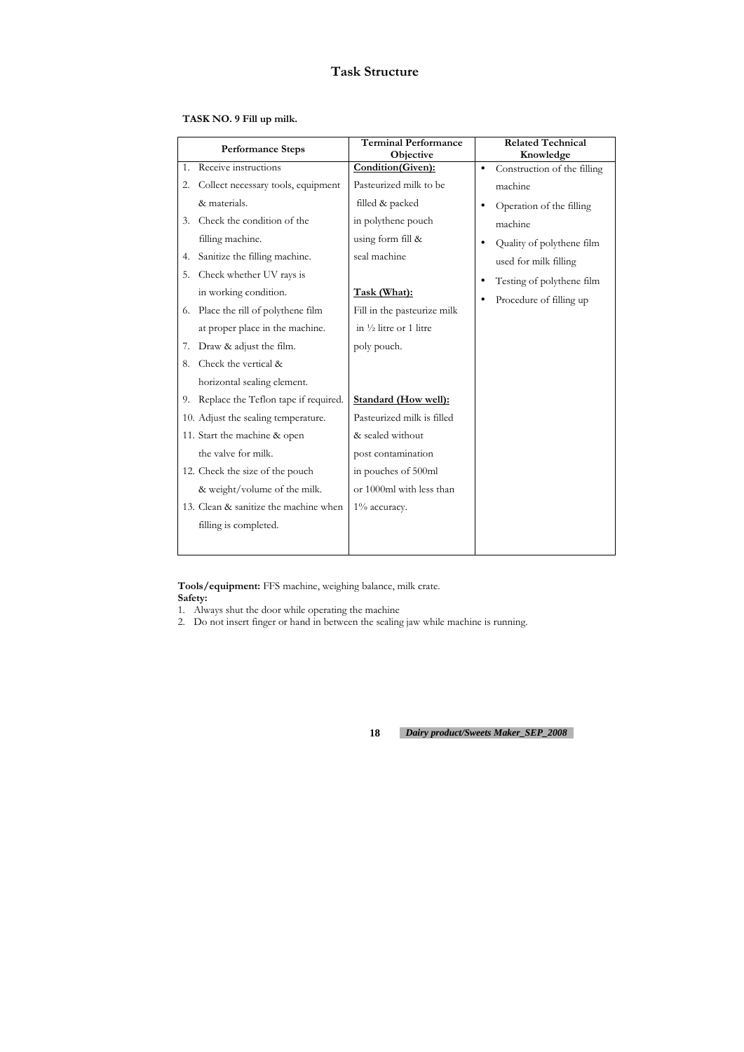# Task Structure

**TASK NO. 9 Fill up milk.**

| Performance Steps | Terminal Performance Objective | Related Technical Knowledge |
|---|---|---|
| 1. Receive instructions<br>2. Collect necessary tools, equipment & materials.<br>3. Check the condition of the filling machine.<br>4. Sanitize the filling machine.<br>5. Check whether UV rays is in working condition.<br>6. Place the rill of polythene film at proper place in the machine.<br>7. Draw & adjust the film.<br>8. Check the vertical & horizontal sealing element.<br>9. Replace the Teflon tape if required.<br>10. Adjust the sealing temperature.<br>11. Start the machine & open the valve for milk.<br>12. Check the size of the pouch & weight/volume of the milk.<br>13. Clean & sanitize the machine when filling is completed. | **Condition(Given):**<br>Pasteurized milk to be filled & packed in polythene pouch using form fill & seal machine<br><br>**Task (What):**<br>Fill in the pasteurize milk in ½ litre or 1 litre poly pouch.<br><br>**Standard (How well):**<br>Pasteurized milk is filled & sealed without post contamination in pouches of 500ml or 1000ml with less than 1% accuracy. | • Construction of the filling machine<br>• Operation of the filling machine<br>• Quality of polythene film used for milk filling<br>• Testing of polythene film<br>• Procedure of filling up |

**Tools/equipment:** FFS machine, weighing balance, milk crate.

**Safety:**

1. Always shut the door while operating the machine
2. Do not insert finger or hand in between the sealing jaw while machine is running.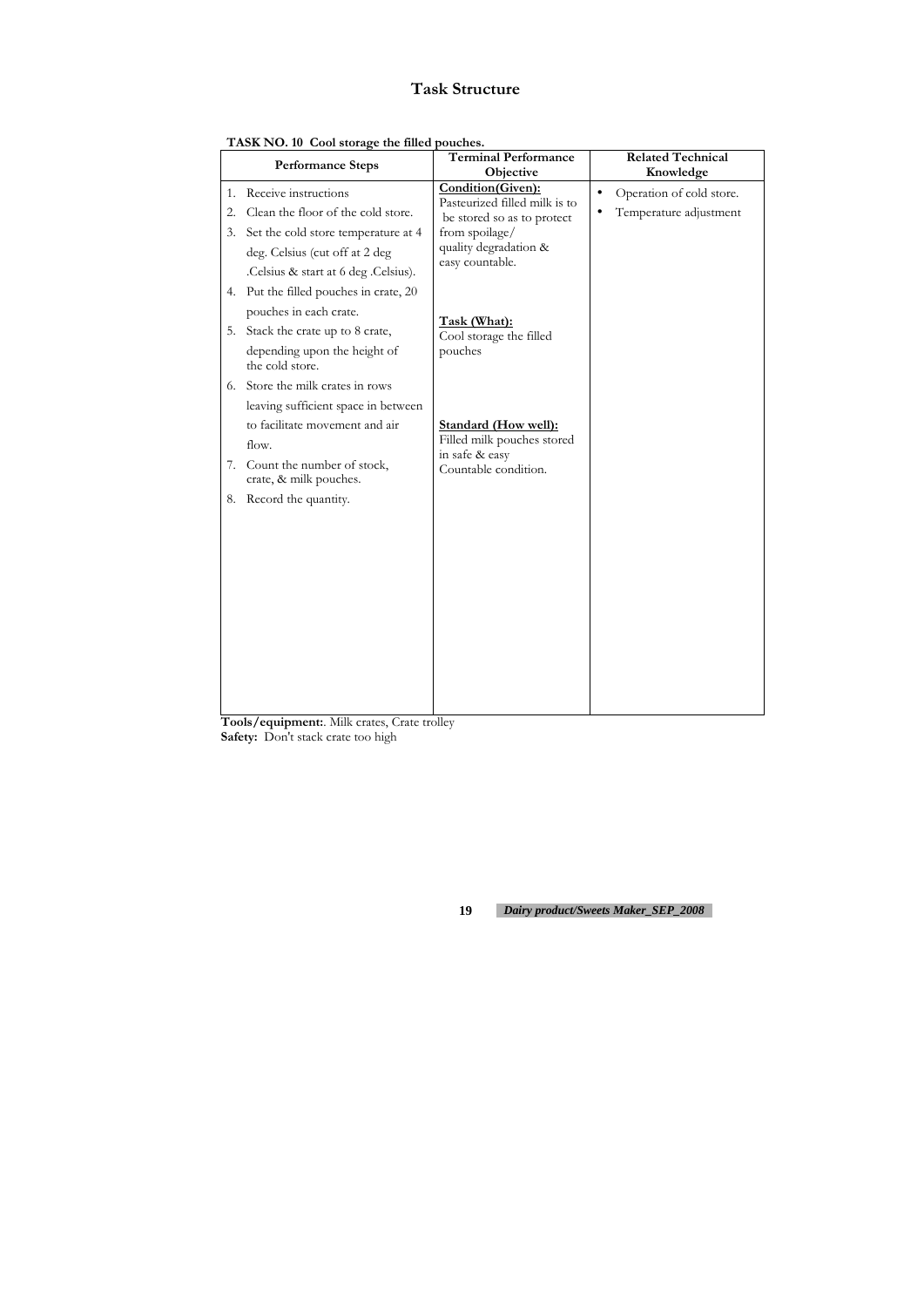# Task Structure

**TASK NO. 10 Cool storage the filled pouches.**

| Performance Steps | Terminal Performance Objective | Related Technical Knowledge |
|---|---|---|
| 1. Receive instructions<br>2. Clean the floor of the cold store.<br>3. Set the cold store temperature at 4 deg. Celsius (cut off at 2 deg .Celsius & start at 6 deg .Celsius).<br>4. Put the filled pouches in crate, 20 pouches in each crate.<br>5. Stack the crate up to 8 crate, depending upon the height of the cold store.<br>6. Store the milk crates in rows leaving sufficient space in between to facilitate movement and air flow.<br>7. Count the number of stock, crate, & milk pouches.<br>8. Record the quantity. | **Condition(Given):**<br>Pasteurized filled milk is to be stored so as to protect from spoilage/ quality degradation & easy countable.<br><br>**Task (What):**<br>Cool storage the filled pouches<br><br>**Standard (How well):**<br>Filled milk pouches stored in safe & easy Countable condition. | • Operation of cold store.<br>• Temperature adjustment |

**Tools/equipment:**. Milk crates, Crate trolley
**Safety:** Don't stack crate too high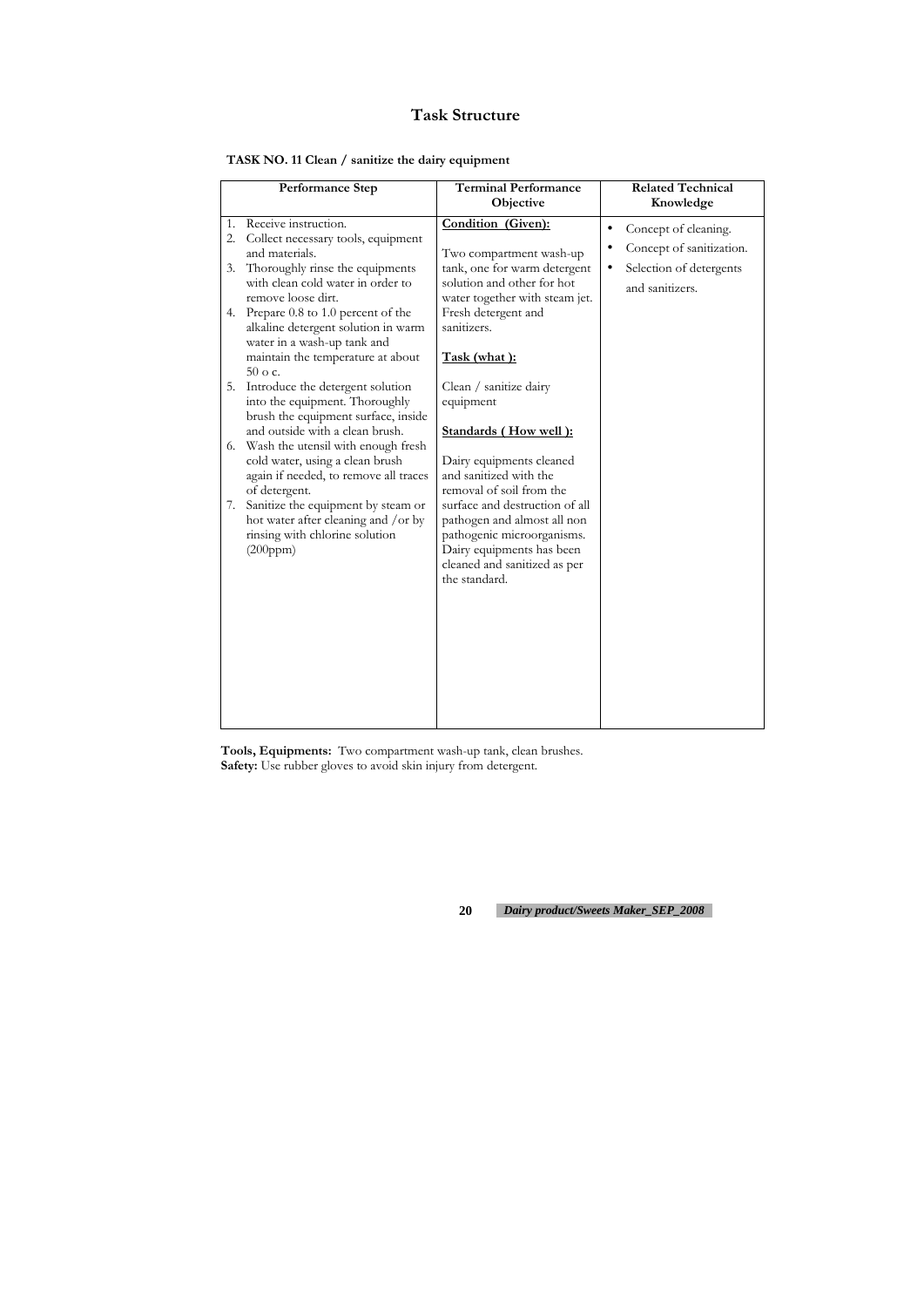# Task Structure

**TASK NO. 11 Clean / sanitize the dairy equipment**

| Performance Step | Terminal Performance Objective | Related Technical Knowledge |
|---|---|---|
| 1. Receive instruction.<br>2. Collect necessary tools, equipment and materials.<br>3. Thoroughly rinse the equipments with clean cold water in order to remove loose dirt.<br>4. Prepare 0.8 to 1.0 percent of the alkaline detergent solution in warm water in a wash-up tank and maintain the temperature at about 50 o c.<br>5. Introduce the detergent solution into the equipment. Thoroughly brush the equipment surface, inside and outside with a clean brush.<br>6. Wash the utensil with enough fresh cold water, using a clean brush again if needed, to remove all traces of detergent.<br>7. Sanitize the equipment by steam or hot water after cleaning and /or by rinsing with chlorine solution (200ppm) | **Condition (Given):**<br><br>Two compartment wash-up tank, one for warm detergent solution and other for hot water together with steam jet. Fresh detergent and sanitizers.<br><br>**Task (what ):**<br><br>Clean / sanitize dairy equipment<br><br>**Standards ( How well ):**<br><br>Dairy equipments cleaned and sanitized with the removal of soil from the surface and destruction of all pathogen and almost all non pathogenic microorganisms. Dairy equipments has been cleaned and sanitized as per the standard. | • Concept of cleaning.<br>• Concept of sanitization.<br>• Selection of detergents and sanitizers. |

**Tools, Equipments:** Two compartment wash-up tank, clean brushes.
**Safety:** Use rubber gloves to avoid skin injury from detergent.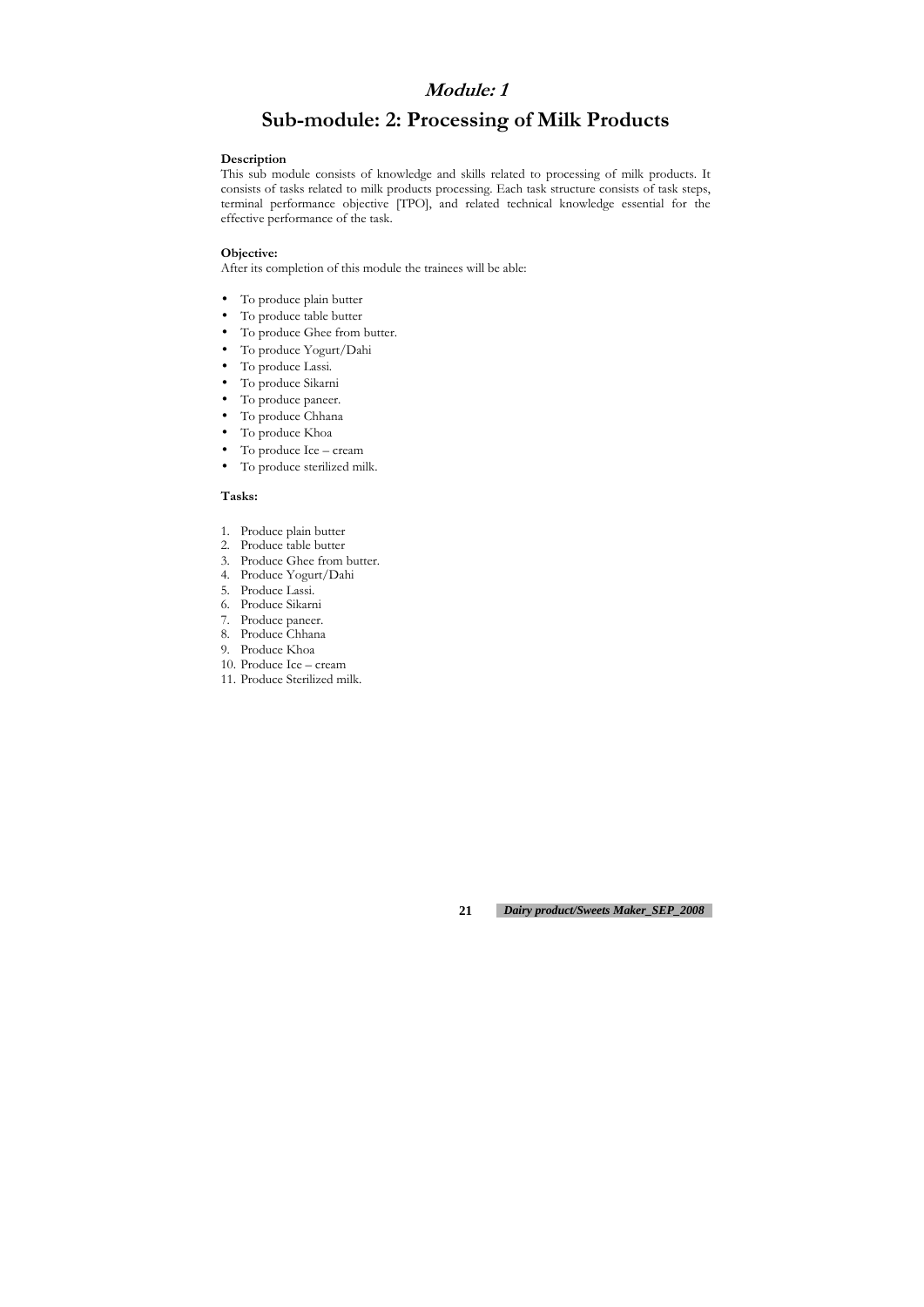# *Module: 1*

## Sub-module: 2: Processing of Milk Products

**Description**

This sub module consists of knowledge and skills related to processing of milk products. It consists of tasks related to milk products processing. Each task structure consists of task steps, terminal performance objective [TPO], and related technical knowledge essential for the effective performance of the task.

**Objective:**

After its completion of this module the trainees will be able:

- To produce plain butter
- To produce table butter
- To produce Ghee from butter.
- To produce Yogurt/Dahi
- To produce Lassi.
- To produce Sikarni
- To produce paneer.
- To produce Chhana
- To produce Khoa
- To produce Ice – cream
- To produce sterilized milk.

**Tasks:**

1. Produce plain butter
2. Produce table butter
3. Produce Ghee from butter.
4. Produce Yogurt/Dahi
5. Produce Lassi.
6. Produce Sikarni
7. Produce paneer.
8. Produce Chhana
9. Produce Khoa
10. Produce Ice – cream
11. Produce Sterilized milk.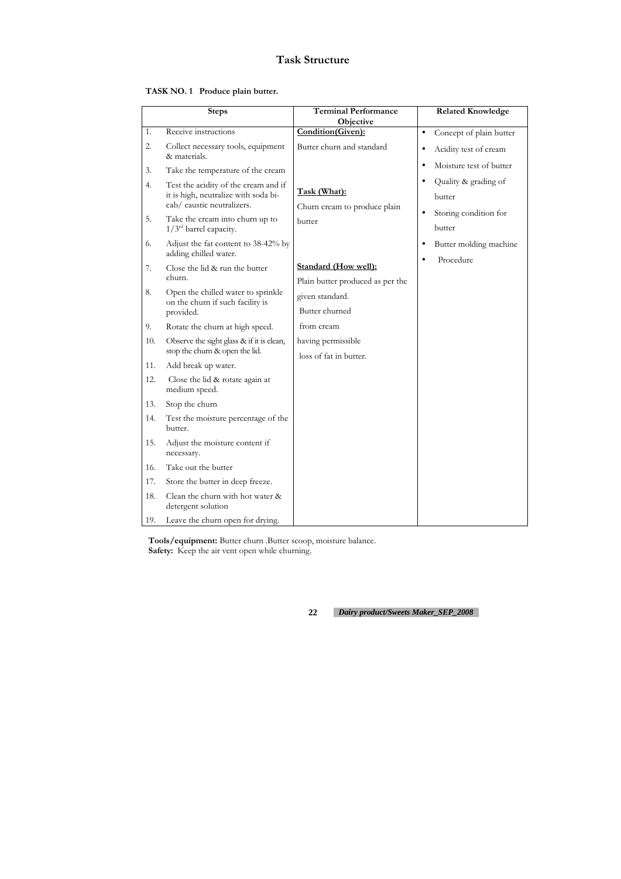# Task Structure

**TASK NO. 1 Produce plain butter.**

| Steps | Terminal Performance Objective | Related Knowledge |
|---|---|---|
| 1. Receive instructions<br>2. Collect necessary tools, equipment & materials.<br>3. Take the temperature of the cream<br>4. Test the acidity of the cream and if it is high, neutralize with soda bi-cab/ caustic neutralizers.<br>5. Take the cream into churn up to 1/3rd barrel capacity.<br>6. Adjust the fat content to 38-42% by adding chilled water.<br>7. Close the lid & run the butter churn.<br>8. Open the chilled water to sprinkle on the churn if such facility is provided.<br>9. Rotate the churn at high speed.<br>10. Observe the sight glass & if it is clean, stop the churn & open the lid.<br>11. Add break up water.<br>12. Close the lid & rotate again at medium speed.<br>13. Stop the churn<br>14. Test the moisture percentage of the butter.<br>15. Adjust the moisture content if necessary.<br>16. Take out the butter<br>17. Store the butter in deep freeze.<br>18. Clean the churn with hot water & detergent solution<br>19. Leave the churn open for drying. | **Condition(Given):**<br>Butter churn and standard<br><br>**Task (What):**<br>Churn cream to produce plain butter<br><br>**Standard (How well):**<br>Plain butter produced as per the given standard.<br>Butter churned from cream having permissible loss of fat in butter. | • Concept of plain butter<br>• Acidity test of cream<br>• Moisture test of butter<br>• Quality & grading of butter<br>• Storing condition for butter<br>• Butter molding machine<br>• Procedure |

**Tools/equipment:** Butter churn .Butter scoop, moisture balance.
**Safety:** Keep the air vent open while churning.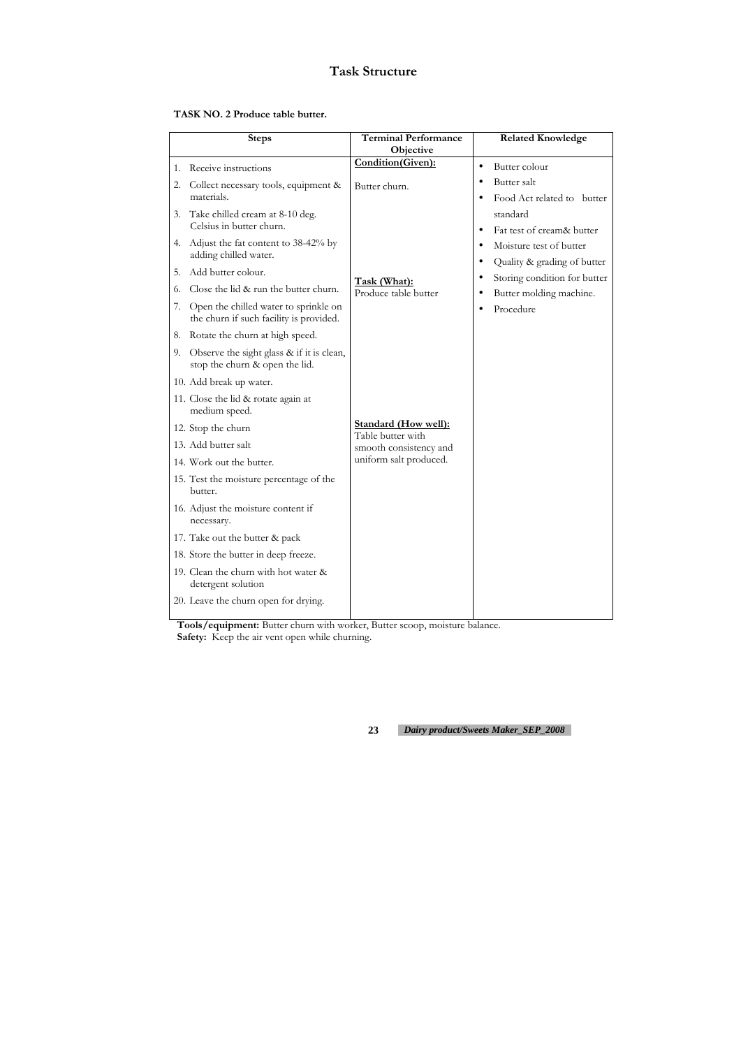# Task Structure

**TASK NO. 2 Produce table butter.**

| Steps | Terminal Performance Objective | Related Knowledge |
|---|---|---|
| 1. Receive instructions<br>2. Collect necessary tools, equipment & materials.<br>3. Take chilled cream at 8-10 deg. Celsius in butter churn.<br>4. Adjust the fat content to 38-42% by adding chilled water.<br>5. Add butter colour.<br>6. Close the lid & run the butter churn.<br>7. Open the chilled water to sprinkle on the churn if such facility is provided.<br>8. Rotate the churn at high speed.<br>9. Observe the sight glass & if it is clean, stop the churn & open the lid.<br>10. Add break up water.<br>11. Close the lid & rotate again at medium speed.<br>12. Stop the churn<br>13. Add butter salt<br>14. Work out the butter.<br>15. Test the moisture percentage of the butter.<br>16. Adjust the moisture content if necessary.<br>17. Take out the butter & pack<br>18. Store the butter in deep freeze.<br>19. Clean the churn with hot water & detergent solution<br>20. Leave the churn open for drying. | **Condition(Given):**<br>Butter churn.<br><br>**Task (What):**<br>Produce table butter<br><br>**Standard (How well):**<br>Table butter with smooth consistency and uniform salt produced. | • Butter colour<br>• Butter salt<br>• Food Act related to butter standard<br>• Fat test of cream& butter<br>• Moisture test of butter<br>• Quality & grading of butter<br>• Storing condition for butter<br>• Butter molding machine.<br>• Procedure |

**Tools/equipment:** Butter churn with worker, Butter scoop, moisture balance.
**Safety:** Keep the air vent open while churning.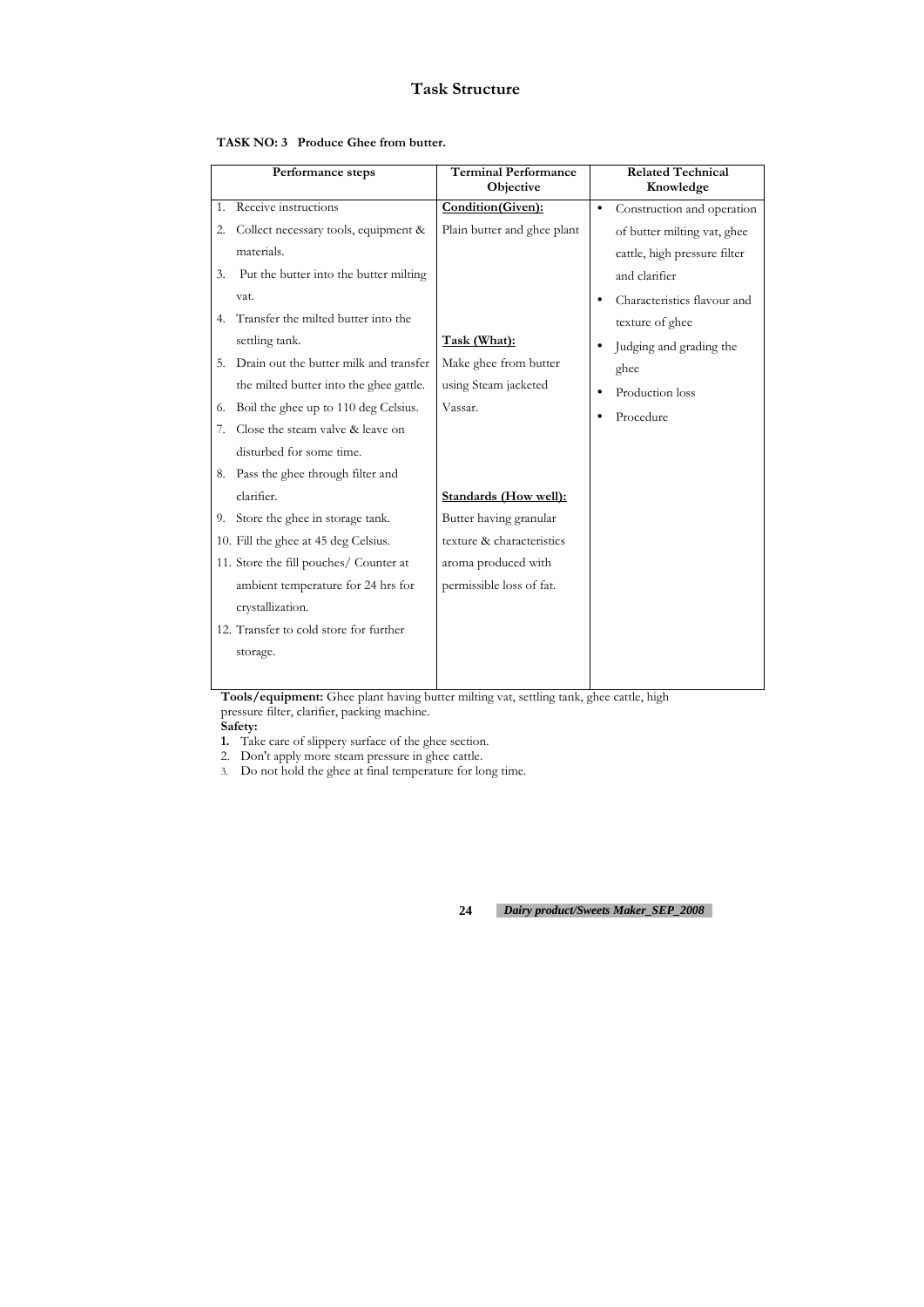# Task Structure

**TASK NO: 3 Produce Ghee from butter.**

| Performance steps | Terminal Performance Objective | Related Technical Knowledge |
|---|---|---|
| 1. Receive instructions<br>2. Collect necessary tools, equipment & materials.<br>3. Put the butter into the butter milting vat.<br>4. Transfer the milted butter into the settling tank.<br>5. Drain out the butter milk and transfer the milted butter into the ghee gattle.<br>6. Boil the ghee up to 110 deg Celsius.<br>7. Close the steam valve & leave on disturbed for some time.<br>8. Pass the ghee through filter and clarifier.<br>9. Store the ghee in storage tank.<br>10. Fill the ghee at 45 deg Celsius.<br>11. Store the fill pouches/ Counter at ambient temperature for 24 hrs for crystallization.<br>12. Transfer to cold store for further storage. | **Condition(Given):**<br>Plain butter and ghee plant<br><br>**Task (What):**<br>Make ghee from butter using Steam jacketed Vassar.<br><br>**Standards (How well):**<br>Butter having granular texture & characteristics aroma produced with permissible loss of fat. | • Construction and operation of butter milting vat, ghee cattle, high pressure filter and clarifier<br>• Characteristics flavour and texture of ghee<br>• Judging and grading the ghee<br>• Production loss<br>• Procedure |

**Tools/equipment:** Ghee plant having butter milting vat, settling tank, ghee cattle, high pressure filter, clarifier, packing machine.

**Safety:**

1. Take care of slippery surface of the ghee section.
2. Don't apply more steam pressure in ghee cattle.
3. Do not hold the ghee at final temperature for long time.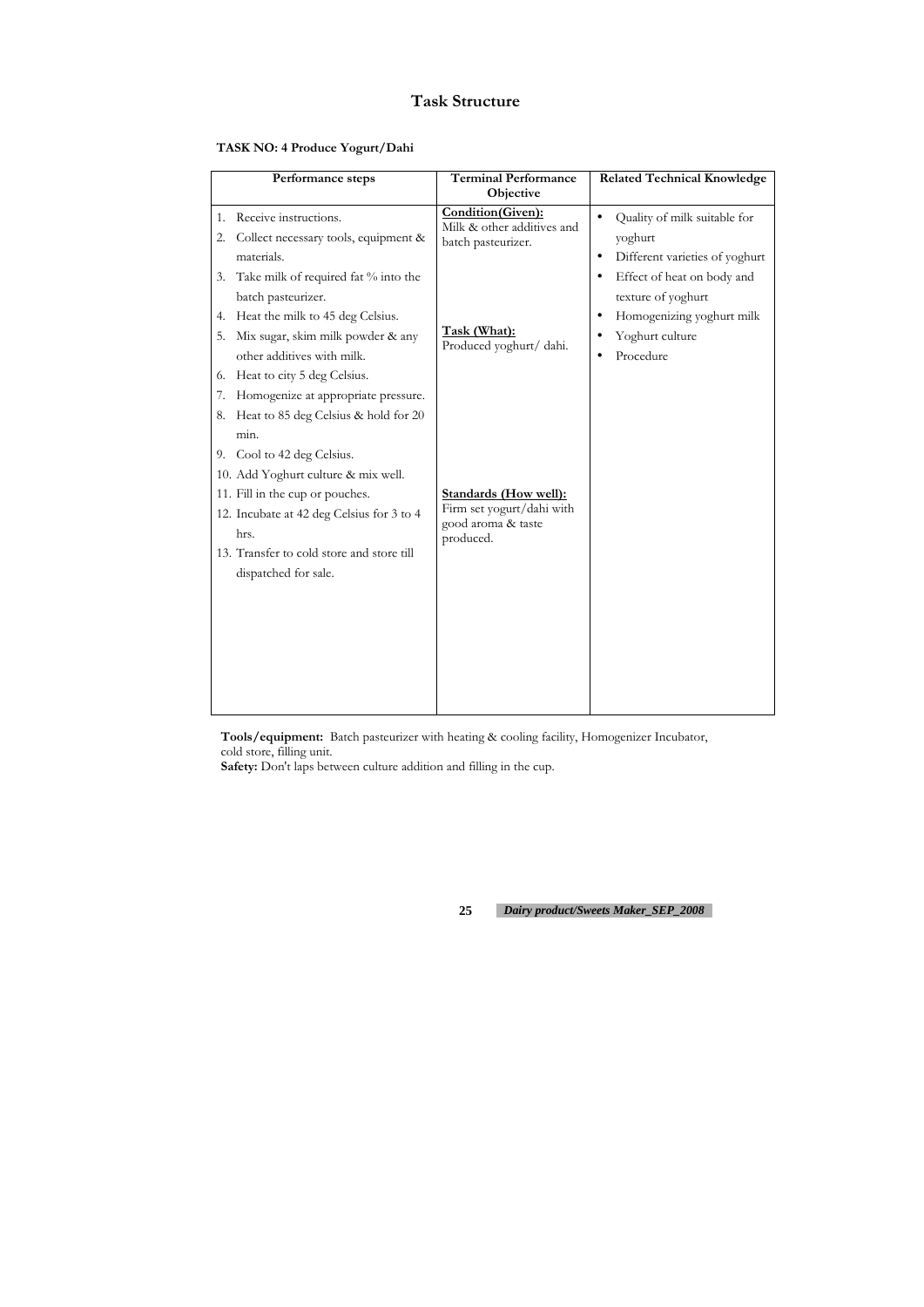# Task Structure

**TASK NO: 4 Produce Yogurt/Dahi**

| Performance steps | Terminal Performance Objective | Related Technical Knowledge |
|---|---|---|
| 1. Receive instructions.<br>2. Collect necessary tools, equipment & materials.<br>3. Take milk of required fat % into the batch pasteurizer.<br>4. Heat the milk to 45 deg Celsius.<br>5. Mix sugar, skim milk powder & any other additives with milk.<br>6. Heat to city 5 deg Celsius.<br>7. Homogenize at appropriate pressure.<br>8. Heat to 85 deg Celsius & hold for 20 min.<br>9. Cool to 42 deg Celsius.<br>10. Add Yoghurt culture & mix well.<br>11. Fill in the cup or pouches.<br>12. Incubate at 42 deg Celsius for 3 to 4 hrs.<br>13. Transfer to cold store and store till dispatched for sale. | <u>**Condition(Given):**</u><br>Milk & other additives and batch pasteurizer.<br><br><u>**Task (What):**</u><br>Produced yoghurt/ dahi.<br><br><u>**Standards (How well):**</u><br>Firm set yogurt/dahi with good aroma & taste produced. | • Quality of milk suitable for yoghurt<br>• Different varieties of yoghurt<br>• Effect of heat on body and texture of yoghurt<br>• Homogenizing yoghurt milk<br>• Yoghurt culture<br>• Procedure |

**Tools/equipment:** Batch pasteurizer with heating & cooling facility, Homogenizer Incubator, cold store, filling unit.

**Safety:** Don't laps between culture addition and filling in the cup.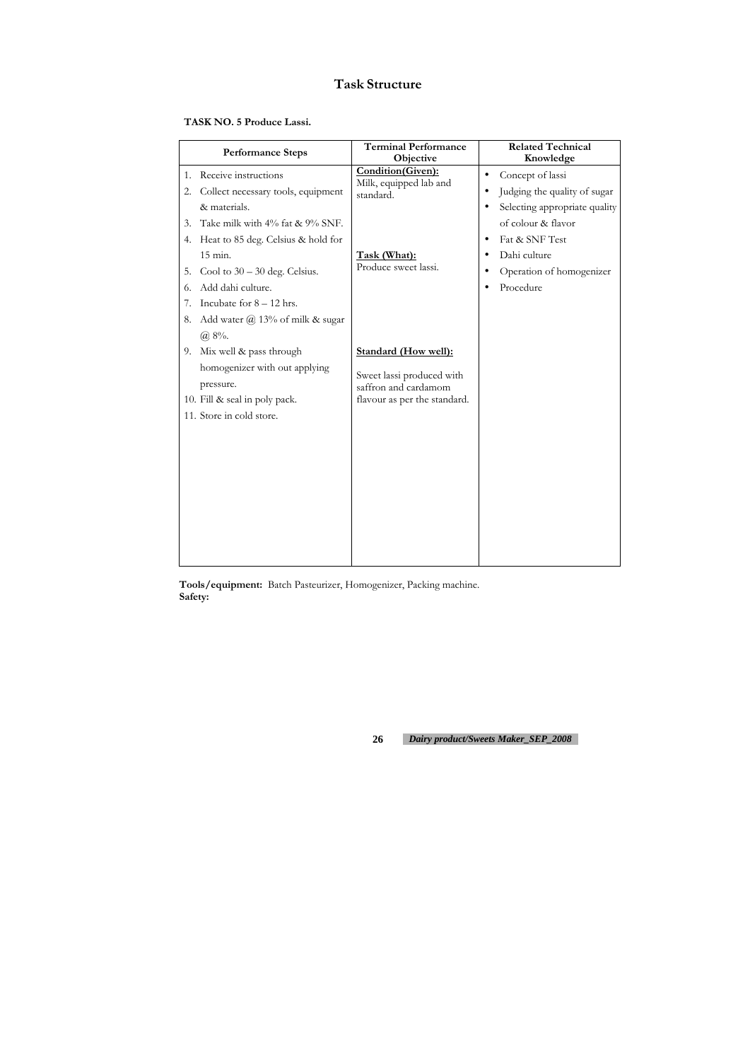# Task Structure

**TASK NO. 5 Produce Lassi.**

| Performance Steps | Terminal Performance Objective | Related Technical Knowledge |
|---|---|---|
| 1. Receive instructions<br>2. Collect necessary tools, equipment & materials.<br>3. Take milk with 4% fat & 9% SNF.<br>4. Heat to 85 deg. Celsius & hold for 15 min.<br>5. Cool to 30 – 30 deg. Celsius.<br>6. Add dahi culture.<br>7. Incubate for 8 – 12 hrs.<br>8. Add water @ 13% of milk & sugar @ 8%.<br>9. Mix well & pass through homogenizer with out applying pressure.<br>10. Fill & seal in poly pack.<br>11. Store in cold store. | **Condition(Given):**<br>Milk, equipped lab and standard.<br><br>**Task (What):**<br>Produce sweet lassi.<br><br>**Standard (How well):**<br>Sweet lassi produced with saffron and cardamom flavour as per the standard. | • Concept of lassi<br>• Judging the quality of sugar<br>• Selecting appropriate quality of colour & flavor<br>• Fat & SNF Test<br>• Dahi culture<br>• Operation of homogenizer<br>• Procedure |

**Tools/equipment:** Batch Pasteurizer, Homogenizer, Packing machine.
**Safety:**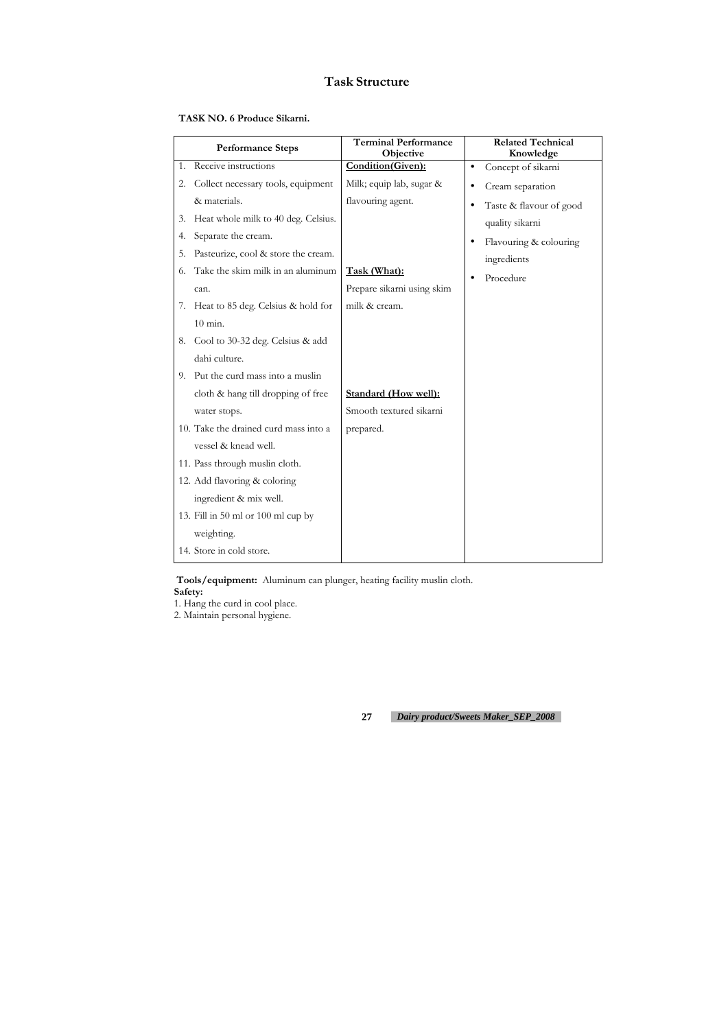# Task Structure

**TASK NO. 6 Produce Sikarni.**

| Performance Steps | Terminal Performance Objective | Related Technical Knowledge |
|---|---|---|
| 1. Receive instructions<br>2. Collect necessary tools, equipment & materials.<br>3. Heat whole milk to 40 deg. Celsius.<br>4. Separate the cream.<br>5. Pasteurize, cool & store the cream.<br>6. Take the skim milk in an aluminum can.<br>7. Heat to 85 deg. Celsius & hold for 10 min.<br>8. Cool to 30-32 deg. Celsius & add dahi culture.<br>9. Put the curd mass into a muslin cloth & hang till dropping of free water stops.<br>10. Take the drained curd mass into a vessel & knead well.<br>11. Pass through muslin cloth.<br>12. Add flavoring & coloring ingredient & mix well.<br>13. Fill in 50 ml or 100 ml cup by weighting.<br>14. Store in cold store. | **Condition(Given):**<br>Milk; equip lab, sugar & flavouring agent.<br><br>**Task (What):**<br>Prepare sikarni using skim milk & cream.<br><br>**Standard (How well):**<br>Smooth textured sikarni prepared. | • Concept of sikarni<br>• Cream separation<br>• Taste & flavour of good quality sikarni<br>• Flavouring & colouring ingredients<br>• Procedure |

**Tools/equipment:** Aluminum can plunger, heating facility muslin cloth.

**Safety:**

1. Hang the curd in cool place.
2. Maintain personal hygiene.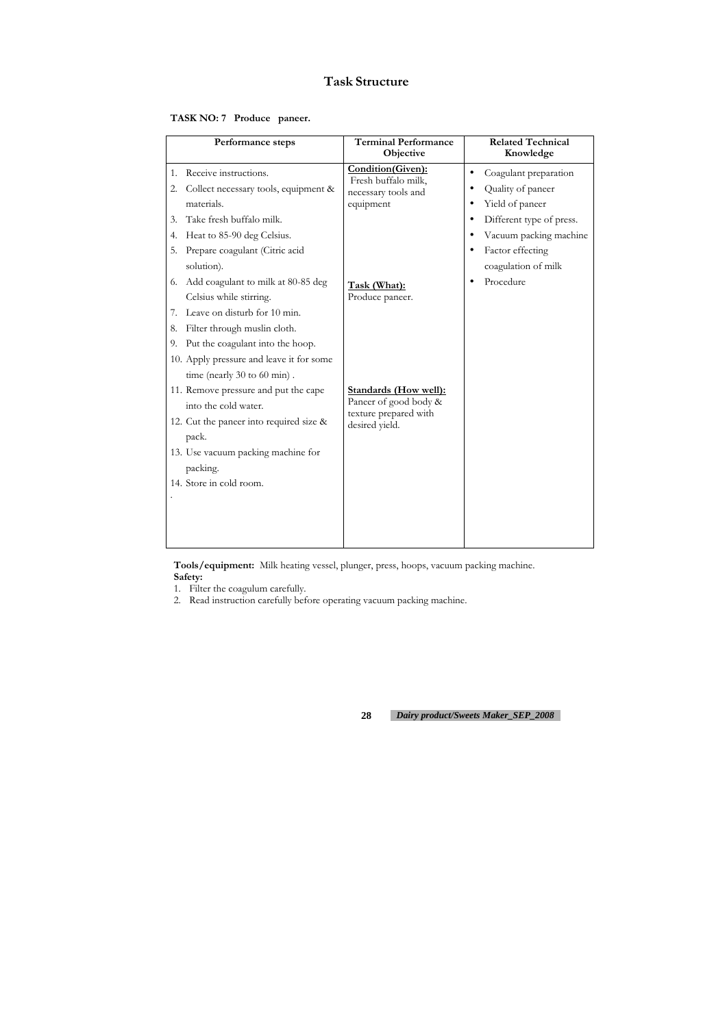# Task Structure

**TASK NO: 7 Produce paneer.**

| Performance steps | Terminal Performance Objective | Related Technical Knowledge |
|---|---|---|
| 1. Receive instructions.<br>2. Collect necessary tools, equipment & materials.<br>3. Take fresh buffalo milk.<br>4. Heat to 85-90 deg Celsius.<br>5. Prepare coagulant (Citric acid solution).<br>6. Add coagulant to milk at 80-85 deg Celsius while stirring.<br>7. Leave on disturb for 10 min.<br>8. Filter through muslin cloth.<br>9. Put the coagulant into the hoop.<br>10. Apply pressure and leave it for some time (nearly 30 to 60 min) .<br>11. Remove pressure and put the cape into the cold water.<br>12. Cut the paneer into required size & pack.<br>13. Use vacuum packing machine for packing.<br>14. Store in cold room.<br>. | **<u>Condition(Given):</u>**<br>Fresh buffalo milk, necessary tools and equipment<br><br>**<u>Task (What):</u>**<br>Produce paneer.<br><br>**<u>Standards (How well):</u>**<br>Paneer of good body & texture prepared with desired yield. | • Coagulant preparation<br>• Quality of paneer<br>• Yield of paneer<br>• Different type of press.<br>• Vacuum packing machine<br>• Factor effecting coagulation of milk<br>• Procedure |

**Tools/equipment:** Milk heating vessel, plunger, press, hoops, vacuum packing machine.

**Safety:**

1. Filter the coagulum carefully.
2. Read instruction carefully before operating vacuum packing machine.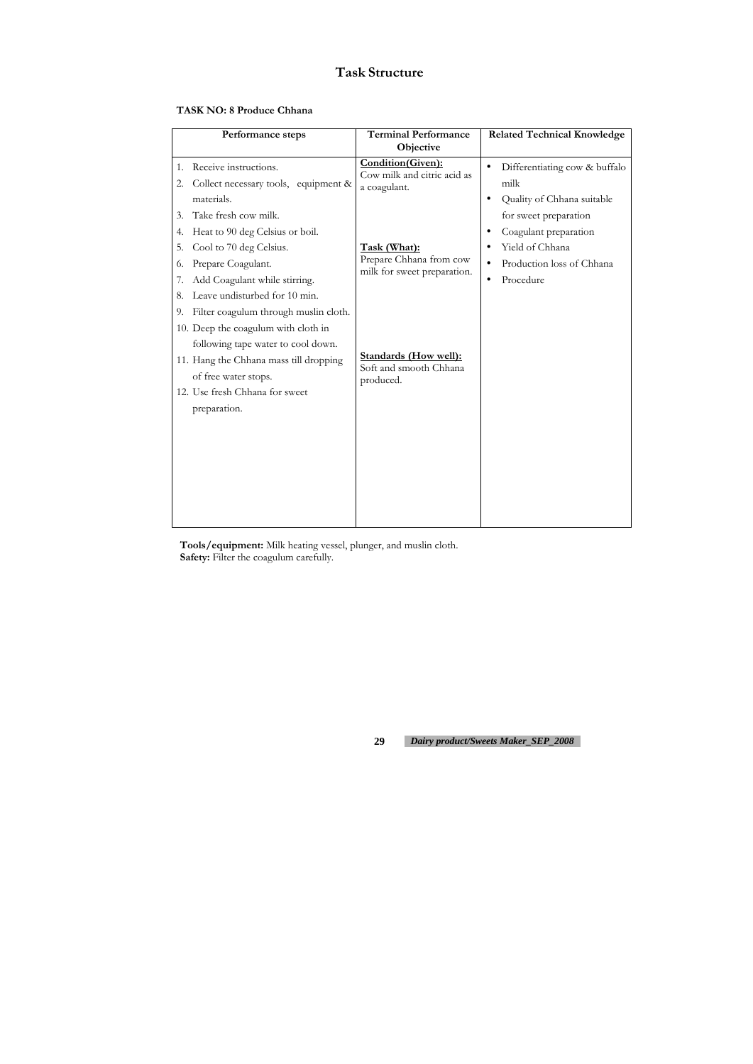# Task Structure

**TASK NO: 8 Produce Chhana**

| Performance steps | Terminal Performance Objective | Related Technical Knowledge |
|---|---|---|
| 1. Receive instructions.<br>2. Collect necessary tools, equipment & materials.<br>3. Take fresh cow milk.<br>4. Heat to 90 deg Celsius or boil.<br>5. Cool to 70 deg Celsius.<br>6. Prepare Coagulant.<br>7. Add Coagulant while stirring.<br>8. Leave undisturbed for 10 min.<br>9. Filter coagulum through muslin cloth.<br>10. Deep the coagulum with cloth in following tape water to cool down.<br>11. Hang the Chhana mass till dropping of free water stops.<br>12. Use fresh Chhana for sweet preparation. | <u>**Condition(Given):**</u><br>Cow milk and citric acid as a coagulant.<br><br><u>**Task (What):**</u><br>Prepare Chhana from cow milk for sweet preparation.<br><br><u>**Standards (How well):**</u><br>Soft and smooth Chhana produced. | • Differentiating cow & buffalo milk<br>• Quality of Chhana suitable for sweet preparation<br>• Coagulant preparation<br>• Yield of Chhana<br>• Production loss of Chhana<br>• Procedure |

**Tools/equipment:** Milk heating vessel, plunger, and muslin cloth.
**Safety:** Filter the coagulum carefully.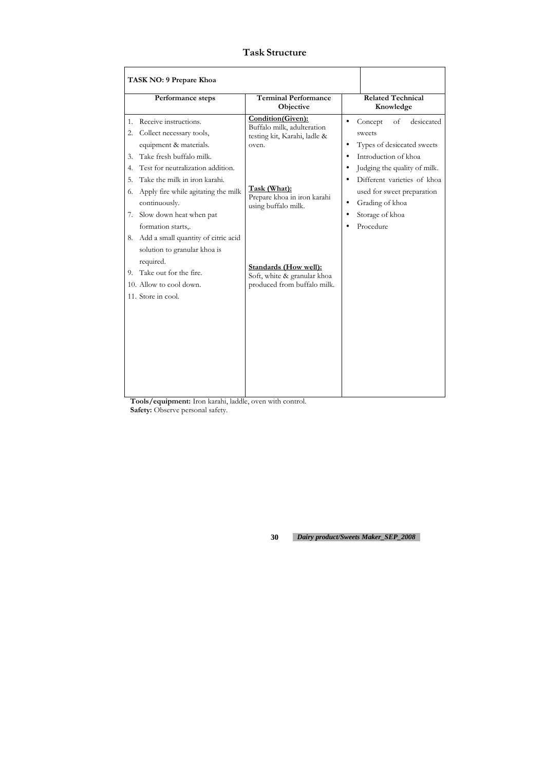# Task Structure

| TASK NO: 9 Prepare Khoa | | |
|---|---|---|
| **Performance steps** | **Terminal Performance Objective** | **Related Technical Knowledge** |
| 1. Receive instructions.<br>2. Collect necessary tools, equipment & materials.<br>3. Take fresh buffalo milk.<br>4. Test for neutralization addition.<br>5. Take the milk in iron karahi.<br>6. Apply fire while agitating the milk continuously.<br>7. Slow down heat when pat formation starts,.<br>8. Add a small quantity of citric acid solution to granular khoa is required.<br>9. Take out for the fire.<br>10. Allow to cool down.<br>11. Store in cool. | **Condition(Given):**<br>Buffalo milk, adulteration testing kit, Karahi, ladle & oven.<br><br>**Task (What):**<br>Prepare khoa in iron karahi using buffalo milk.<br><br>**Standards (How well):**<br>Soft, white & granular khoa produced from buffalo milk. | • Concept of desiccated sweets<br>• Types of desiccated sweets<br>• Introduction of khoa<br>• Judging the quality of milk.<br>• Different varieties of khoa used for sweet preparation<br>• Grading of khoa<br>• Storage of khoa<br>• Procedure |

**Tools/equipment:** Iron karahi, laddle, oven with control.
**Safety:** Observe personal safety.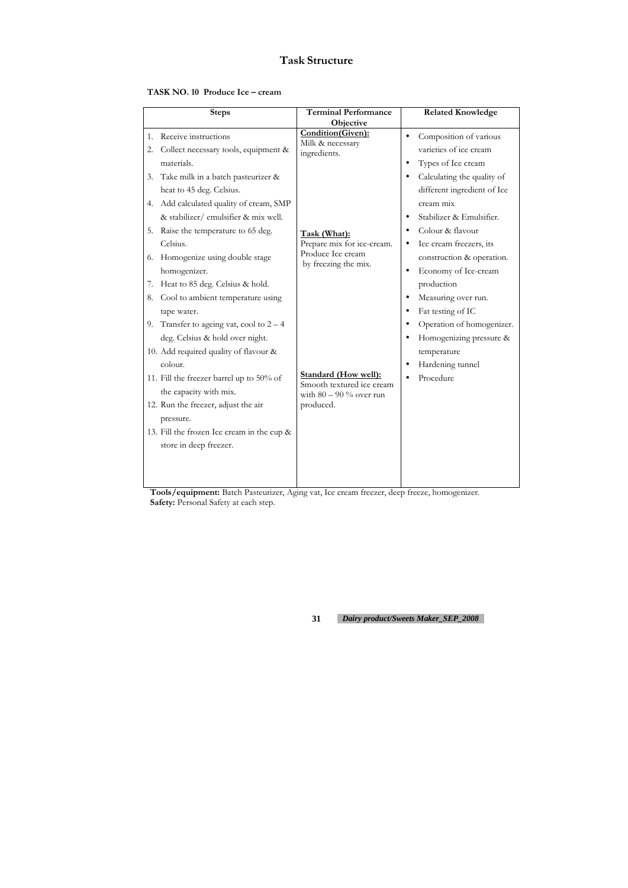# Task Structure

**TASK NO. 10 Produce Ice – cream**

| Steps | Terminal Performance Objective | Related Knowledge |
|---|---|---|
| 1. Receive instructions<br>2. Collect necessary tools, equipment & materials.<br>3. Take milk in a batch pasteurizer & heat to 45 deg. Celsius.<br>4. Add calculated quality of cream, SMP & stabilizer/ emulsifier & mix well.<br>5. Raise the temperature to 65 deg. Celsius.<br>6. Homogenize using double stage homogenizer.<br>7. Heat to 85 deg. Celsius & hold.<br>8. Cool to ambient temperature using tape water.<br>9. Transfer to ageing vat, cool to 2 – 4 deg. Celsius & hold over night.<br>10. Add required quality of flavour & colour.<br>11. Fill the freezer barrel up to 50% of the capacity with mix.<br>12. Run the freezer, adjust the air pressure.<br>13. Fill the frozen Ice cream in the cup & store in deep freezer. | **Condition(Given):**<br>Milk & necessary ingredients.<br><br>**Task (What):**<br>Prepare mix for ice-cream. Produce Ice cream by freezing the mix.<br><br>**Standard (How well):**<br>Smooth textured ice cream with 80 – 90 % over run produced. | • Composition of various varieties of ice cream<br>• Types of Ice cream<br>• Calculating the quality of different ingredient of Ice cream mix<br>• Stabilizer & Emulsifier.<br>• Colour & flavour<br>• Ice cream freezers, its construction & operation.<br>• Economy of Ice-cream production<br>• Measuring over run.<br>• Fat testing of IC<br>• Operation of homogenizer.<br>• Homogenizing pressure & temperature<br>• Hardening tunnel<br>• Procedure |

**Tools/equipment:** Batch Pasteurizer, Aging vat, Ice cream freezer, deep freeze, homogenizer.
**Safety:** Personal Safety at each step.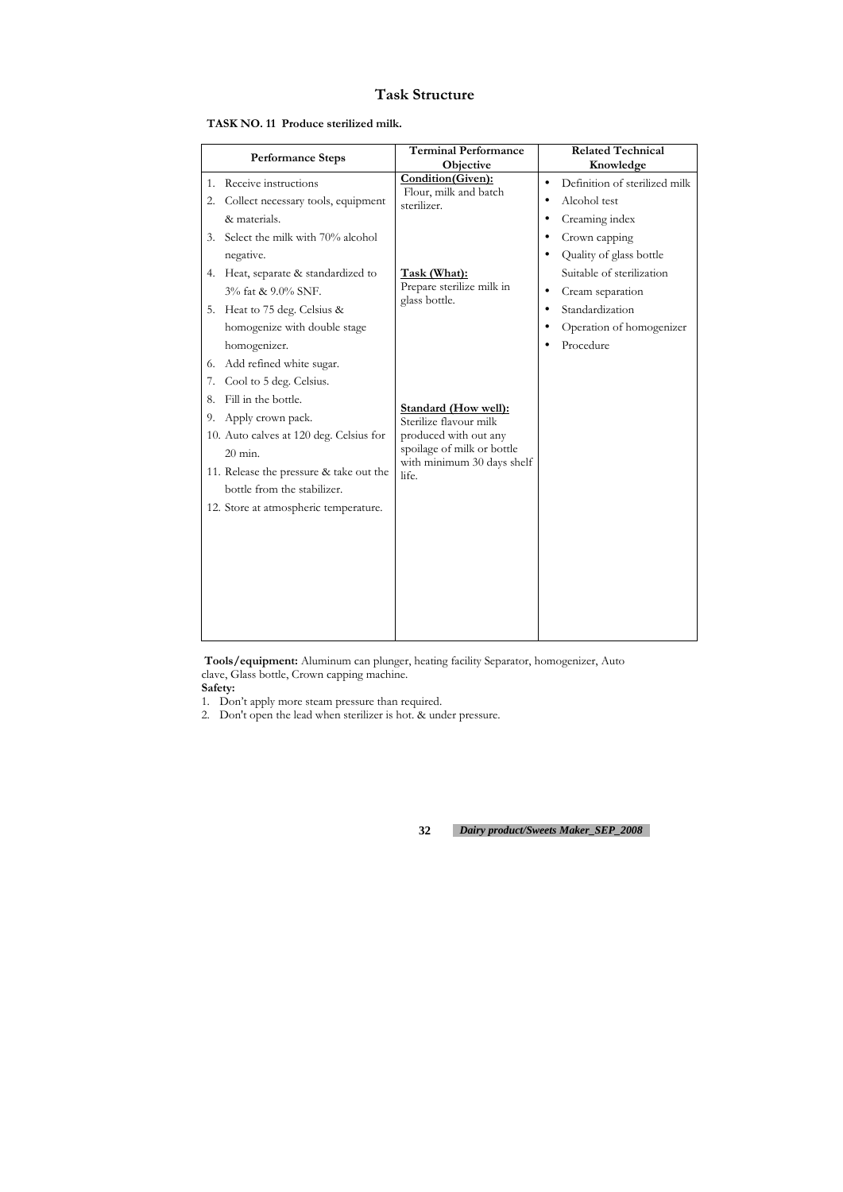# Task Structure

**TASK NO. 11 Produce sterilized milk.**

| Performance Steps | Terminal Performance Objective | Related Technical Knowledge |
|---|---|---|
| 1. Receive instructions<br>2. Collect necessary tools, equipment & materials.<br>3. Select the milk with 70% alcohol negative.<br>4. Heat, separate & standardized to 3% fat & 9.0% SNF.<br>5. Heat to 75 deg. Celsius & homogenize with double stage homogenizer.<br>6. Add refined white sugar.<br>7. Cool to 5 deg. Celsius.<br>8. Fill in the bottle.<br>9. Apply crown pack.<br>10. Auto calves at 120 deg. Celsius for 20 min.<br>11. Release the pressure & take out the bottle from the stabilizer.<br>12. Store at atmospheric temperature. | **Condition(Given):**<br>Flour, milk and batch sterilizer.<br><br>**Task (What):**<br>Prepare sterilize milk in glass bottle.<br><br>**Standard (How well):**<br>Sterilize flavour milk produced with out any spoilage of milk or bottle with minimum 30 days shelf life. | • Definition of sterilized milk<br>• Alcohol test<br>• Creaming index<br>• Crown capping<br>• Quality of glass bottle Suitable of sterilization<br>• Cream separation<br>• Standardization<br>• Operation of homogenizer<br>• Procedure |

**Tools/equipment:** Aluminum can plunger, heating facility Separator, homogenizer, Auto clave, Glass bottle, Crown capping machine.

**Safety:**

1. Don't apply more steam pressure than required.
2. Don't open the lead when sterilizer is hot. & under pressure.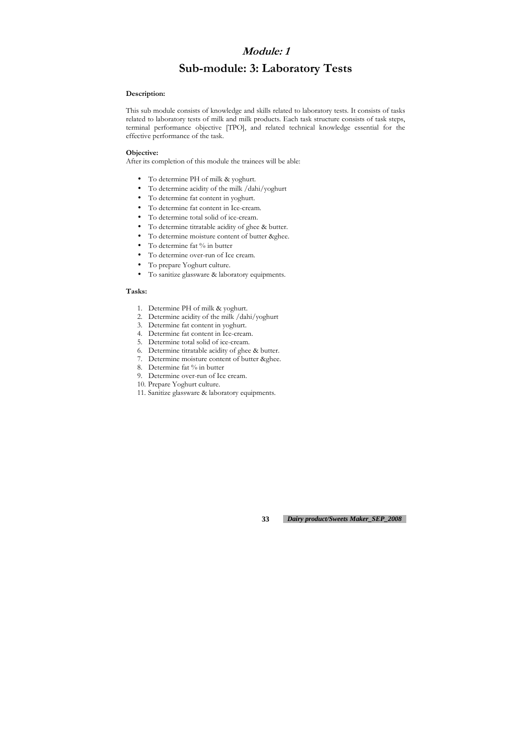# *Module: 1*

# Sub-module: 3: Laboratory Tests

**Description:**

This sub module consists of knowledge and skills related to laboratory tests. It consists of tasks related to laboratory tests of milk and milk products. Each task structure consists of task steps, terminal performance objective [TPO], and related technical knowledge essential for the effective performance of the task.

**Objective:**

After its completion of this module the trainees will be able:

- To determine PH of milk & yoghurt.
- To determine acidity of the milk /dahi/yoghurt
- To determine fat content in yoghurt.
- To determine fat content in Ice-cream.
- To determine total solid of ice-cream.
- To determine titratable acidity of ghee & butter.
- To determine moisture content of butter &ghee.
- To determine fat % in butter
- To determine over-run of Ice cream.
- To prepare Yoghurt culture.
- To sanitize glassware & laboratory equipments.

**Tasks:**

1. Determine PH of milk & yoghurt.
2. Determine acidity of the milk /dahi/yoghurt
3. Determine fat content in yoghurt.
4. Determine fat content in Ice-cream.
5. Determine total solid of ice-cream.
6. Determine titratable acidity of ghee & butter.
7. Determine moisture content of butter &ghee.
8. Determine fat % in butter
9. Determine over-run of Ice cream.
10. Prepare Yoghurt culture.
11. Sanitize glassware & laboratory equipments.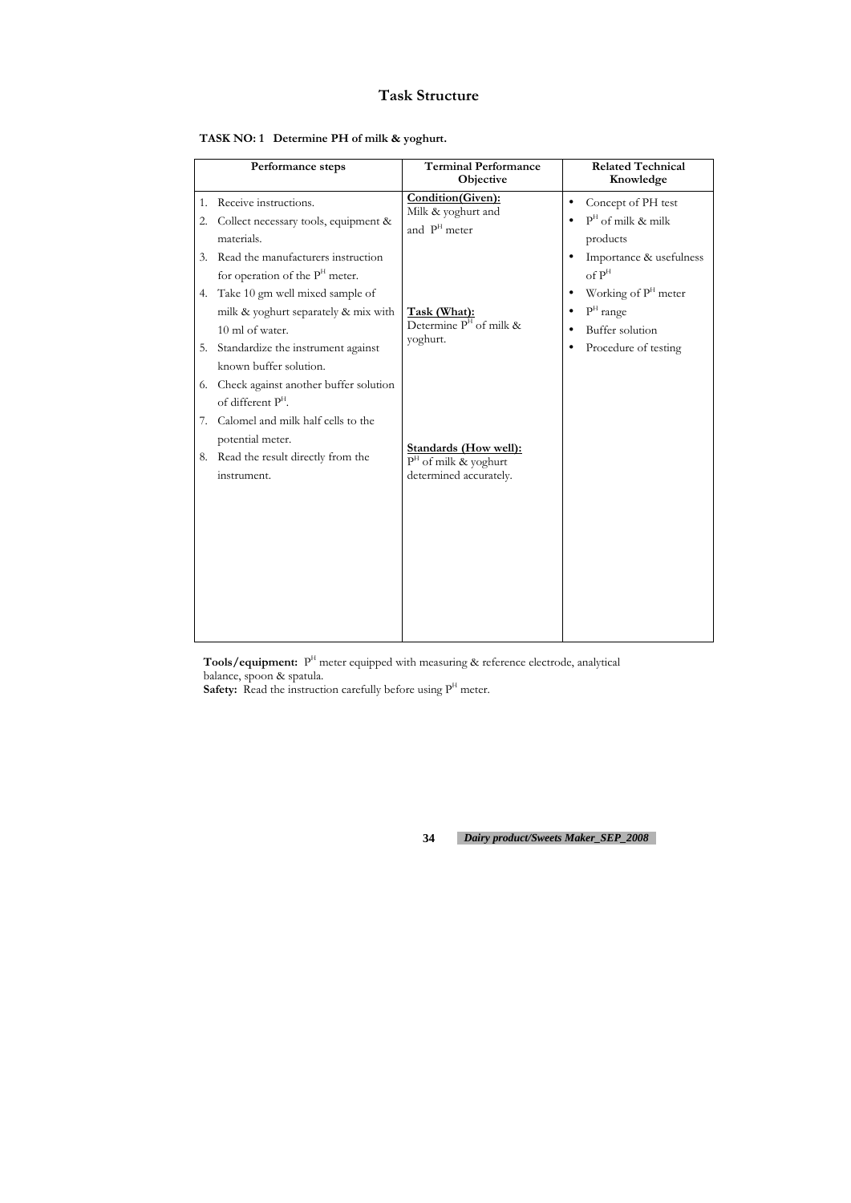# Task Structure

**TASK NO: 1 Determine PH of milk & yoghurt.**

| Performance steps | Terminal Performance Objective | Related Technical Knowledge |
|---|---|---|
| 1. Receive instructions.<br>2. Collect necessary tools, equipment & materials.<br>3. Read the manufacturers instruction for operation of the $P^H$ meter.<br>4. Take 10 gm well mixed sample of milk & yoghurt separately & mix with 10 ml of water.<br>5. Standardize the instrument against known buffer solution.<br>6. Check against another buffer solution of different $P^H$.<br>7. Calomel and milk half cells to the potential meter.<br>8. Read the result directly from the instrument. | **Condition(Given):**<br>Milk & yoghurt and and $P^H$ meter<br><br>**Task (What):**<br>Determine $P^H$ of milk & yoghurt.<br><br>**Standards (How well):**<br>$P^H$ of milk & yoghurt determined accurately. | • Concept of PH test<br>• $P^H$ of milk & milk products<br>• Importance & usefulness of $P^H$<br>• Working of $P^H$ meter<br>• $P^H$ range<br>• Buffer solution<br>• Procedure of testing |

**Tools/equipment:** $P^H$ meter equipped with measuring & reference electrode, analytical balance, spoon & spatula.

**Safety:** Read the instruction carefully before using $P^H$ meter.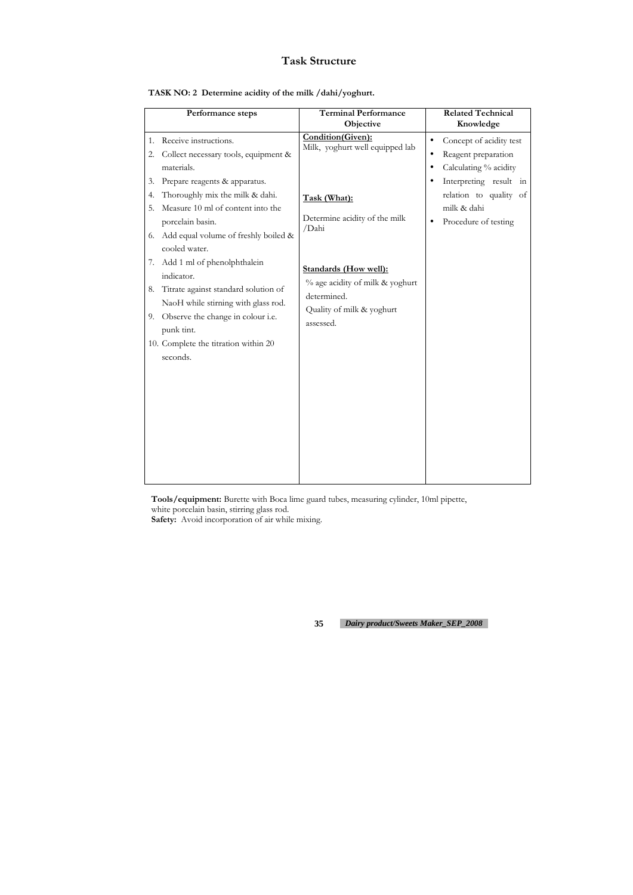# Task Structure

**TASK NO: 2 Determine acidity of the milk /dahi/yoghurt.**

| Performance steps | Terminal Performance Objective | Related Technical Knowledge |
|---|---|---|
| 1. Receive instructions.<br>2. Collect necessary tools, equipment & materials.<br>3. Prepare reagents & apparatus.<br>4. Thoroughly mix the milk & dahi.<br>5. Measure 10 ml of content into the porcelain basin.<br>6. Add equal volume of freshly boiled & cooled water.<br>7. Add 1 ml of phenolphthalein indicator.<br>8. Titrate against standard solution of NaoH while stirring with glass rod.<br>9. Observe the change in colour i.e. punk tint.<br>10. Complete the titration within 20 seconds. | **Condition(Given):**<br>Milk, yoghurt well equipped lab<br><br>**Task (What):**<br>Determine acidity of the milk /Dahi<br><br>**Standards (How well):**<br>% age acidity of milk & yoghurt determined.<br>Quality of milk & yoghurt assessed. | • Concept of acidity test<br>• Reagent preparation<br>• Calculating % acidity<br>• Interpreting result in relation to quality of milk & dahi<br>• Procedure of testing |

**Tools/equipment:** Burette with Boca lime guard tubes, measuring cylinder, 10ml pipette, white porcelain basin, stirring glass rod.

**Safety:** Avoid incorporation of air while mixing.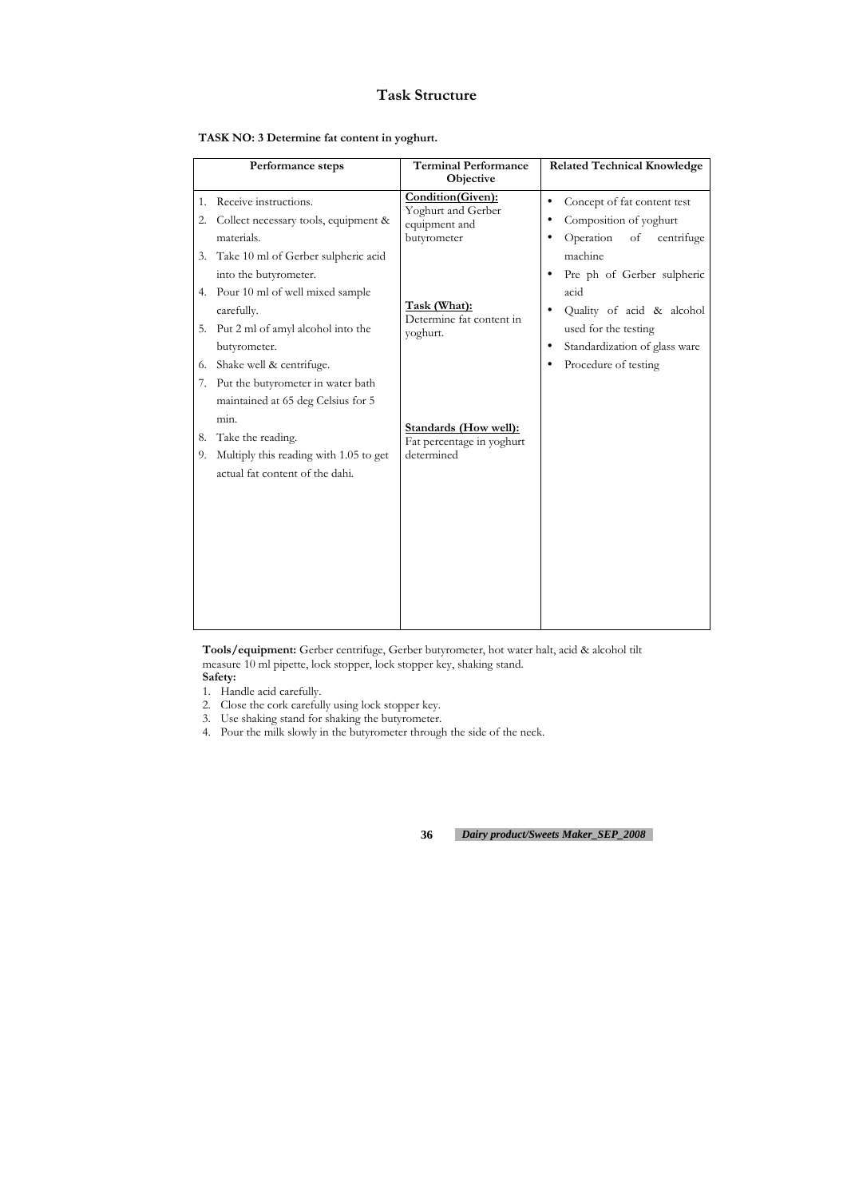# Task Structure

**TASK NO: 3 Determine fat content in yoghurt.**

| Performance steps | Terminal Performance Objective | Related Technical Knowledge |
|---|---|---|
| 1. Receive instructions.<br>2. Collect necessary tools, equipment & materials.<br>3. Take 10 ml of Gerber sulpheric acid into the butyrometer.<br>4. Pour 10 ml of well mixed sample carefully.<br>5. Put 2 ml of amyl alcohol into the butyrometer.<br>6. Shake well & centrifuge.<br>7. Put the butyrometer in water bath maintained at 65 deg Celsius for 5 min.<br>8. Take the reading.<br>9. Multiply this reading with 1.05 to get actual fat content of the dahi. | **Condition(Given):**<br>Yoghurt and Gerber equipment and butyrometer<br><br>**Task (What):**<br>Determine fat content in yoghurt.<br><br>**Standards (How well):**<br>Fat percentage in yoghurt determined | • Concept of fat content test<br>• Composition of yoghurt<br>• Operation of centrifuge machine<br>• Pre ph of Gerber sulpheric acid<br>• Quality of acid & alcohol used for the testing<br>• Standardization of glass ware<br>• Procedure of testing |

**Tools/equipment:** Gerber centrifuge, Gerber butyrometer, hot water halt, acid & alcohol tilt measure 10 ml pipette, lock stopper, lock stopper key, shaking stand.

**Safety:**

1. Handle acid carefully.
2. Close the cork carefully using lock stopper key.
3. Use shaking stand for shaking the butyrometer.
4. Pour the milk slowly in the butyrometer through the side of the neck.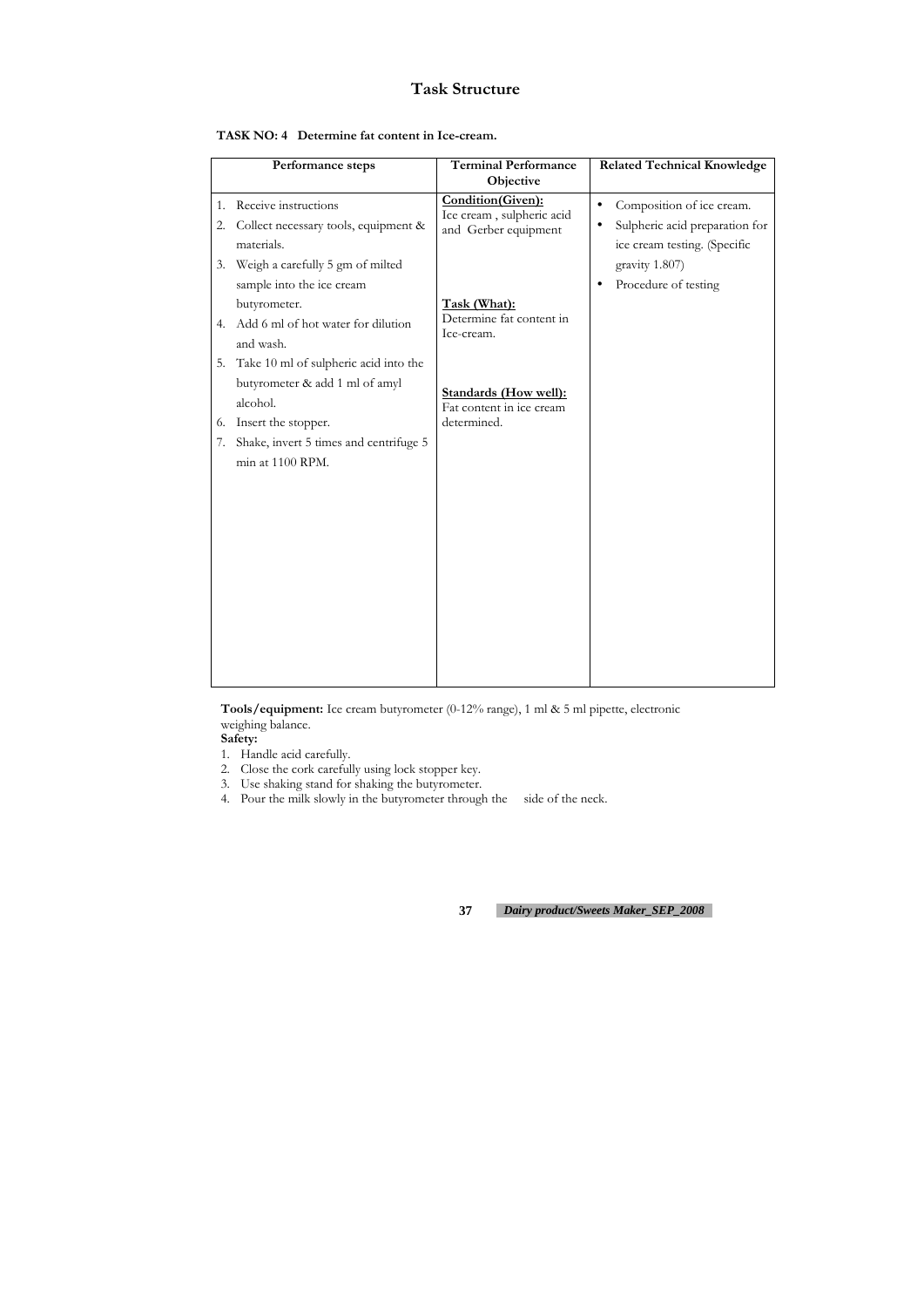# Task Structure

**TASK NO: 4 Determine fat content in Ice-cream.**

| Performance steps | Terminal Performance Objective | Related Technical Knowledge |
|---|---|---|
| 1. Receive instructions<br>2. Collect necessary tools, equipment & materials.<br>3. Weigh a carefully 5 gm of milted sample into the ice cream butyrometer.<br>4. Add 6 ml of hot water for dilution and wash.<br>5. Take 10 ml of sulpheric acid into the butyrometer & add 1 ml of amyl alcohol.<br>6. Insert the stopper.<br>7. Shake, invert 5 times and centrifuge 5 min at 1100 RPM. | **Condition(Given):**<br>Ice cream , sulpheric acid and Gerber equipment<br><br>**Task (What):**<br>Determine fat content in Ice-cream.<br><br>**Standards (How well):**<br>Fat content in ice cream determined. | • Composition of ice cream.<br>• Sulpheric acid preparation for ice cream testing. (Specific gravity 1.807)<br>• Procedure of testing |

**Tools/equipment:** Ice cream butyrometer (0-12% range), 1 ml & 5 ml pipette, electronic weighing balance.

**Safety:**

1. Handle acid carefully.
2. Close the cork carefully using lock stopper key.
3. Use shaking stand for shaking the butyrometer.
4. Pour the milk slowly in the butyrometer through the side of the neck.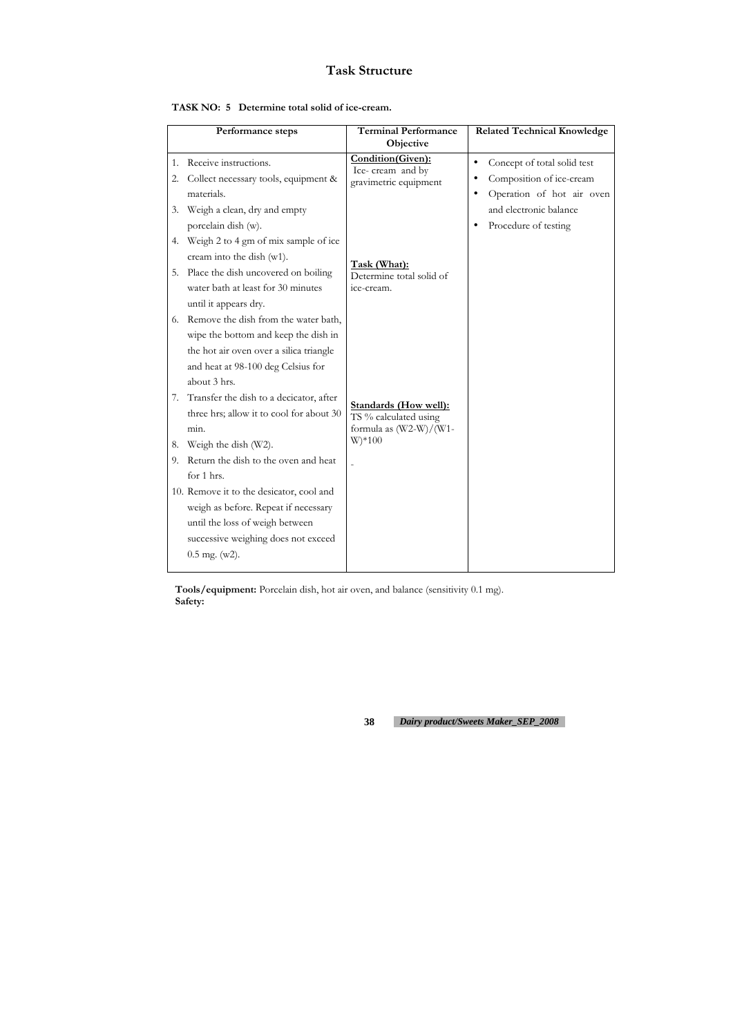# Task Structure

**TASK NO: 5 Determine total solid of ice-cream.**

| Performance steps | Terminal Performance Objective | Related Technical Knowledge |
|---|---|---|
| 1. Receive instructions.<br>2. Collect necessary tools, equipment & materials.<br>3. Weigh a clean, dry and empty porcelain dish (w).<br>4. Weigh 2 to 4 gm of mix sample of ice cream into the dish (w1).<br>5. Place the dish uncovered on boiling water bath at least for 30 minutes until it appears dry.<br>6. Remove the dish from the water bath, wipe the bottom and keep the dish in the hot air oven over a silica triangle and heat at 98-100 deg Celsius for about 3 hrs.<br>7. Transfer the dish to a decicator, after three hrs; allow it to cool for about 30 min.<br>8. Weigh the dish (W2).<br>9. Return the dish to the oven and heat for 1 hrs.<br>10. Remove it to the desicator, cool and weigh as before. Repeat if necessary until the loss of weigh between successive weighing does not exceed 0.5 mg. (w2). | **Condition(Given):**<br>Ice- cream and by gravimetric equipment<br><br>**Task (What):**<br>Determine total solid of ice-cream.<br><br>**Standards (How well):**<br>TS % calculated using formula as (W2-W)/(W1-W)*100<br><br>- | • Concept of total solid test<br>• Composition of ice-cream<br>• Operation of hot air oven and electronic balance<br>• Procedure of testing |

**Tools/equipment:** Porcelain dish, hot air oven, and balance (sensitivity 0.1 mg).
**Safety:**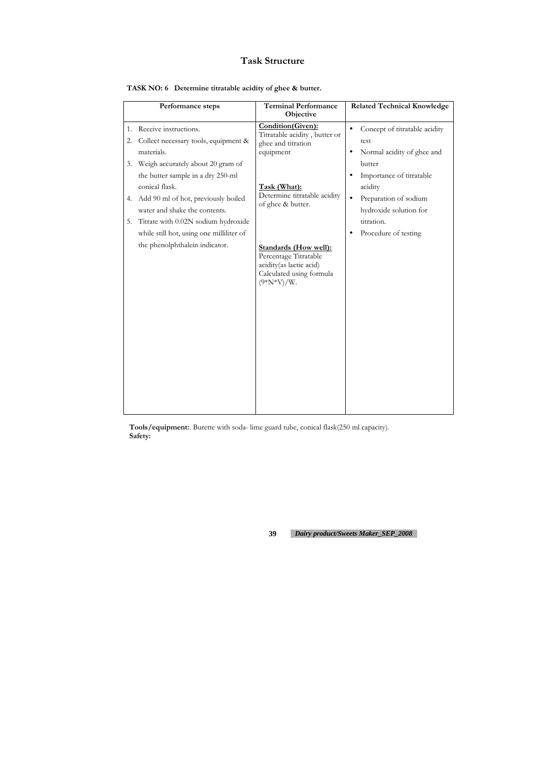# Task Structure

**TASK NO: 6 Determine titratable acidity of ghee & butter.**

| Performance steps | Terminal Performance Objective | Related Technical Knowledge |
|---|---|---|
| 1. Receive instructions.<br>2. Collect necessary tools, equipment & materials.<br>3. Weigh accurately about 20 gram of the butter sample in a dry 250-ml conical flask.<br>4. Add 90 ml of hot, previously boiled water and shake the contents.<br>5. Titrate with 0.02N sodium hydroxide while still hot, using one milliliter of the phenolphthalein indicator. | **Condition(Given):**<br>Titratable acidity , butter or ghee and titration equipment<br><br>**Task (What):**<br>Determine titratable acidity of ghee & butter.<br><br>**Standards (How well):**<br>Percentage Titratable acidity(as lactic acid) Calculated using formula (9\*N\*V)/W. | • Concept of titratable acidity test<br>• Normal acidity of ghee and butter<br>• Importance of titratable acidity<br>• Preparation of sodium hydroxide solution for titration.<br>• Procedure of testing |

**Tools/equipment:**. Burette with soda- lime guard tube, conical flask(250 ml capacity).

**Safety:**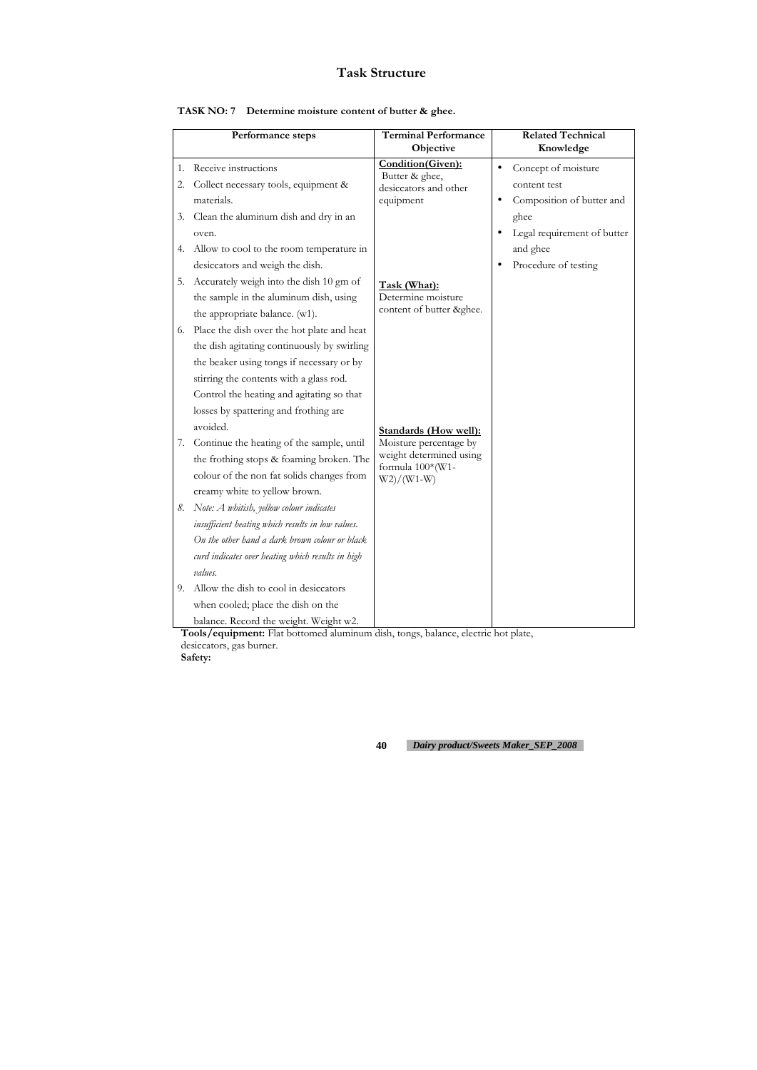# Task Structure

**TASK NO: 7 Determine moisture content of butter & ghee.**

| Performance steps | Terminal Performance Objective | Related Technical Knowledge |
|---|---|---|
| 1. Receive instructions<br>2. Collect necessary tools, equipment & materials.<br>3. Clean the aluminum dish and dry in an oven.<br>4. Allow to cool to the room temperature in desiccators and weigh the dish.<br>5. Accurately weigh into the dish 10 gm of the sample in the aluminum dish, using the appropriate balance. (w1).<br>6. Place the dish over the hot plate and heat the dish agitating continuously by swirling the beaker using tongs if necessary or by stirring the contents with a glass rod. Control the heating and agitating so that losses by spattering and frothing are avoided.<br>7. Continue the heating of the sample, until the frothing stops & foaming broken. The colour of the non fat solids changes from creamy white to yellow brown.<br>8. *Note: A whitish, yellow colour indicates insufficient heating which results in low values. On the other hand a dark brown colour or black curd indicates over heating which results in high values.*<br>9. Allow the dish to cool in desiccators when cooled; place the dish on the balance. Record the weight. Weight w2. | **Condition(Given):**<br>Butter & ghee, desiccators and other equipment<br><br>**Task (What):**<br>Determine moisture content of butter &ghee.<br><br>**Standards (How well):**<br>Moisture percentage by weight determined using formula 100*(W1-W2)/(W1-W) | • Concept of moisture content test<br>• Composition of butter and ghee<br>• Legal requirement of butter and ghee<br>• Procedure of testing |

**Tools/equipment:** Flat bottomed aluminum dish, tongs, balance, electric hot plate, desiccators, gas burner.

**Safety:**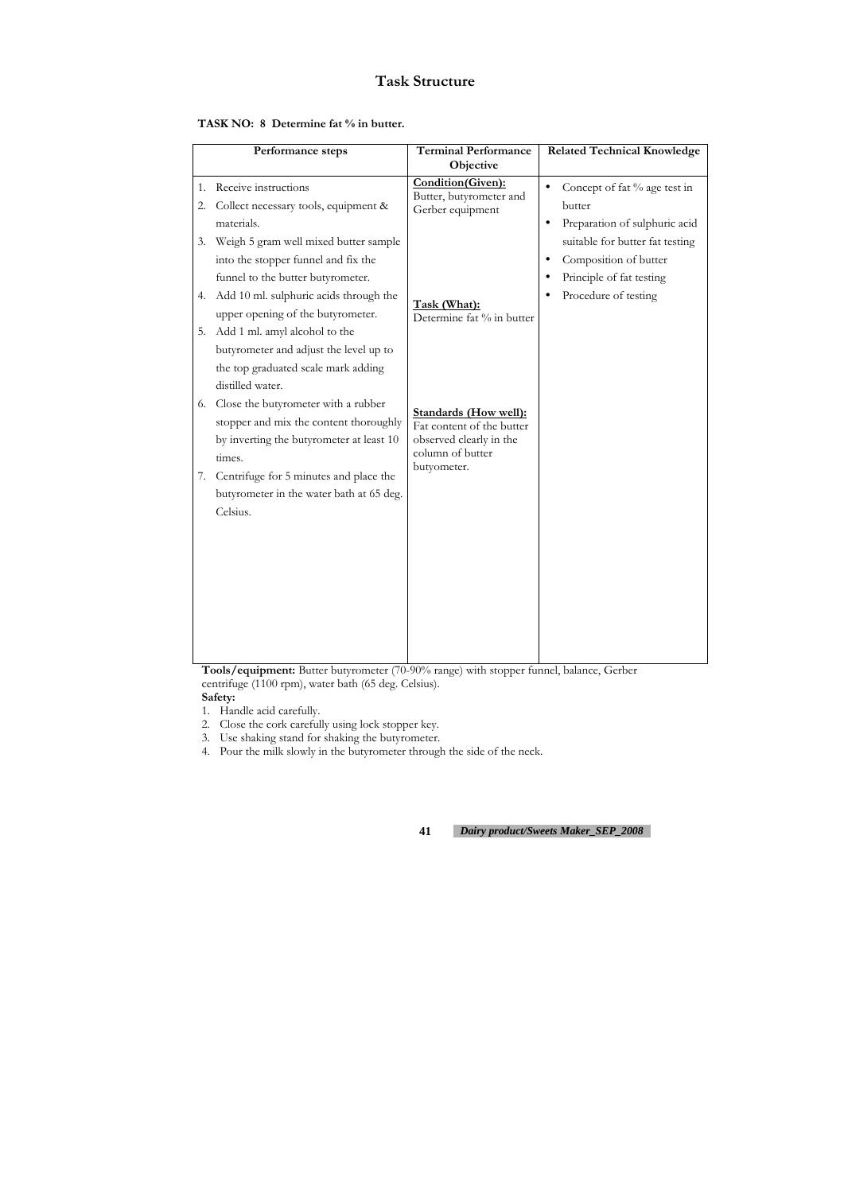# Task Structure

**TASK NO: 8 Determine fat % in butter.**

| Performance steps | Terminal Performance Objective | Related Technical Knowledge |
|---|---|---|
| 1. Receive instructions<br>2. Collect necessary tools, equipment & materials.<br>3. Weigh 5 gram well mixed butter sample into the stopper funnel and fix the funnel to the butter butyrometer.<br>4. Add 10 ml. sulphuric acids through the upper opening of the butyrometer.<br>5. Add 1 ml. amyl alcohol to the butyrometer and adjust the level up to the top graduated scale mark adding distilled water.<br>6. Close the butyrometer with a rubber stopper and mix the content thoroughly by inverting the butyrometer at least 10 times.<br>7. Centrifuge for 5 minutes and place the butyrometer in the water bath at 65 deg. Celsius. | <u>**Condition(Given):**</u><br>Butter, butyrometer and Gerber equipment<br><br><u>**Task (What):**</u><br>Determine fat % in butter<br><br><u>**Standards (How well):**</u><br>Fat content of the butter observed clearly in the column of butter butyrometer. | • Concept of fat % age test in butter<br>• Preparation of sulphuric acid suitable for butter fat testing<br>• Composition of butter<br>• Principle of fat testing<br>• Procedure of testing |

**Tools/equipment:** Butter butyrometer (70-90% range) with stopper funnel, balance, Gerber centrifuge (1100 rpm), water bath (65 deg. Celsius).

**Safety:**

1. Handle acid carefully.
2. Close the cork carefully using lock stopper key.
3. Use shaking stand for shaking the butyrometer.
4. Pour the milk slowly in the butyrometer through the side of the neck.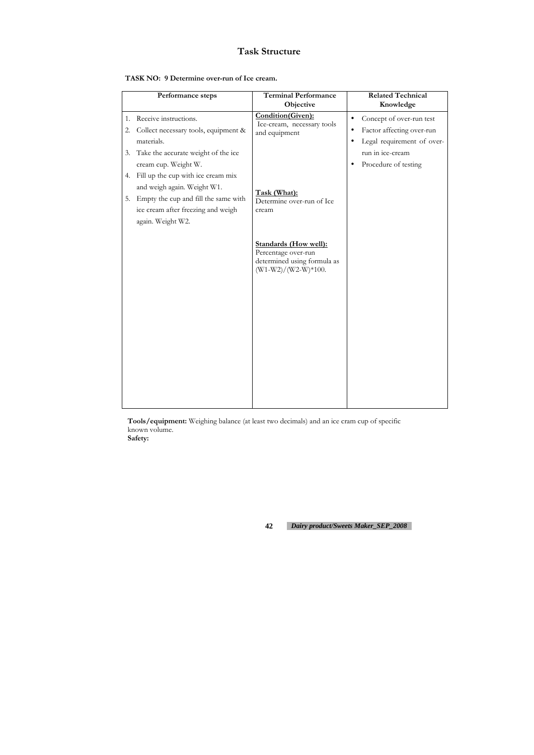# Task Structure

**TASK NO: 9 Determine over-run of Ice cream.**

| Performance steps | Terminal Performance Objective | Related Technical Knowledge |
|---|---|---|
| 1. Receive instructions.<br>2. Collect necessary tools, equipment & materials.<br>3. Take the accurate weight of the ice cream cup. Weight W.<br>4. Fill up the cup with ice cream mix and weigh again. Weight W1.<br>5. Empty the cup and fill the same with ice cream after freezing and weigh again. Weight W2. | **Condition(Given):**<br>Ice-cream, necessary tools and equipment<br><br>**Task (What):**<br>Determine over-run of Ice cream<br><br>**Standards (How well):**<br>Percentage over-run determined using formula as (W1-W2)/(W2-W)*100. | • Concept of over-run test<br>• Factor affecting over-run<br>• Legal requirement of over-run in ice-cream<br>• Procedure of testing |

**Tools/equipment:** Weighing balance (at least two decimals) and an ice cram cup of specific known volume.

**Safety:**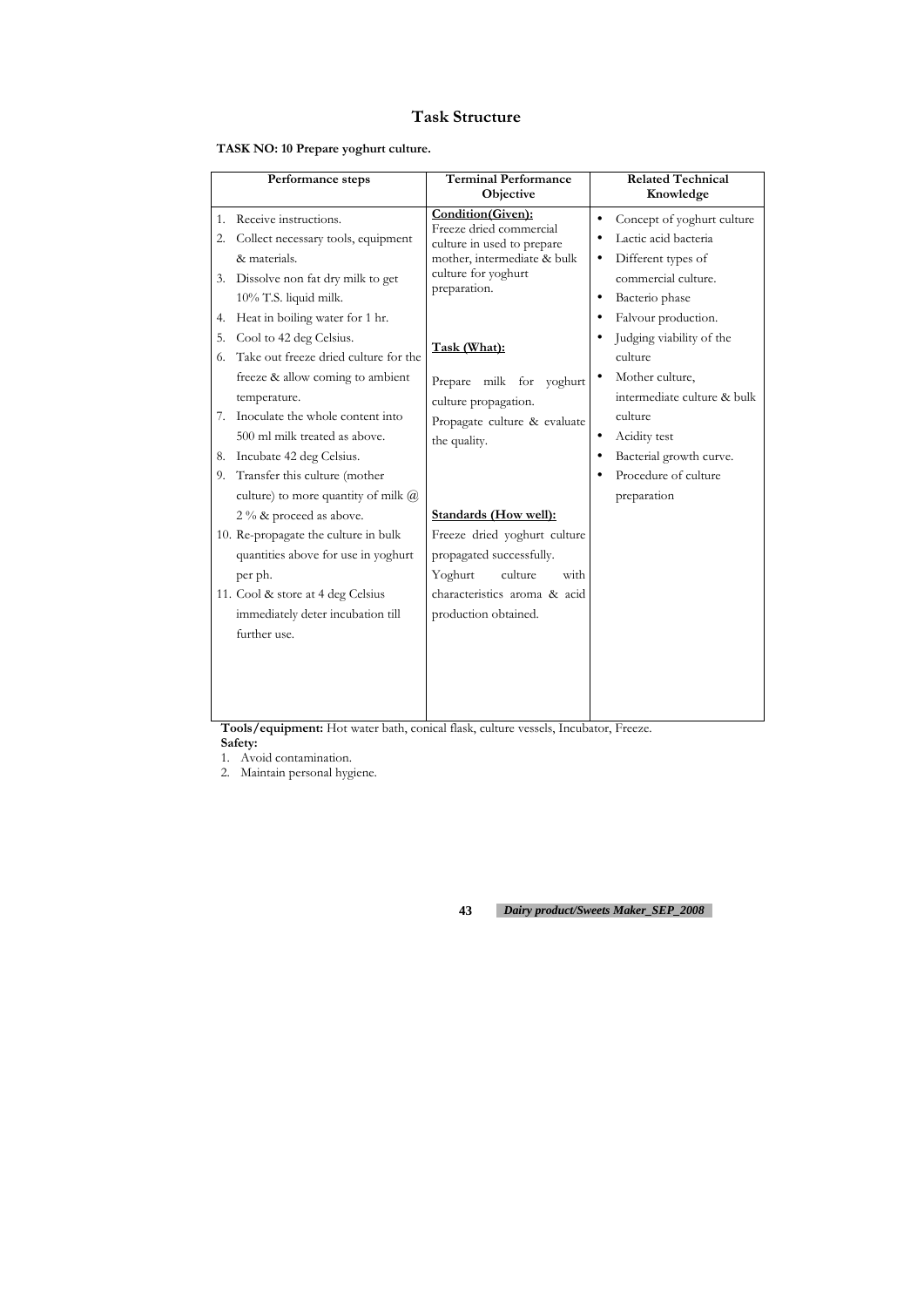# Task Structure

**TASK NO: 10 Prepare yoghurt culture.**

| Performance steps | Terminal Performance Objective | Related Technical Knowledge |
|---|---|---|
| 1. Receive instructions.<br>2. Collect necessary tools, equipment & materials.<br>3. Dissolve non fat dry milk to get 10% T.S. liquid milk.<br>4. Heat in boiling water for 1 hr.<br>5. Cool to 42 deg Celsius.<br>6. Take out freeze dried culture for the freeze & allow coming to ambient temperature.<br>7. Inoculate the whole content into 500 ml milk treated as above.<br>8. Incubate 42 deg Celsius.<br>9. Transfer this culture (mother culture) to more quantity of milk @ 2 % & proceed as above.<br>10. Re-propagate the culture in bulk quantities above for use in yoghurt per ph.<br>11. Cool & store at 4 deg Celsius immediately deter incubation till further use. | **Condition(Given):**<br>Freeze dried commercial culture in used to prepare mother, intermediate & bulk culture for yoghurt preparation.<br><br>**Task (What):**<br>Prepare milk for yoghurt culture propagation.<br>Propagate culture & evaluate the quality.<br><br>**Standards (How well):**<br>Freeze dried yoghurt culture propagated successfully.<br>Yoghurt culture with characteristics aroma & acid production obtained. | • Concept of yoghurt culture<br>• Lactic acid bacteria<br>• Different types of commercial culture.<br>• Bacterio phase<br>• Falvour production.<br>• Judging viability of the culture<br>• Mother culture, intermediate culture & bulk culture<br>• Acidity test<br>• Bacterial growth curve.<br>• Procedure of culture preparation |

**Tools/equipment:** Hot water bath, conical flask, culture vessels, Incubator, Freeze.

**Safety:**

1. Avoid contamination.
2. Maintain personal hygiene.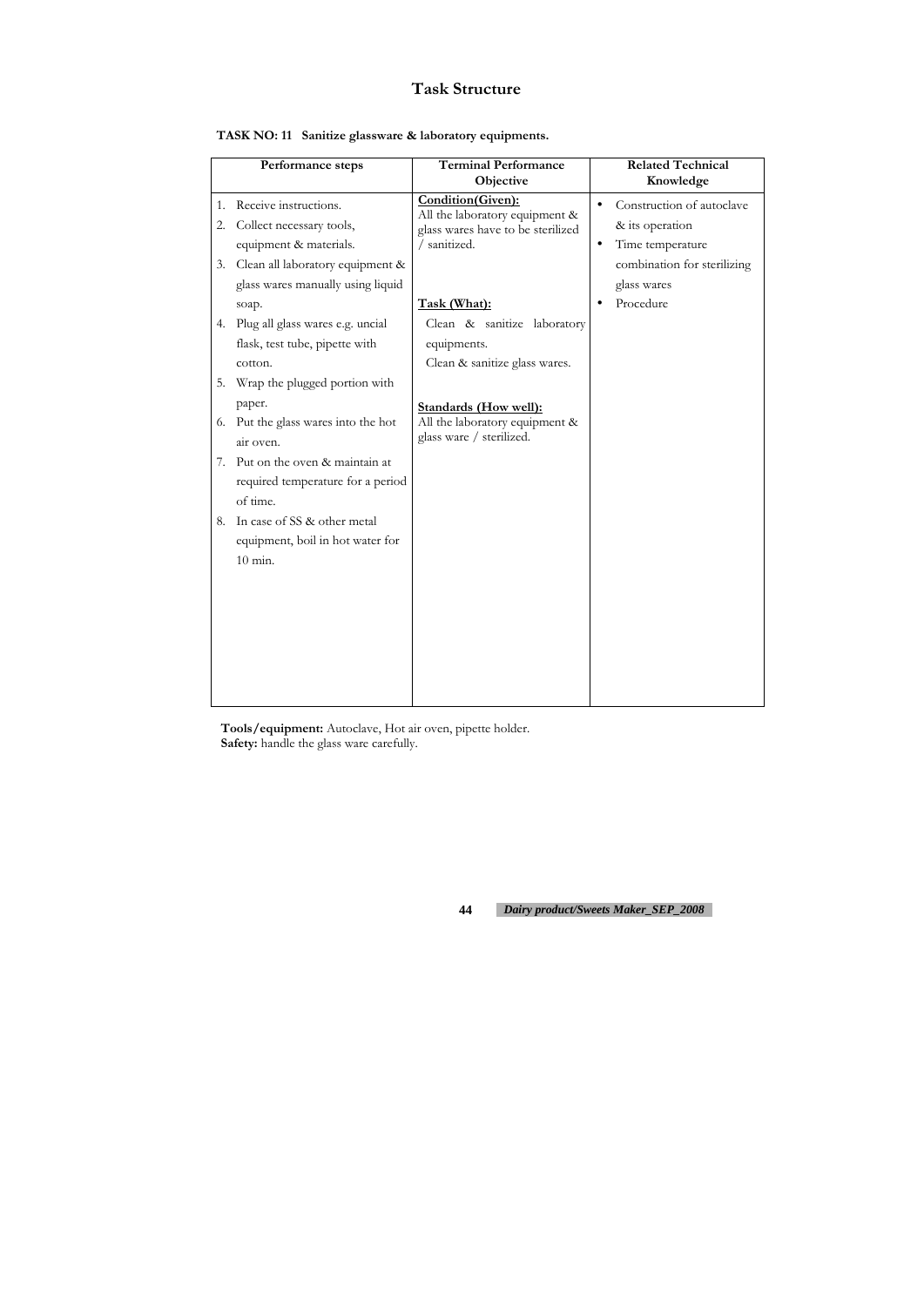# Task Structure

**TASK NO: 11 Sanitize glassware & laboratory equipments.**

| Performance steps | Terminal Performance Objective | Related Technical Knowledge |
|---|---|---|
| 1. Receive instructions.<br>2. Collect necessary tools, equipment & materials.<br>3. Clean all laboratory equipment & glass wares manually using liquid soap.<br>4. Plug all glass wares e.g. uncial flask, test tube, pipette with cotton.<br>5. Wrap the plugged portion with paper.<br>6. Put the glass wares into the hot air oven.<br>7. Put on the oven & maintain at required temperature for a period of time.<br>8. In case of SS & other metal equipment, boil in hot water for 10 min. | **Condition(Given):**<br>All the laboratory equipment & glass wares have to be sterilized / sanitized.<br><br>**Task (What):**<br>Clean & sanitize laboratory equipments.<br>Clean & sanitize glass wares.<br><br>**Standards (How well):**<br>All the laboratory equipment & glass ware / sterilized. | • Construction of autoclave & its operation<br>• Time temperature combination for sterilizing glass wares<br>• Procedure |

**Tools/equipment:** Autoclave, Hot air oven, pipette holder.
**Safety:** handle the glass ware carefully.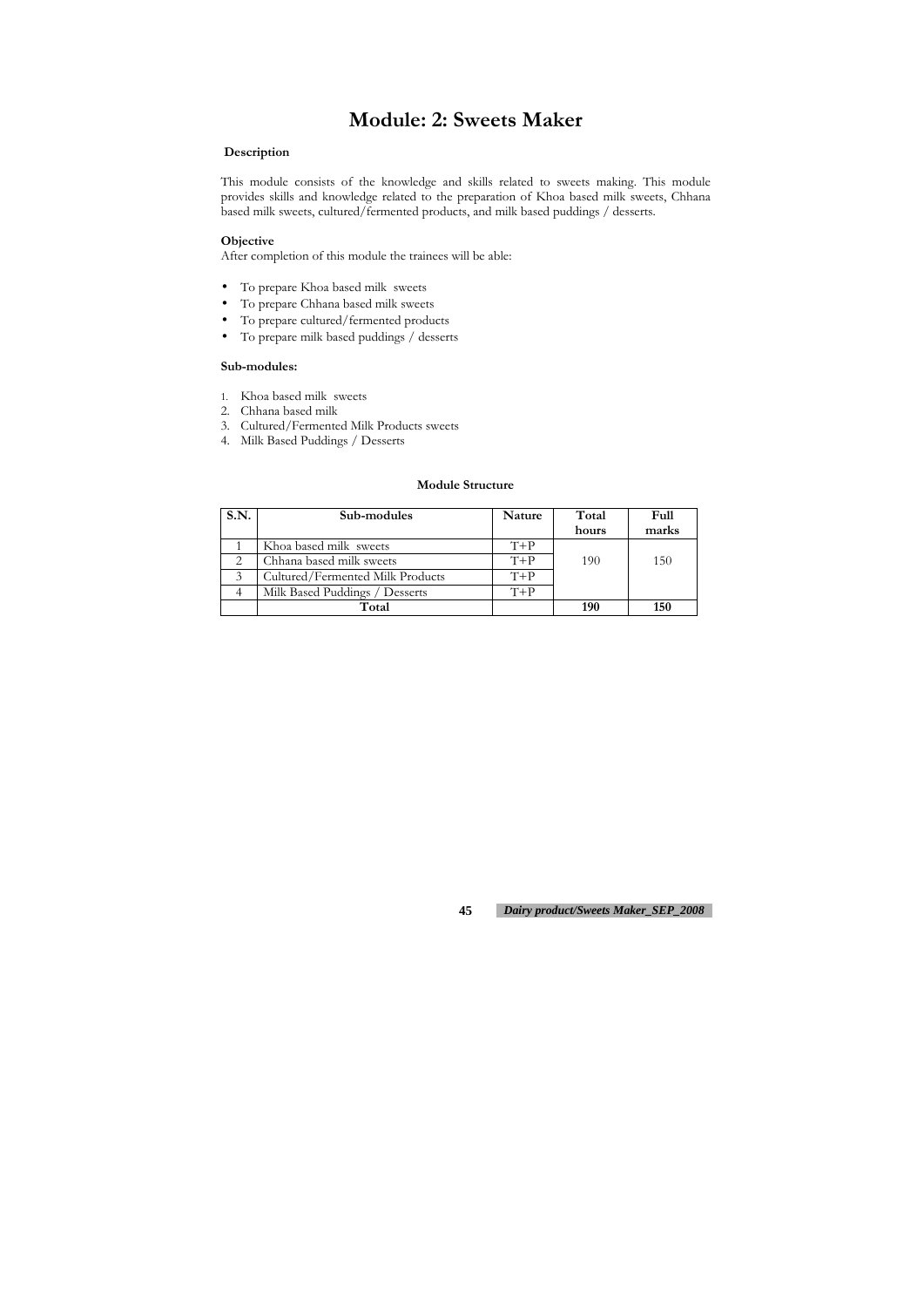# Module: 2: Sweets Maker

**Description**

This module consists of the knowledge and skills related to sweets making. This module provides skills and knowledge related to the preparation of Khoa based milk sweets, Chhana based milk sweets, cultured/fermented products, and milk based puddings / desserts.

**Objective**

After completion of this module the trainees will be able:

- To prepare Khoa based milk sweets
- To prepare Chhana based milk sweets
- To prepare cultured/fermented products
- To prepare milk based puddings / desserts

**Sub-modules:**

1. Khoa based milk sweets
2. Chhana based milk
3. Cultured/Fermented Milk Products sweets
4. Milk Based Puddings / Desserts

**Module Structure**

| S.N. | Sub-modules | Nature | Total hours | Full marks |
|---|---|---|---|---|
| 1 | Khoa based milk sweets | T+P | 190 | 150 |
| 2 | Chhana based milk sweets | T+P | | |
| 3 | Cultured/Fermented Milk Products | T+P | | |
| 4 | Milk Based Puddings / Desserts | T+P | | |
| | **Total** | | **190** | **150** |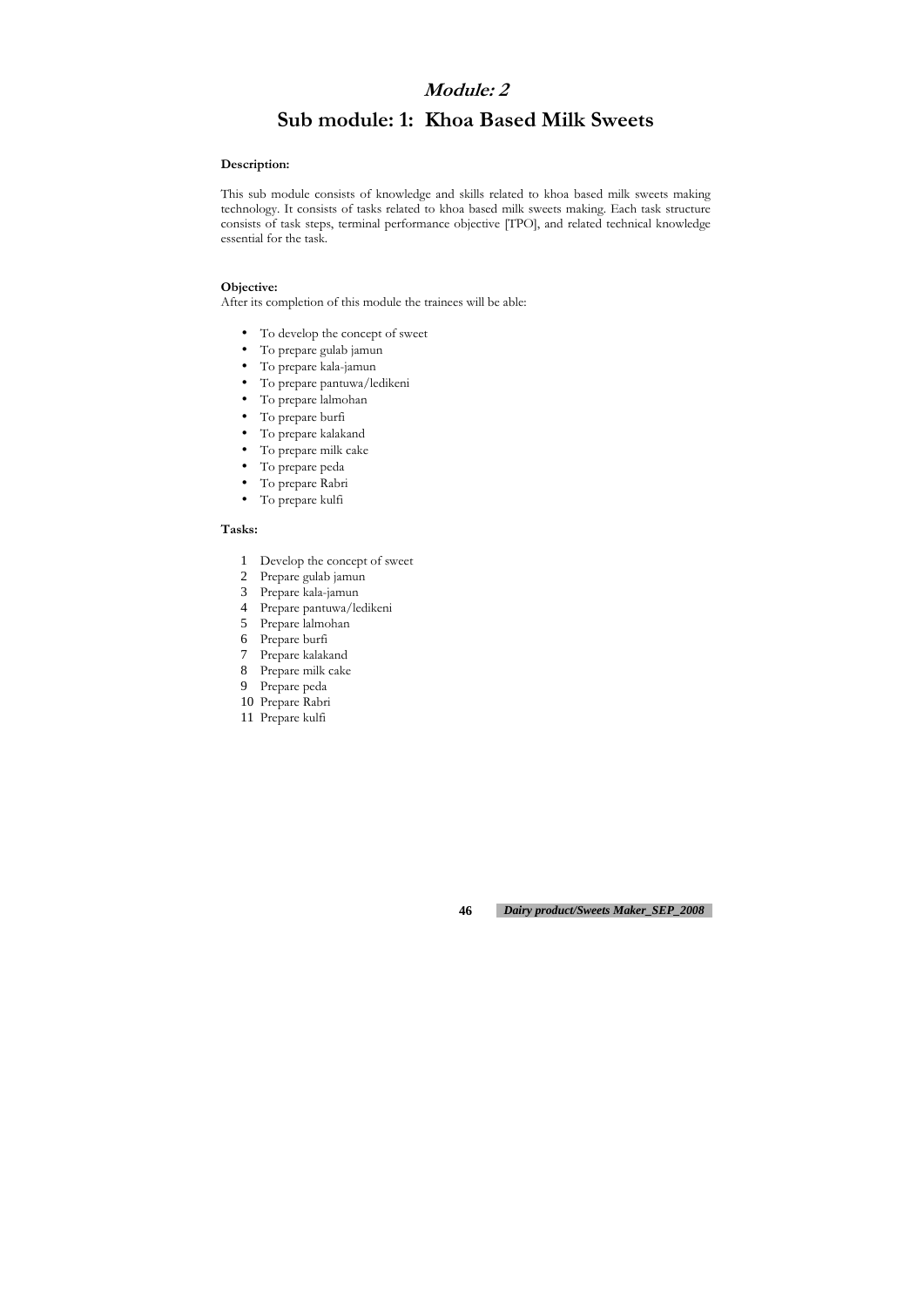# *Module: 2*

# Sub module: 1: Khoa Based Milk Sweets

**Description:**

This sub module consists of knowledge and skills related to khoa based milk sweets making technology. It consists of tasks related to khoa based milk sweets making. Each task structure consists of task steps, terminal performance objective [TPO], and related technical knowledge essential for the task.

**Objective:**

After its completion of this module the trainees will be able:

- To develop the concept of sweet
- To prepare gulab jamun
- To prepare kala-jamun
- To prepare pantuwa/ledikeni
- To prepare lalmohan
- To prepare burfi
- To prepare kalakand
- To prepare milk cake
- To prepare peda
- To prepare Rabri
- To prepare kulfi

**Tasks:**

1. Develop the concept of sweet
2. Prepare gulab jamun
3. Prepare kala-jamun
4. Prepare pantuwa/ledikeni
5. Prepare lalmohan
6. Prepare burfi
7. Prepare kalakand
8. Prepare milk cake
9. Prepare peda
10. Prepare Rabri
11. Prepare kulfi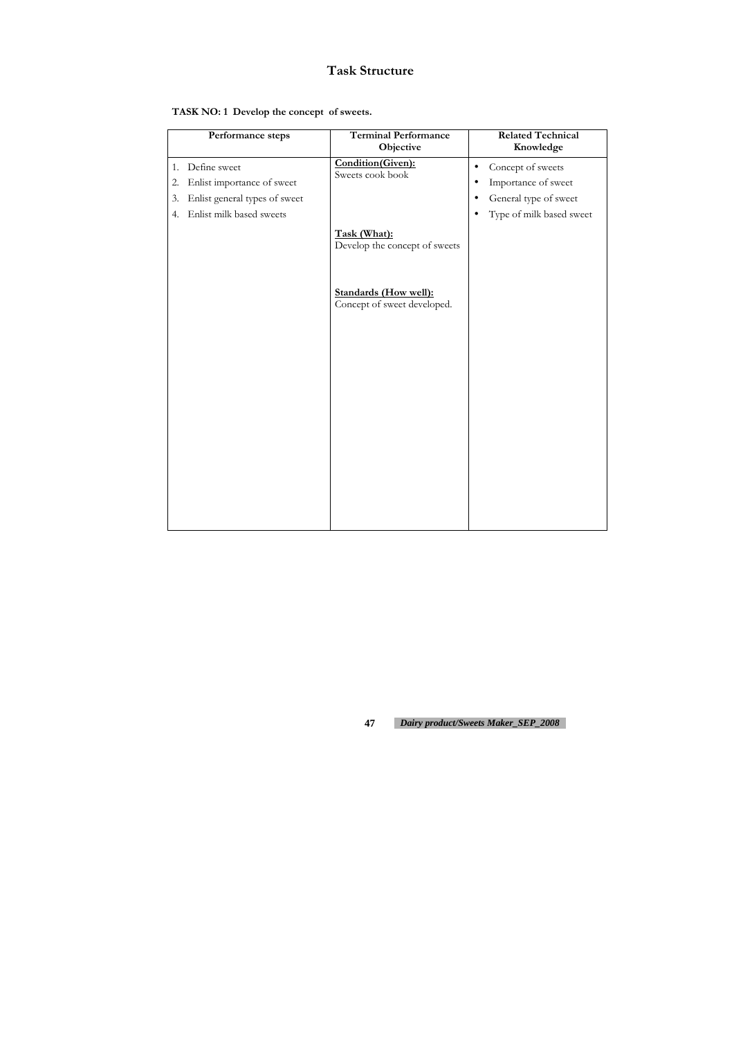# Task Structure

**TASK NO: 1 Develop the concept of sweets.**

| Performance steps | Terminal Performance Objective | Related Technical Knowledge |
|---|---|---|
| 1. Define sweet<br>2. Enlist importance of sweet<br>3. Enlist general types of sweet<br>4. Enlist milk based sweets | **Condition(Given):**<br>Sweets cook book<br><br>**Task (What):**<br>Develop the concept of sweets<br><br>**Standards (How well):**<br>Concept of sweet developed. | • Concept of sweets<br>• Importance of sweet<br>• General type of sweet<br>• Type of milk based sweet |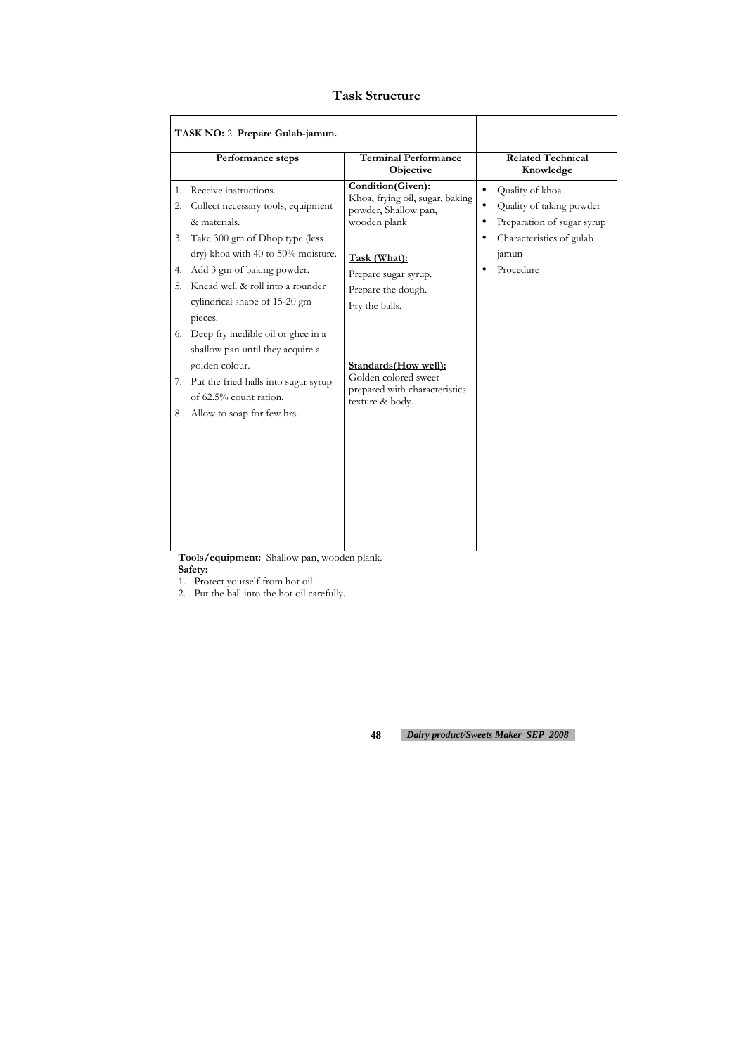# Task Structure

| TASK NO: 2 **Prepare Gulab-jamun.** | | |
|---|---|---|
| **Performance steps** | **Terminal Performance Objective** | **Related Technical Knowledge** |
| 1. Receive instructions.<br>2. Collect necessary tools, equipment & materials.<br>3. Take 300 gm of Dhop type (less dry) khoa with 40 to 50% moisture.<br>4. Add 3 gm of baking powder.<br>5. Knead well & roll into a rounder cylindrical shape of 15-20 gm pieces.<br>6. Deep fry inedible oil or ghee in a shallow pan until they acquire a golden colour.<br>7. Put the fried halls into sugar syrup of 62.5% count ration.<br>8. Allow to soap for few hrs. | **Condition(Given):**<br>Khoa, frying oil, sugar, baking powder, Shallow pan, wooden plank<br><br>**Task (What):**<br>Prepare sugar syrup.<br>Prepare the dough.<br>Fry the balls.<br><br>**Standards(How well):**<br>Golden colored sweet prepared with characteristics texture & body. | • Quality of khoa<br>• Quality of taking powder<br>• Preparation of sugar syrup<br>• Characteristics of gulab jamun<br>• Procedure |

**Tools/equipment:** Shallow pan, wooden plank.

**Safety:**

1. Protect yourself from hot oil.
2. Put the ball into the hot oil carefully.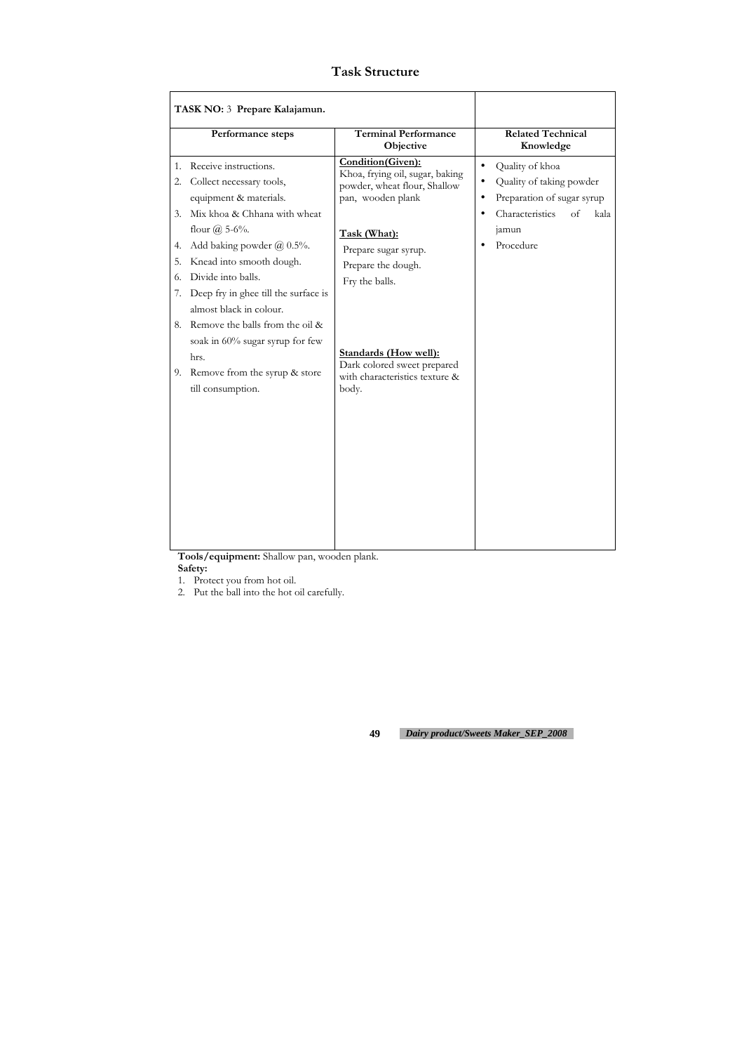# Task Structure

| **TASK NO:** 3 **Prepare Kalajamun.** | | |
|---|---|---|
| **Performance steps** | **Terminal Performance Objective** | **Related Technical Knowledge** |
| 1. Receive instructions.<br>2. Collect necessary tools, equipment & materials.<br>3. Mix khoa & Chhana with wheat flour @ 5-6%.<br>4. Add baking powder @ 0.5%.<br>5. Knead into smooth dough.<br>6. Divide into balls.<br>7. Deep fry in ghee till the surface is almost black in colour.<br>8. Remove the balls from the oil & soak in 60% sugar syrup for few hrs.<br>9. Remove from the syrup & store till consumption. | **Condition(Given):**<br>Khoa, frying oil, sugar, baking powder, wheat flour, Shallow pan, wooden plank<br><br>**Task (What):**<br>Prepare sugar syrup.<br>Prepare the dough.<br>Fry the balls.<br><br>**Standards (How well):**<br>Dark colored sweet prepared with characteristics texture & body. | • Quality of khoa<br>• Quality of taking powder<br>• Preparation of sugar syrup<br>• Characteristics of kala jamun<br>• Procedure |

**Tools/equipment:** Shallow pan, wooden plank.

**Safety:**

1. Protect you from hot oil.
2. Put the ball into the hot oil carefully.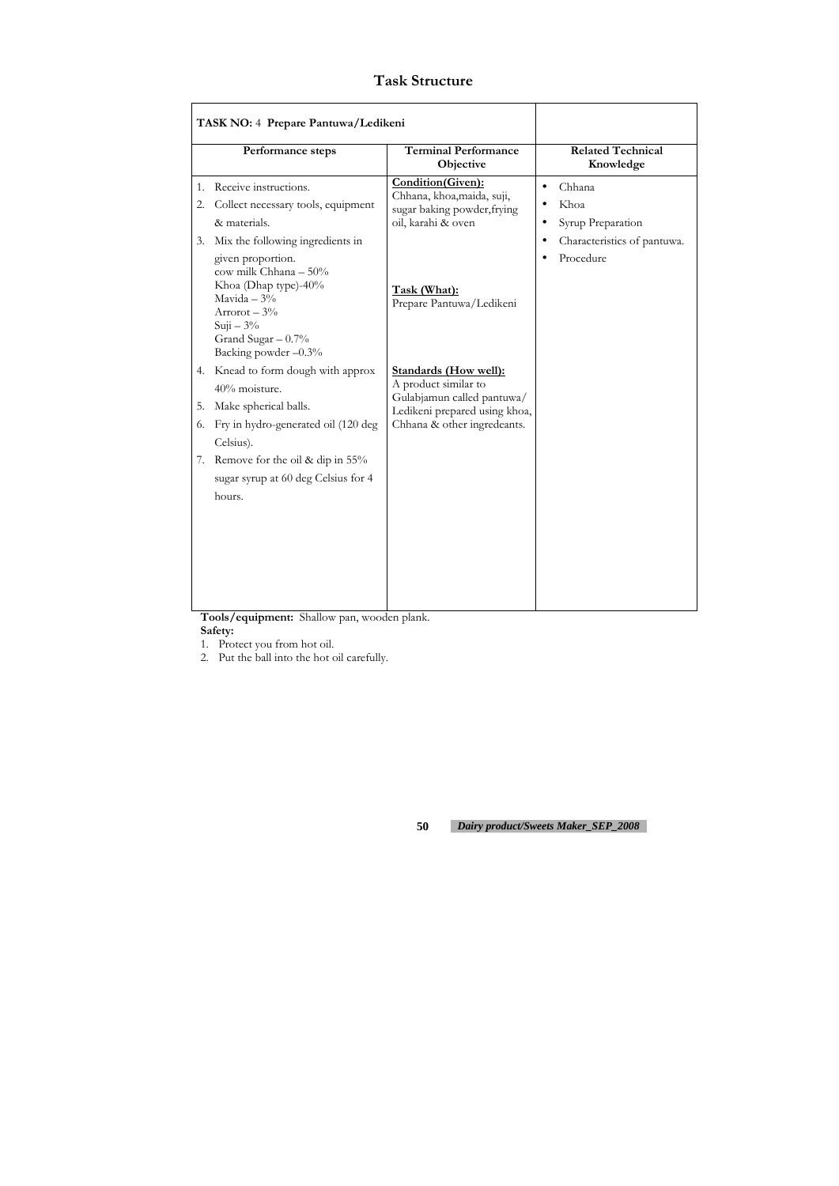## Task Structure

| TASK NO: 4 Prepare Pantuwa/Ledikeni | | |
|---|---|---|
| **Performance steps** | **Terminal Performance Objective** | **Related Technical Knowledge** |
| 1. Receive instructions.<br>2. Collect necessary tools, equipment & materials.<br>3. Mix the following ingredients in given proportion.<br>cow milk Chhana – 50%<br>Khoa (Dhap type)-40%<br>Mavida – 3%<br>Arrorot – 3%<br>Suji – 3%<br>Grand Sugar – 0.7%<br>Backing powder –0.3%<br>4. Knead to form dough with approx 40% moisture.<br>5. Make spherical balls.<br>6. Fry in hydro-generated oil (120 deg Celsius).<br>7. Remove for the oil & dip in 55% sugar syrup at 60 deg Celsius for 4 hours. | **Condition(Given):**<br>Chhana, khoa,maida, suji, sugar baking powder,frying oil, karahi & oven<br><br>**Task (What):**<br>Prepare Pantuwa/Ledikeni<br><br>**Standards (How well):**<br>A product similar to Gulabjamun called pantuwa/ Ledikeni prepared using khoa, Chhana & other ingredeants. | • Chhana<br>• Khoa<br>• Syrup Preparation<br>• Characteristics of pantuwa.<br>• Procedure |

**Tools/equipment:** Shallow pan, wooden plank.

**Safety:**

1. Protect you from hot oil.
2. Put the ball into the hot oil carefully.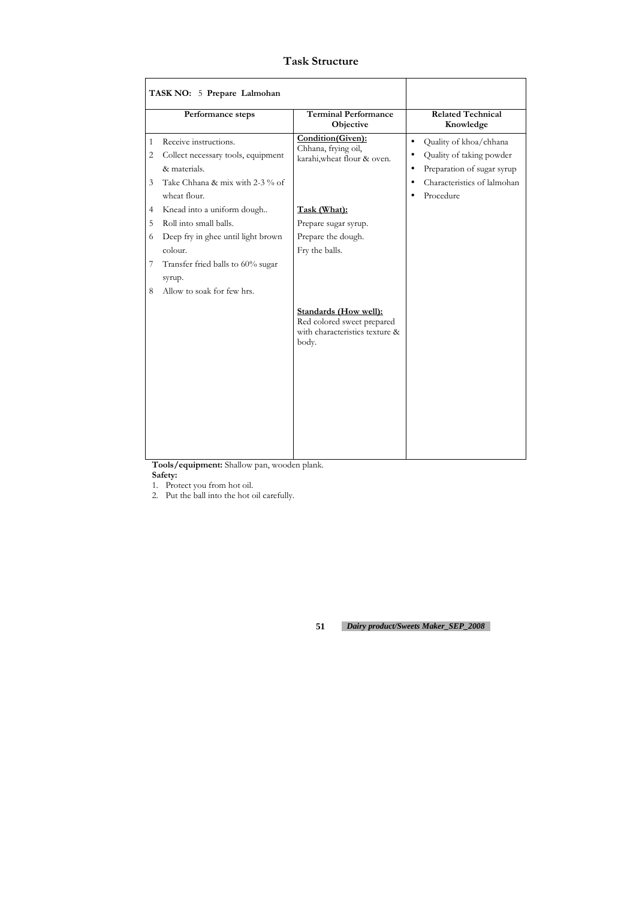# Task Structure

| **TASK NO:** 5 **Prepare Lalmohan** | | |
|---|---|---|
| **Performance steps** | **Terminal Performance Objective** | **Related Technical Knowledge** |
| 1 Receive instructions.<br>2 Collect necessary tools, equipment & materials.<br>3 Take Chhana & mix with 2-3 % of wheat flour.<br>4 Knead into a uniform dough..<br>5 Roll into small balls.<br>6 Deep fry in ghee until light brown colour.<br>7 Transfer fried balls to 60% sugar syrup.<br>8 Allow to soak for few hrs. | **Condition(Given):**<br>Chhana, frying oil, karahi,wheat flour & oven.<br><br>**Task (What):**<br>Prepare sugar syrup.<br>Prepare the dough.<br>Fry the balls.<br><br>**Standards (How well):**<br>Red colored sweet prepared with characteristics texture & body. | • Quality of khoa/chhana<br>• Quality of taking powder<br>• Preparation of sugar syrup<br>• Characteristics of lalmohan<br>• Procedure |

**Tools/equipment:** Shallow pan, wooden plank.

**Safety:**

1. Protect you from hot oil.
2. Put the ball into the hot oil carefully.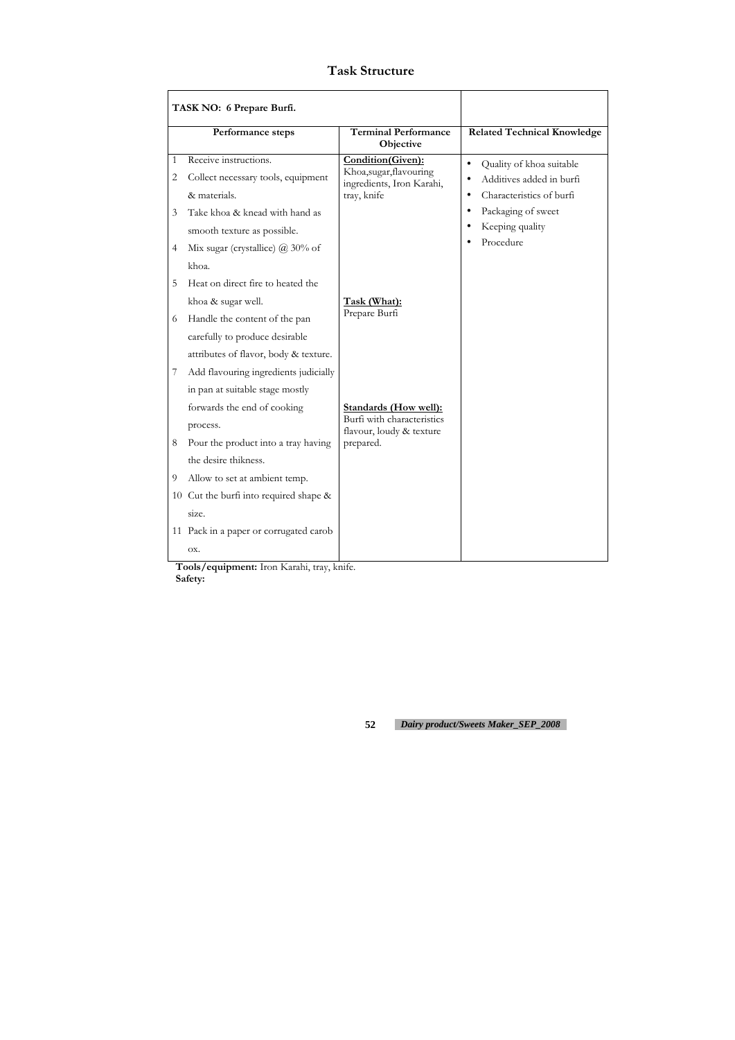## Task Structure

| TASK NO: 6 Prepare Burfi. | | |
|---|---|---|
| **Performance steps** | **Terminal Performance Objective** | **Related Technical Knowledge** |
| 1 Receive instructions.<br>2 Collect necessary tools, equipment & materials.<br>3 Take khoa & knead with hand as smooth texture as possible.<br>4 Mix sugar (crystallice) @ 30% of khoa.<br>5 Heat on direct fire to heated the khoa & sugar well.<br>6 Handle the content of the pan carefully to produce desirable attributes of flavor, body & texture.<br>7 Add flavouring ingredients judicially in pan at suitable stage mostly forwards the end of cooking process.<br>8 Pour the product into a tray having the desire thikness.<br>9 Allow to set at ambient temp.<br>10 Cut the burfi into required shape & size.<br>11 Pack in a paper or corrugated carob ox. | **Condition(Given):**<br>Khoa,sugar,flavouring ingredients, Iron Karahi, tray, knife<br><br>**Task (What):**<br>Prepare Burfi<br><br>**Standards (How well):**<br>Burfi with characteristics flavour, loudy & texture prepared. | • Quality of khoa suitable<br>• Additives added in burfi<br>• Characteristics of burfi<br>• Packaging of sweet<br>• Keeping quality<br>• Procedure |

**Tools/equipment:** Iron Karahi, tray, knife.

**Safety:**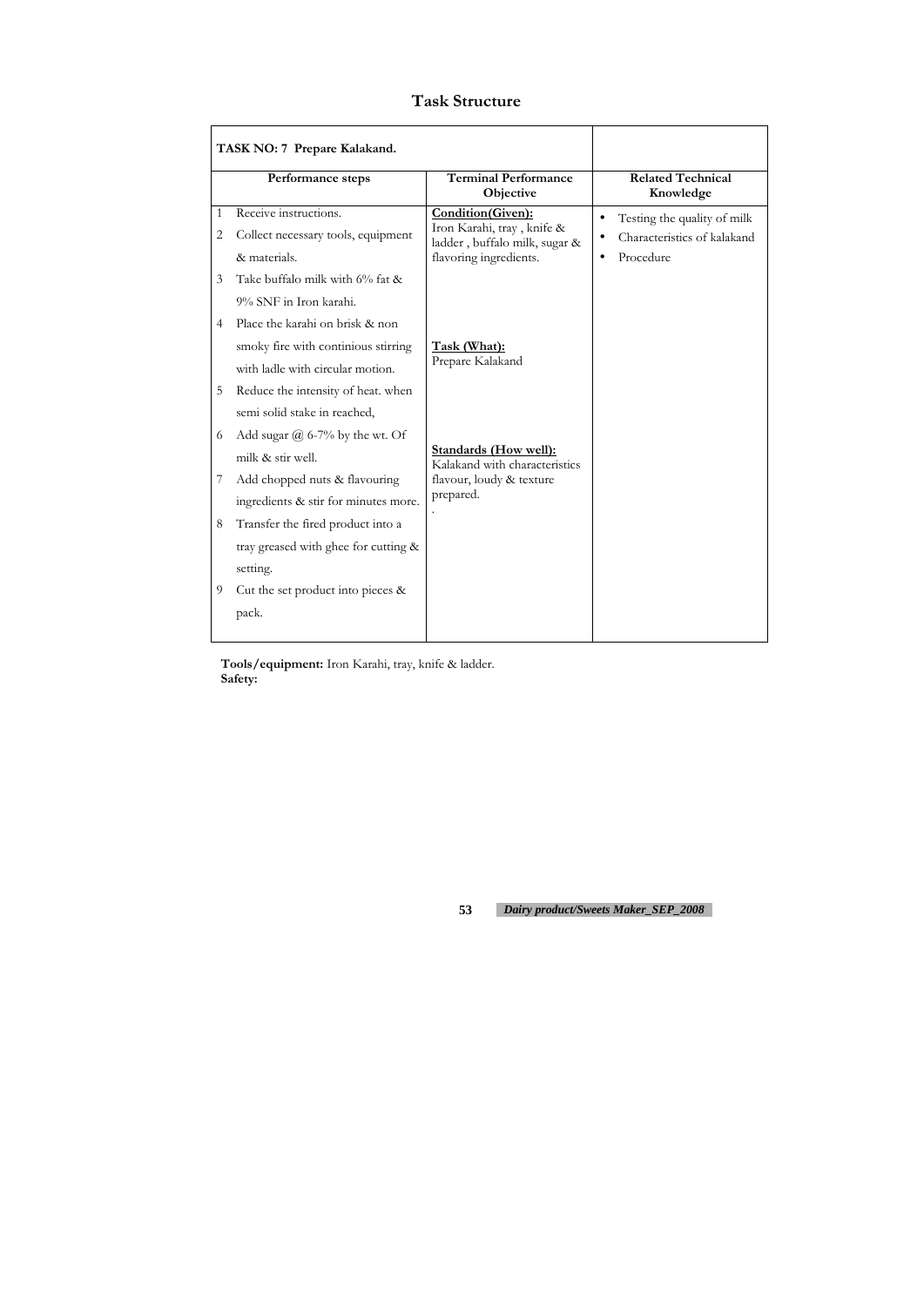# Task Structure

| TASK NO: 7 Prepare Kalakand. | | |
|---|---|---|
| **Performance steps** | **Terminal Performance Objective** | **Related Technical Knowledge** |
| 1 Receive instructions.<br>2 Collect necessary tools, equipment & materials.<br>3 Take buffalo milk with 6% fat & 9% SNF in Iron karahi.<br>4 Place the karahi on brisk & non smoky fire with continious stirring with ladle with circular motion.<br>5 Reduce the intensity of heat. when semi solid stake in reached,<br>6 Add sugar @ 6-7% by the wt. Of milk & stir well.<br>7 Add chopped nuts & flavouring ingredients & stir for minutes more.<br>8 Transfer the fired product into a tray greased with ghee for cutting & setting.<br>9 Cut the set product into pieces & pack. | **Condition(Given):**<br>Iron Karahi, tray , knife & ladder , buffalo milk, sugar & flavoring ingredients.<br><br>**Task (What):**<br>Prepare Kalakand<br><br>**Standards (How well):**<br>Kalakand with characteristics flavour, loudy & texture prepared.<br>. | • Testing the quality of milk<br>• Characteristics of kalakand<br>• Procedure |

**Tools/equipment:** Iron Karahi, tray, knife & ladder.
**Safety:**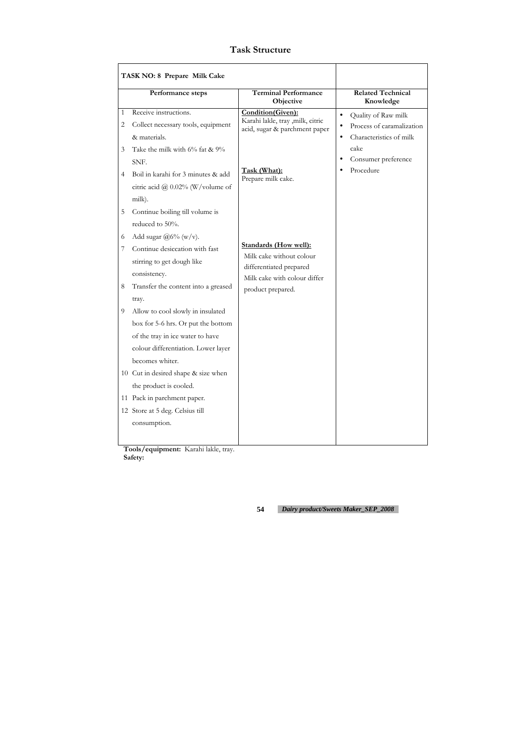# Task Structure

| TASK NO: 8 Prepare Milk Cake | | |
|---|---|---|
| **Performance steps** | **Terminal Performance Objective** | **Related Technical Knowledge** |
| 1 Receive instructions.<br>2 Collect necessary tools, equipment & materials.<br>3 Take the milk with 6% fat & 9% SNF.<br>4 Boil in karahi for 3 minutes & add citric acid @ 0.02% (W/volume of milk).<br>5 Continue boiling till volume is reduced to 50%.<br>6 Add sugar @6% (w/v).<br>7 Continue desiccation with fast stirring to get dough like consistency.<br>8 Transfer the content into a greased tray.<br>9 Allow to cool slowly in insulated box for 5-6 hrs. Or put the bottom of the tray in ice water to have colour differentiation. Lower layer becomes whiter.<br>10 Cut in desired shape & size when the product is cooled.<br>11 Pack in parchment paper.<br>12 Store at 5 deg. Celsius till consumption. | **Condition(Given):**<br>Karahi lakle, tray ,milk, citric acid, sugar & parchment paper<br><br>**Task (What):**<br>Prepare milk cake.<br><br>**Standards (How well):**<br>Milk cake without colour differentiated prepared<br>Milk cake with colour differ product prepared. | • Quality of Raw milk<br>• Process of caramalization<br>• Characteristics of milk cake<br>• Consumer preference<br>• Procedure |

**Tools/equipment:** Karahi lakle, tray.

**Safety:**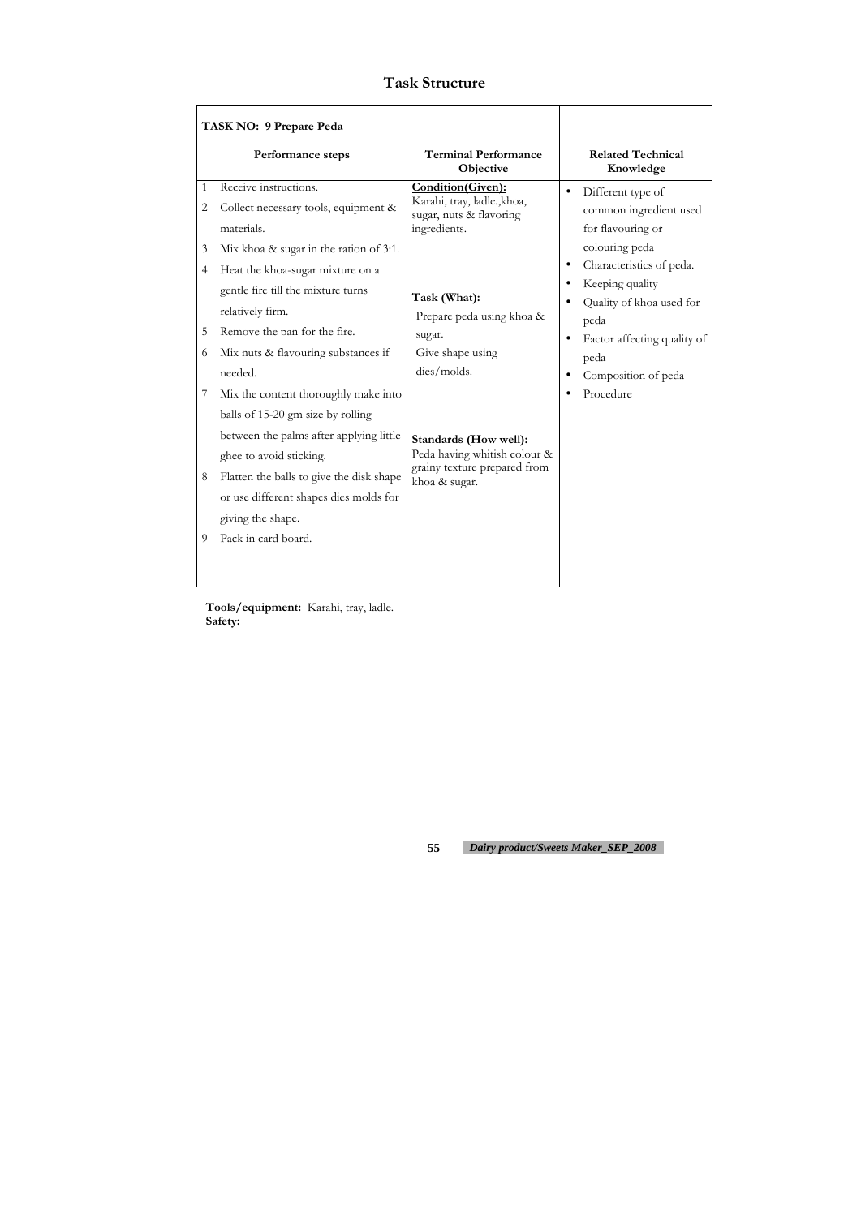## Task Structure

| TASK NO: 9 Prepare Peda | | |
|---|---|---|
| **Performance steps** | **Terminal Performance Objective** | **Related Technical Knowledge** |
| 1 Receive instructions.<br>2 Collect necessary tools, equipment & materials.<br>3 Mix khoa & sugar in the ration of 3:1.<br>4 Heat the khoa-sugar mixture on a gentle fire till the mixture turns relatively firm.<br>5 Remove the pan for the fire.<br>6 Mix nuts & flavouring substances if needed.<br>7 Mix the content thoroughly make into balls of 15-20 gm size by rolling between the palms after applying little ghee to avoid sticking.<br>8 Flatten the balls to give the disk shape or use different shapes dies molds for giving the shape.<br>9 Pack in card board. | **Condition(Given):**<br>Karahi, tray, ladle.,khoa, sugar, nuts & flavoring ingredients.<br><br>**Task (What):**<br>Prepare peda using khoa & sugar.<br>Give shape using dies/molds.<br><br>**Standards (How well):**<br>Peda having whitish colour & grainy texture prepared from khoa & sugar. | • Different type of common ingredient used for flavouring or colouring peda<br>• Characteristics of peda.<br>• Keeping quality<br>• Quality of khoa used for peda<br>• Factor affecting quality of peda<br>• Composition of peda<br>• Procedure |

**Tools/equipment:** Karahi, tray, ladle.
**Safety:**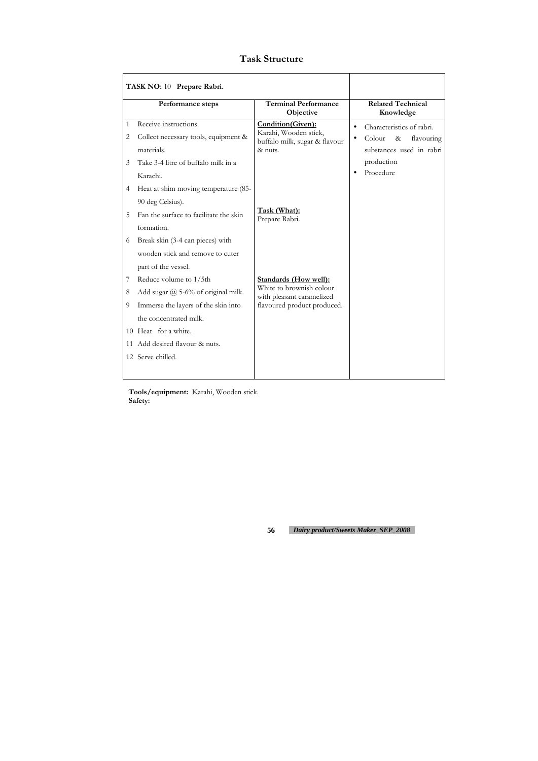# Task Structure

| TASK NO: 10 **Prepare Rabri.** | | |
|---|---|---|
| **Performance steps** | **Terminal Performance Objective** | **Related Technical Knowledge** |
| 1 Receive instructions.<br>2 Collect necessary tools, equipment & materials.<br>3 Take 3-4 litre of buffalo milk in a Karachi.<br>4 Heat at shim moving temperature (85-90 deg Celsius).<br>5 Fan the surface to facilitate the skin formation.<br>6 Break skin (3-4 can pieces) with wooden stick and remove to cuter part of the vessel.<br>7 Reduce volume to 1/5th<br>8 Add sugar @ 5-6% of original milk.<br>9 Immerse the layers of the skin into the concentrated milk.<br>10 Heat for a white.<br>11 Add desired flavour & nuts.<br>12 Serve chilled. | **Condition(Given):**<br>Karahi, Wooden stick, buffalo milk, sugar & flavour & nuts.<br><br>**Task (What):**<br>Prepare Rabri.<br><br>**Standards (How well):**<br>White to brownish colour with pleasant caramelized flavoured product produced. | • Characteristics of rabri.<br>• Colour & flavouring substances used in rabri production<br>• Procedure |

**Tools/equipment:** Karahi, Wooden stick.
**Safety:**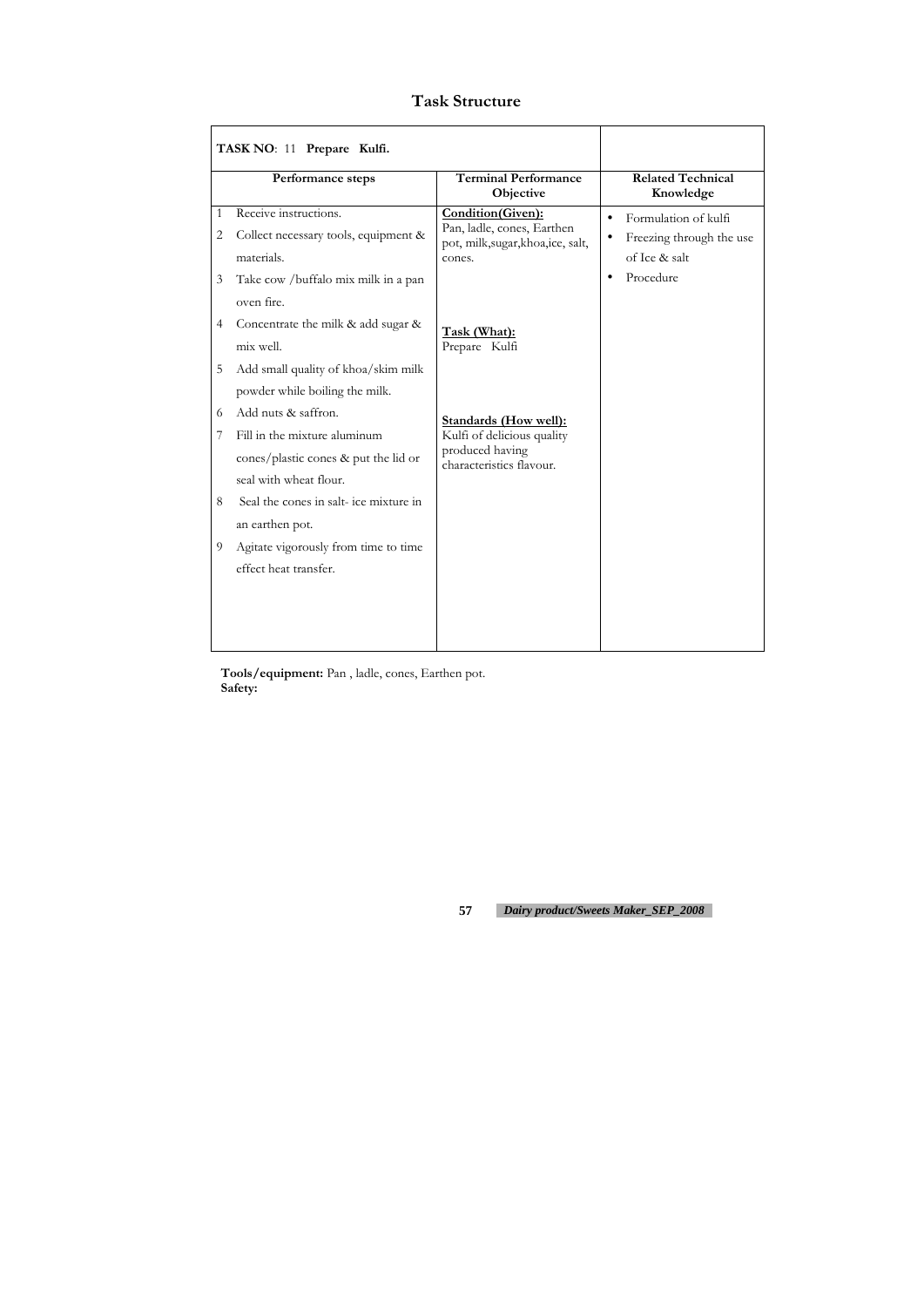# Task Structure

| TASK NO: 11 **Prepare Kulfi.** | | |
|---|---|---|
| **Performance steps** | **Terminal Performance Objective** | **Related Technical Knowledge** |
| 1 Receive instructions.<br>2 Collect necessary tools, equipment & materials.<br>3 Take cow /buffalo mix milk in a pan oven fire.<br>4 Concentrate the milk & add sugar & mix well.<br>5 Add small quality of khoa/skim milk powder while boiling the milk.<br>6 Add nuts & saffron.<br>7 Fill in the mixture aluminum cones/plastic cones & put the lid or seal with wheat flour.<br>8 Seal the cones in salt- ice mixture in an earthen pot.<br>9 Agitate vigorously from time to time effect heat transfer. | **Condition(Given):**<br>Pan, ladle, cones, Earthen pot, milk,sugar,khoa,ice, salt, cones.<br><br>**Task (What):**<br>Prepare Kulfi<br><br>**Standards (How well):**<br>Kulfi of delicious quality produced having characteristics flavour. | • Formulation of kulfi<br>• Freezing through the use of Ice & salt<br>• Procedure |

**Tools/equipment:** Pan , ladle, cones, Earthen pot.
**Safety:**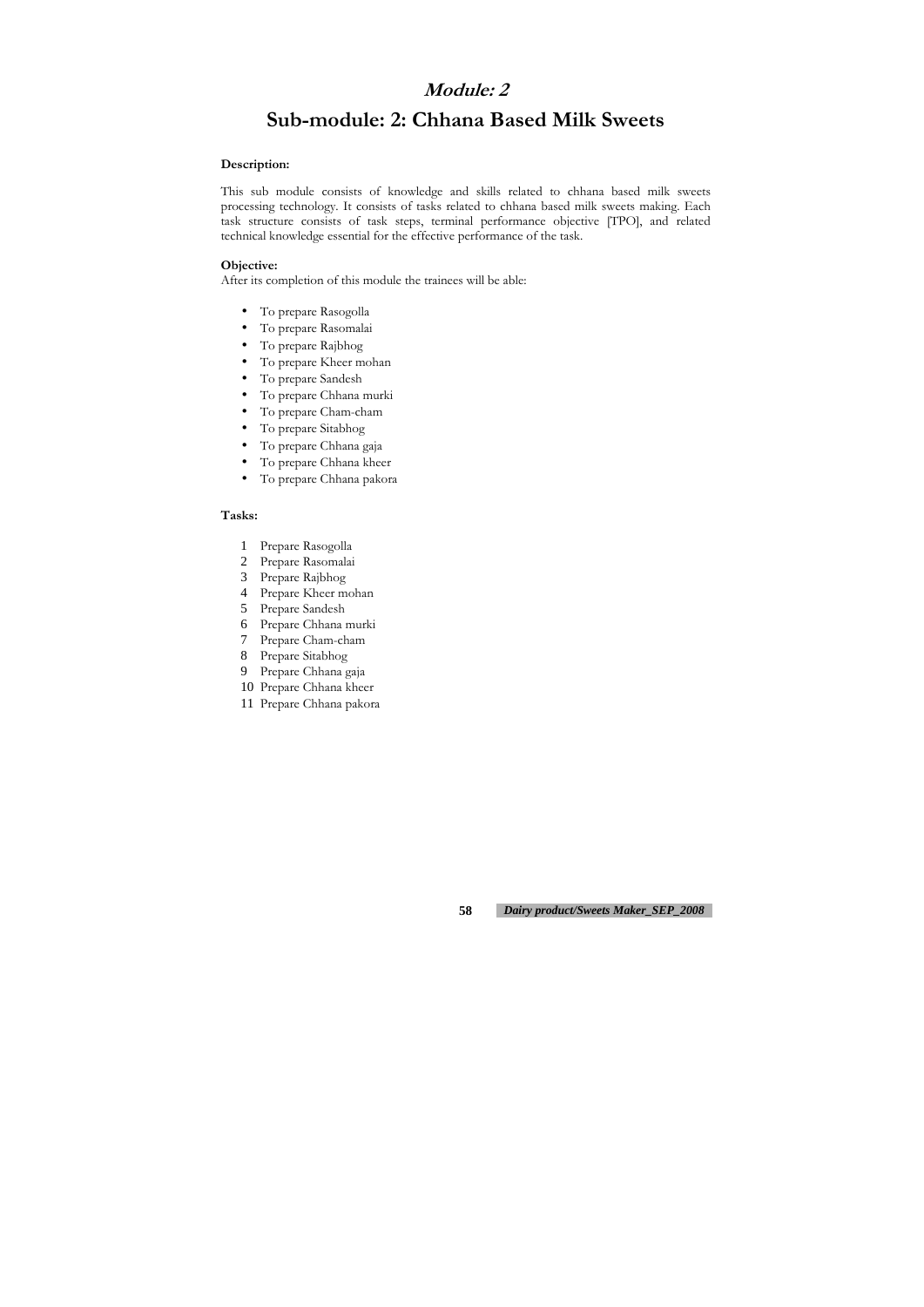# *Module: 2*

## Sub-module: 2: Chhana Based Milk Sweets

**Description:**

This sub module consists of knowledge and skills related to chhana based milk sweets processing technology. It consists of tasks related to chhana based milk sweets making. Each task structure consists of task steps, terminal performance objective [TPO], and related technical knowledge essential for the effective performance of the task.

**Objective:**

After its completion of this module the trainees will be able:

- To prepare Rasogolla
- To prepare Rasomalai
- To prepare Rajbhog
- To prepare Kheer mohan
- To prepare Sandesh
- To prepare Chhana murki
- To prepare Cham-cham
- To prepare Sitabhog
- To prepare Chhana gaja
- To prepare Chhana kheer
- To prepare Chhana pakora

**Tasks:**

1. Prepare Rasogolla
2. Prepare Rasomalai
3. Prepare Rajbhog
4. Prepare Kheer mohan
5. Prepare Sandesh
6. Prepare Chhana murki
7. Prepare Cham-cham
8. Prepare Sitabhog
9. Prepare Chhana gaja
10. Prepare Chhana kheer
11. Prepare Chhana pakora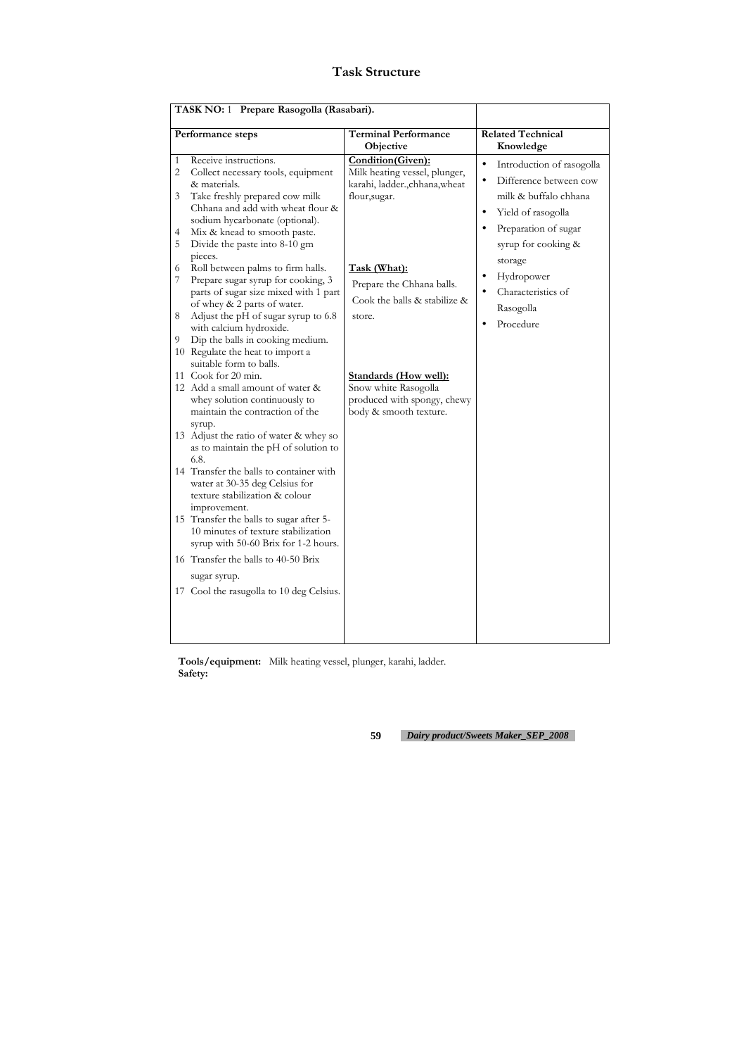# Task Structure

| TASK NO: 1 **Prepare Rasogolla (Rasabari).** | | |
|---|---|---|
| **Performance steps** | **Terminal Performance Objective** | **Related Technical Knowledge** |
| 1 Receive instructions.<br>2 Collect necessary tools, equipment & materials.<br>3 Take freshly prepared cow milk Chhana and add with wheat flour & sodium hycarbonate (optional).<br>4 Mix & knead to smooth paste.<br>5 Divide the paste into 8-10 gm pieces.<br>6 Roll between palms to firm halls.<br>7 Prepare sugar syrup for cooking, 3 parts of sugar size mixed with 1 part of whey & 2 parts of water.<br>8 Adjust the pH of sugar syrup to 6.8 with calcium hydroxide.<br>9 Dip the balls in cooking medium.<br>10 Regulate the heat to import a suitable form to balls.<br>11 Cook for 20 min.<br>12 Add a small amount of water & whey solution continuously to maintain the contraction of the syrup.<br>13 Adjust the ratio of water & whey so as to maintain the pH of solution to 6.8.<br>14 Transfer the balls to container with water at 30-35 deg Celsius for texture stabilization & colour improvement.<br>15 Transfer the balls to sugar after 5-10 minutes of texture stabilization syrup with 50-60 Brix for 1-2 hours.<br>16 Transfer the balls to 40-50 Brix sugar syrup.<br>17 Cool the rasugolla to 10 deg Celsius. | **Condition(Given):**<br>Milk heating vessel, plunger, karahi, ladder.,chhana,wheat flour,sugar.<br><br>**Task (What):**<br>Prepare the Chhana balls.<br>Cook the balls & stabilize & store.<br><br>**Standards (How well):**<br>Snow white Rasogolla produced with spongy, chewy body & smooth texture. | • Introduction of rasogolla<br>• Difference between cow milk & buffalo chhana<br>• Yield of rasogolla<br>• Preparation of sugar syrup for cooking & storage<br>• Hydropower<br>• Characteristics of Rasogolla<br>• Procedure |

**Tools/equipment:** Milk heating vessel, plunger, karahi, ladder.
**Safety:**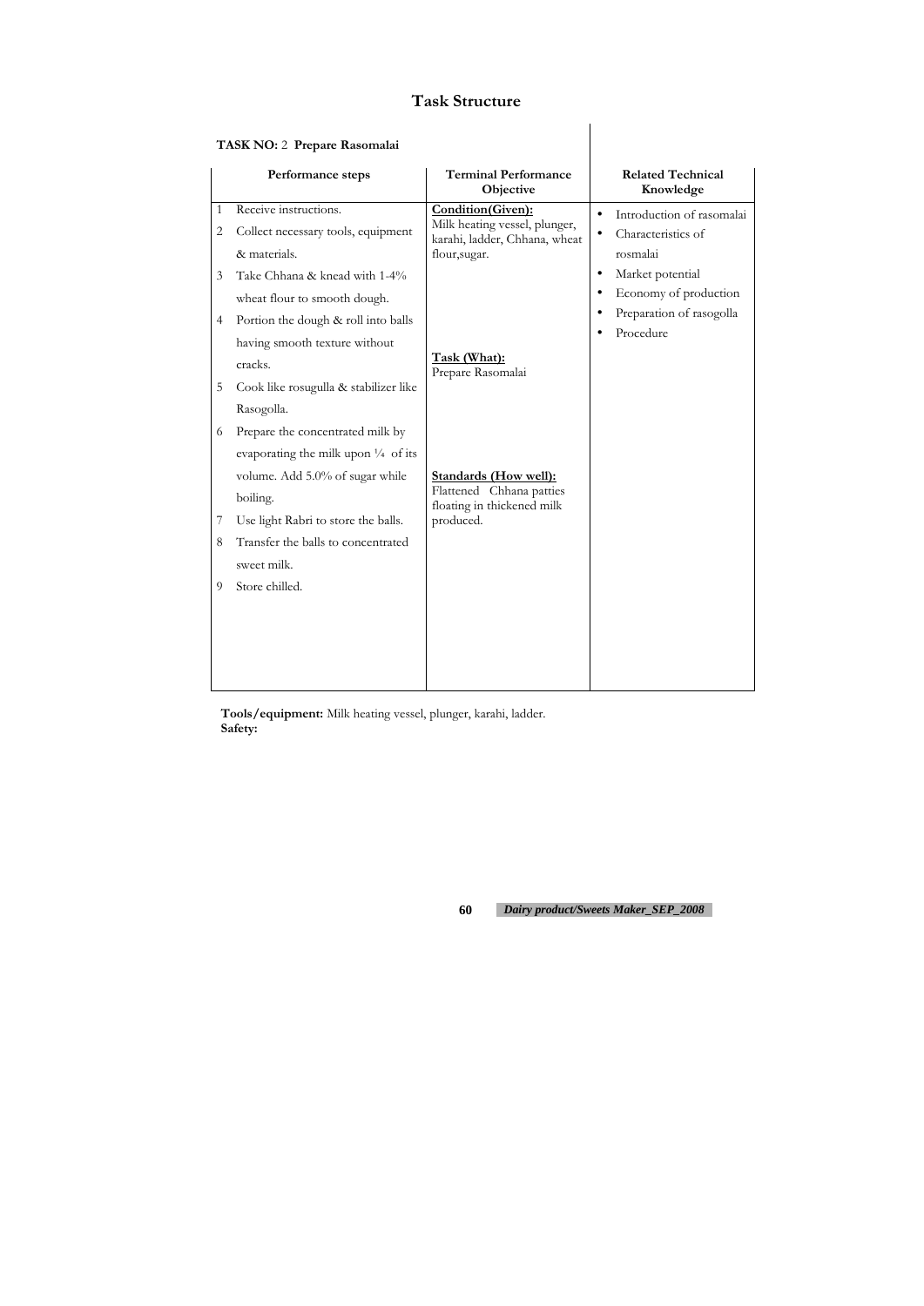# Task Structure

**TASK NO:** 2 **Prepare Rasomalai**

| Performance steps | Terminal Performance Objective | Related Technical Knowledge |
|---|---|---|
| 1 Receive instructions.<br>2 Collect necessary tools, equipment & materials.<br>3 Take Chhana & knead with 1-4% wheat flour to smooth dough.<br>4 Portion the dough & roll into balls having smooth texture without cracks.<br>5 Cook like rosugulla & stabilizer like Rasogolla.<br>6 Prepare the concentrated milk by evaporating the milk upon ¼ of its volume. Add 5.0% of sugar while boiling.<br>7 Use light Rabri to store the balls.<br>8 Transfer the balls to concentrated sweet milk.<br>9 Store chilled. | **Condition(Given):**<br>Milk heating vessel, plunger, karahi, ladder, Chhana, wheat flour,sugar.<br><br>**Task (What):**<br>Prepare Rasomalai<br><br>**Standards (How well):**<br>Flattened Chhana patties floating in thickened milk produced. | • Introduction of rasomalai<br>• Characteristics of rosmalai<br>• Market potential<br>• Economy of production<br>• Preparation of rasogolla<br>• Procedure |

**Tools/equipment:** Milk heating vessel, plunger, karahi, ladder.

**Safety:**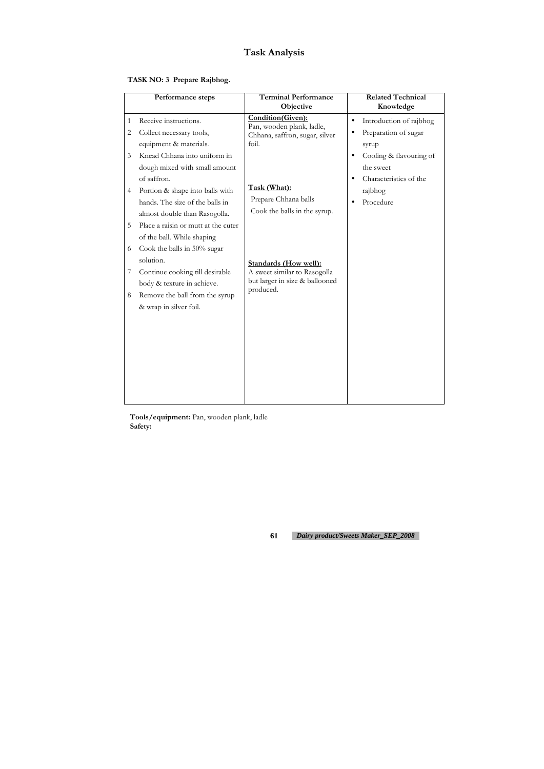# Task Analysis

**TASK NO: 3 Prepare Rajbhog.**

| Performance steps | Terminal Performance Objective | Related Technical Knowledge |
|---|---|---|
| 1 Receive instructions.<br>2 Collect necessary tools, equipment & materials.<br>3 Knead Chhana into uniform in dough mixed with small amount of saffron.<br>4 Portion & shape into balls with hands. The size of the balls in almost double than Rasogolla.<br>5 Place a raisin or mutt at the cuter of the ball. While shaping<br>6 Cook the balls in 50% sugar solution.<br>7 Continue cooking till desirable body & texture in achieve.<br>8 Remove the ball from the syrup & wrap in silver foil. | **Condition(Given):**<br>Pan, wooden plank, ladle, Chhana, saffron, sugar, silver foil.<br><br>**Task (What):**<br>Prepare Chhana balls<br>Cook the balls in the syrup.<br><br>**Standards (How well):**<br>A sweet similar to Rasogolla but larger in size & ballooned produced. | • Introduction of rajbhog<br>• Preparation of sugar syrup<br>• Cooling & flavouring of the sweet<br>• Characteristics of the rajbhog<br>• Procedure |

**Tools/equipment:** Pan, wooden plank, ladle
**Safety:**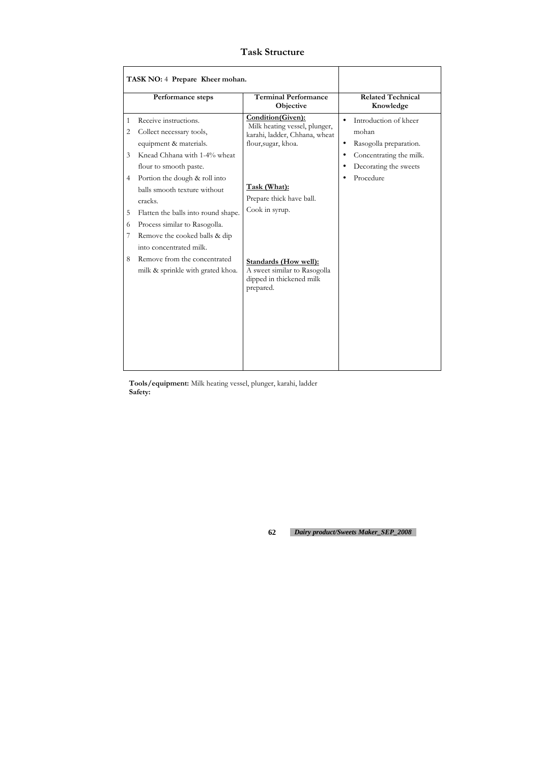## Task Structure

| **TASK NO:** 4 **Prepare Kheer mohan.** | | |
|---|---|---|
| **Performance steps** | **Terminal Performance Objective** | **Related Technical Knowledge** |
| 1 Receive instructions.<br>2 Collect necessary tools, equipment & materials.<br>3 Knead Chhana with 1-4% wheat flour to smooth paste.<br>4 Portion the dough & roll into balls smooth texture without cracks.<br>5 Flatten the balls into round shape.<br>6 Process similar to Rasogolla.<br>7 Remove the cooked balls & dip into concentrated milk.<br>8 Remove from the concentrated milk & sprinkle with grated khoa. | **Condition(Given):**<br>Milk heating vessel, plunger, karahi, ladder, Chhana, wheat flour,sugar, khoa.<br><br>**Task (What):**<br>Prepare thick have ball.<br>Cook in syrup.<br><br>**Standards (How well):**<br>A sweet similar to Rasogolla dipped in thickened milk prepared. | • Introduction of kheer mohan<br>• Rasogolla preparation.<br>• Concentrating the milk.<br>• Decorating the sweets<br>• Procedure |

**Tools/equipment:** Milk heating vessel, plunger, karahi, ladder
**Safety:**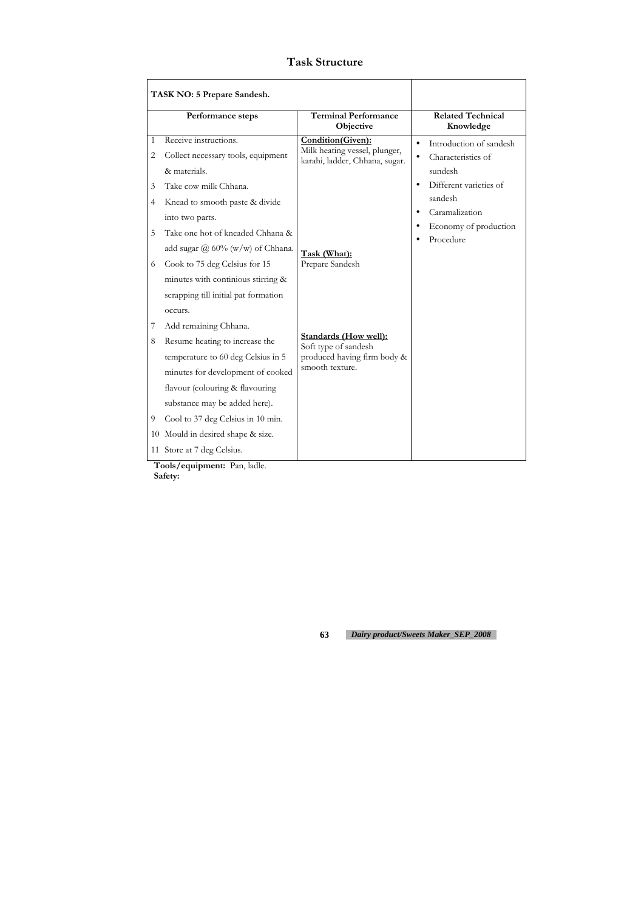## Task Structure

| TASK NO: 5 Prepare Sandesh. | | |
|---|---|---|
| **Performance steps** | **Terminal Performance Objective** | **Related Technical Knowledge** |
| 1 Receive instructions.<br>2 Collect necessary tools, equipment & materials.<br>3 Take cow milk Chhana.<br>4 Knead to smooth paste & divide into two parts.<br>5 Take one hot of kneaded Chhana & add sugar @ 60% (w/w) of Chhana.<br>6 Cook to 75 deg Celsius for 15 minutes with continious stirring & scrapping till initial pat formation occurs.<br>7 Add remaining Chhana.<br>8 Resume heating to increase the temperature to 60 deg Celsius in 5 minutes for development of cooked flavour (colouring & flavouring substance may be added here).<br>9 Cool to 37 deg Celsius in 10 min.<br>10 Mould in desired shape & size.<br>11 Store at 7 deg Celsius. | **Condition(Given):**<br>Milk heating vessel, plunger, karahi, ladder, Chhana, sugar.<br><br>**Task (What):**<br>Prepare Sandesh<br><br>**Standards (How well):**<br>Soft type of sandesh produced having firm body & smooth texture. | • Introduction of sandesh<br>• Characteristics of sundesh<br>• Different varieties of sandesh<br>• Caramalization<br>• Economy of production<br>• Procedure |

**Tools/equipment:** Pan, ladle.

**Safety:**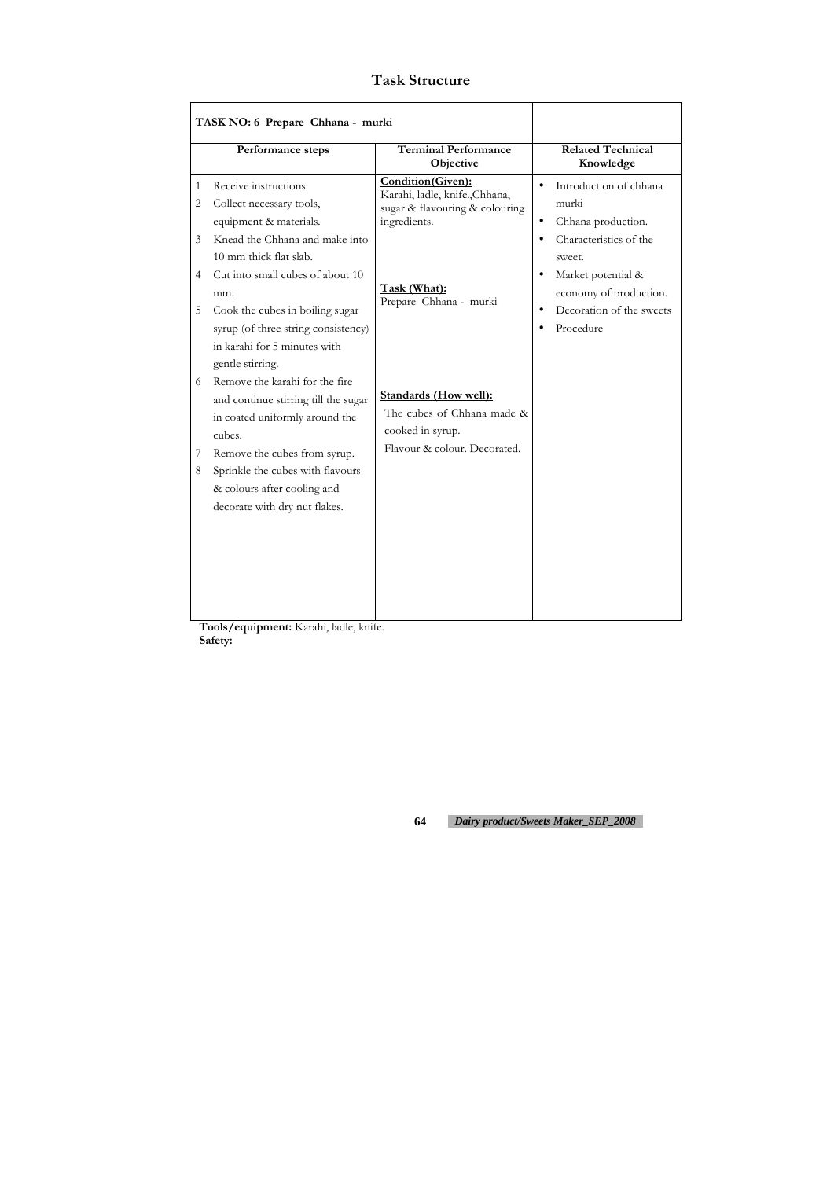## Task Structure

| TASK NO: 6 Prepare Chhana - murki | | |
|---|---|---|
| **Performance steps** | **Terminal Performance Objective** | **Related Technical Knowledge** |
| 1 Receive instructions.<br>2 Collect necessary tools, equipment & materials.<br>3 Knead the Chhana and make into 10 mm thick flat slab.<br>4 Cut into small cubes of about 10 mm.<br>5 Cook the cubes in boiling sugar syrup (of three string consistency) in karahi for 5 minutes with gentle stirring.<br>6 Remove the karahi for the fire and continue stirring till the sugar in coated uniformly around the cubes.<br>7 Remove the cubes from syrup.<br>8 Sprinkle the cubes with flavours & colours after cooling and decorate with dry nut flakes. | **Condition(Given):**<br>Karahi, ladle, knife.,Chhana, sugar & flavouring & colouring ingredients.<br><br>**Task (What):**<br>Prepare Chhana - murki<br><br>**Standards (How well):**<br>The cubes of Chhana made & cooked in syrup.<br>Flavour & colour. Decorated. | • Introduction of chhana murki<br>• Chhana production.<br>• Characteristics of the sweet.<br>• Market potential & economy of production.<br>• Decoration of the sweets<br>• Procedure |

**Tools/equipment:** Karahi, ladle, knife.

**Safety:**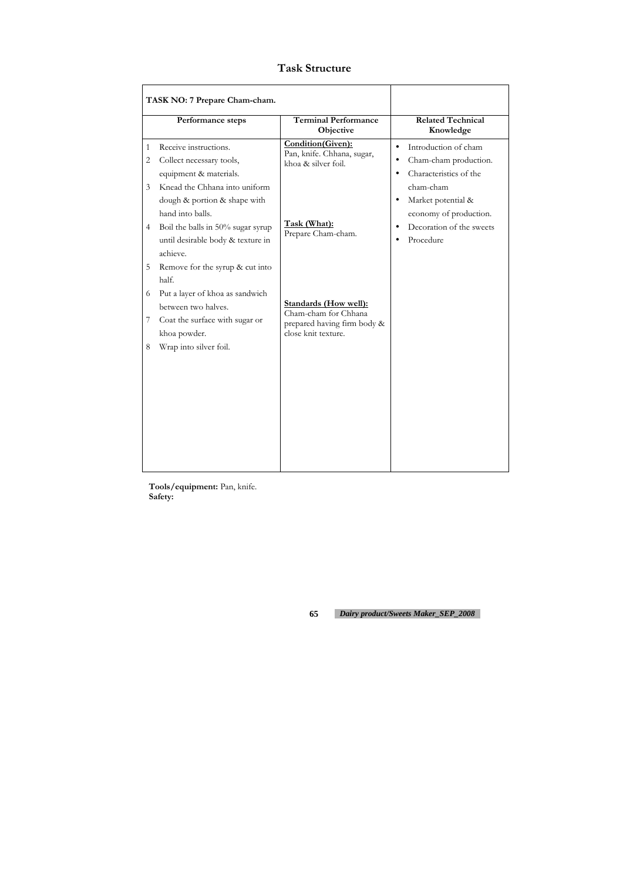# Task Structure

| TASK NO: 7 Prepare Cham-cham. | | |
|---|---|---|
| **Performance steps** | **Terminal Performance Objective** | **Related Technical Knowledge** |
| 1 Receive instructions.<br>2 Collect necessary tools, equipment & materials.<br>3 Knead the Chhana into uniform dough & portion & shape with hand into balls.<br>4 Boil the balls in 50% sugar syrup until desirable body & texture in achieve.<br>5 Remove for the syrup & cut into half.<br>6 Put a layer of khoa as sandwich between two halves.<br>7 Coat the surface with sugar or khoa powder.<br>8 Wrap into silver foil. | **Condition(Given):**<br>Pan, knife. Chhana, sugar, khoa & silver foil.<br><br>**Task (What):**<br>Prepare Cham-cham.<br><br>**Standards (How well):**<br>Cham-cham for Chhana prepared having firm body & close knit texture. | • Introduction of cham<br>• Cham-cham production.<br>• Characteristics of the cham-cham<br>• Market potential & economy of production.<br>• Decoration of the sweets<br>• Procedure |

**Tools/equipment:** Pan, knife.
**Safety:**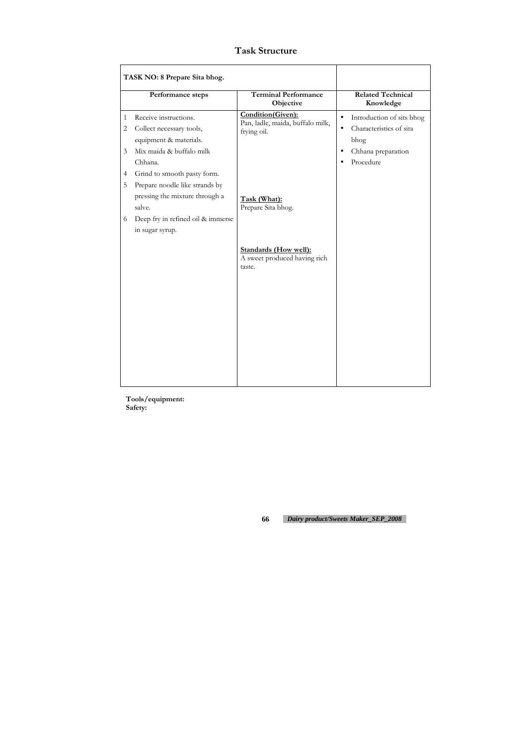# Task Structure

| TASK NO: 8 Prepare Sita bhog. | | |
|---|---|---|
| **Performance steps** | **Terminal Performance Objective** | **Related Technical Knowledge** |
| 1 Receive instructions.<br>2 Collect necessary tools, equipment & materials.<br>3 Mix maida & buffalo milk Chhana.<br>4 Grind to smooth pasty form.<br>5 Prepare noodle like strands by pressing the mixture through a salve.<br>6 Deep fry in refined oil & immerse in sugar syrup. | **Condition(Given):**<br>Pan, ladle, maida, buffalo milk, frying oil.<br><br>**Task (What):**<br>Prepare Sita bhog.<br><br>**Standards (How well):**<br>A sweet produced having rich taste. | • Introduction of sits bhog<br>• Characteristics of sita bhog<br>• Chhana preparation<br>• Procedure |

**Tools/equipment:**
**Safety:**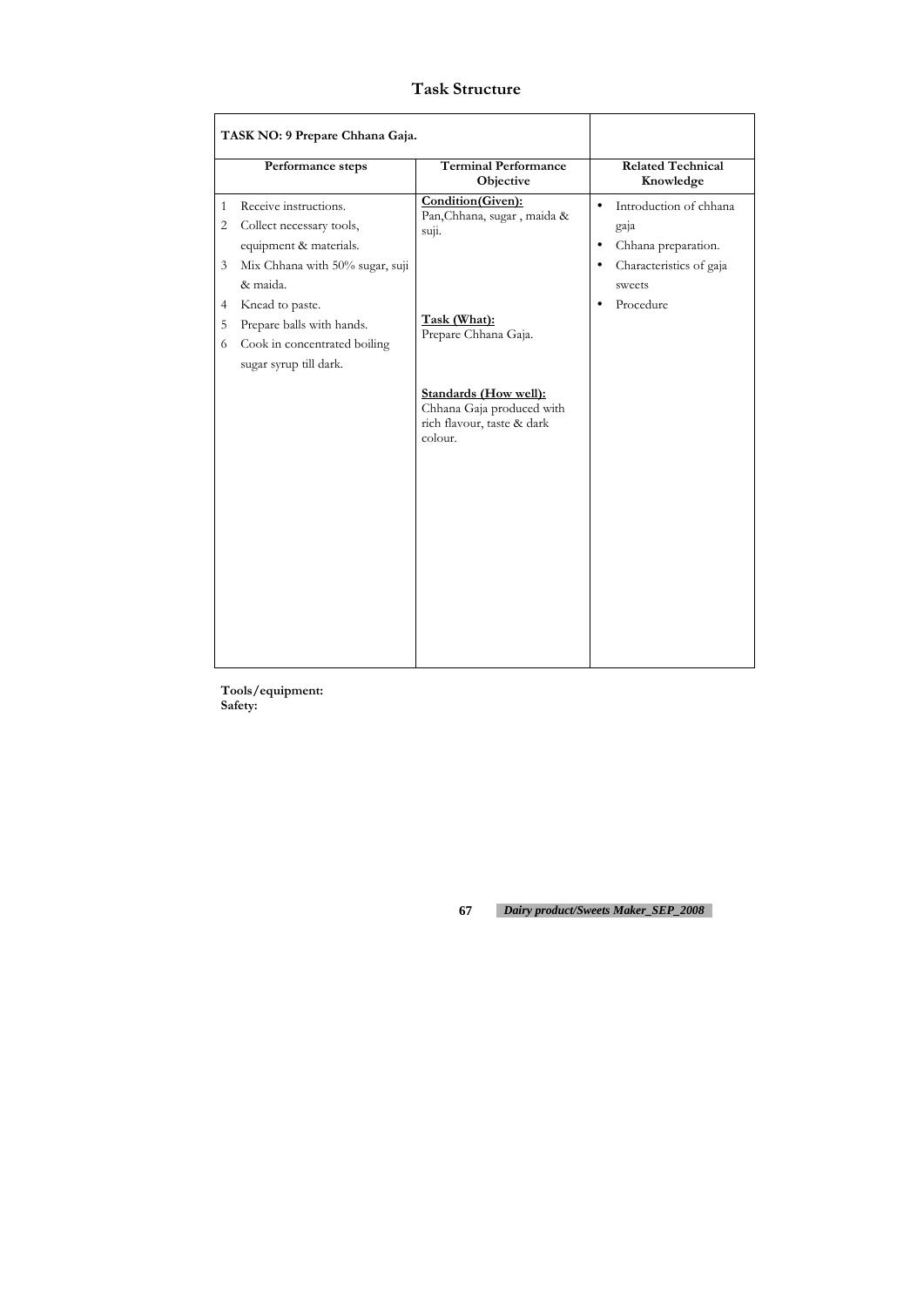# Task Structure

| TASK NO: 9 Prepare Chhana Gaja. | | |
|---|---|---|
| **Performance steps** | **Terminal Performance Objective** | **Related Technical Knowledge** |
| 1 Receive instructions.<br>2 Collect necessary tools, equipment & materials.<br>3 Mix Chhana with 50% sugar, suji & maida.<br>4 Knead to paste.<br>5 Prepare balls with hands.<br>6 Cook in concentrated boiling sugar syrup till dark. | **Condition(Given):**<br>Pan,Chhana, sugar , maida & suji.<br><br>**Task (What):**<br>Prepare Chhana Gaja.<br><br>**Standards (How well):**<br>Chhana Gaja produced with rich flavour, taste & dark colour. | • Introduction of chhana gaja<br>• Chhana preparation.<br>• Characteristics of gaja sweets<br>• Procedure |

**Tools/equipment:**

**Safety:**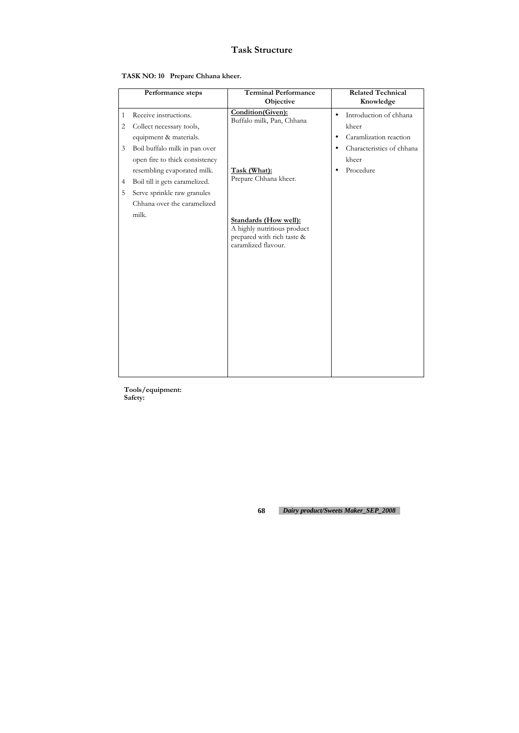# Task Structure

**TASK NO: 10 Prepare Chhana kheer.**

| Performance steps | Terminal Performance Objective | Related Technical Knowledge |
|---|---|---|
| 1 Receive instructions.<br>2 Collect necessary tools, equipment & materials.<br>3 Boil buffalo milk in pan over open fire to thick consistency resembling evaporated milk.<br>4 Boil till it gets caramelized.<br>5 Serve sprinkle raw granules Chhana over the caramelized milk. | <u>**Condition(Given):**</u><br>Buffalo milk, Pan, Chhana<br><br><u>**Task (What):**</u><br>Prepare Chhana kheer.<br><br><u>**Standards (How well):**</u><br>A highly nutritious product prepared with rich taste & caramlized flavour. | • Introduction of chhana kheer<br>• Caramlization reaction<br>• Characteristics of chhana kheer<br>• Procedure |

**Tools/equipment:**

**Safety:**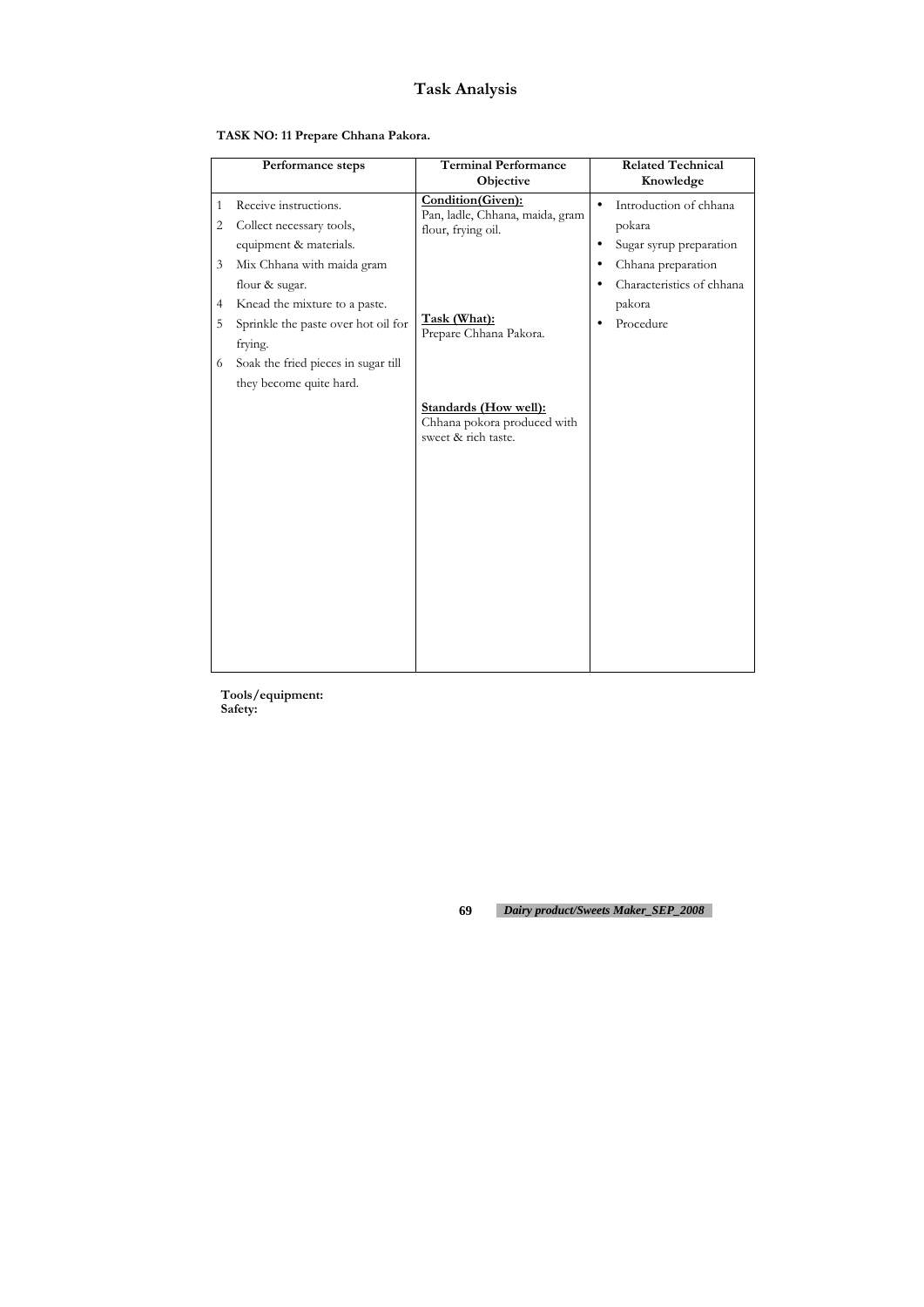# Task Analysis

**TASK NO: 11 Prepare Chhana Pakora.**

| Performance steps | Terminal Performance Objective | Related Technical Knowledge |
|---|---|---|
| 1 Receive instructions.<br>2 Collect necessary tools, equipment & materials.<br>3 Mix Chhana with maida gram flour & sugar.<br>4 Knead the mixture to a paste.<br>5 Sprinkle the paste over hot oil for frying.<br>6 Soak the fried pieces in sugar till they become quite hard. | **Condition(Given):**<br>Pan, ladle, Chhana, maida, gram flour, frying oil.<br><br>**Task (What):**<br>Prepare Chhana Pakora.<br><br>**Standards (How well):**<br>Chhana pokora produced with sweet & rich taste. | • Introduction of chhana pokara<br>• Sugar syrup preparation<br>• Chhana preparation<br>• Characteristics of chhana pakora<br>• Procedure |

**Tools/equipment:**
**Safety:**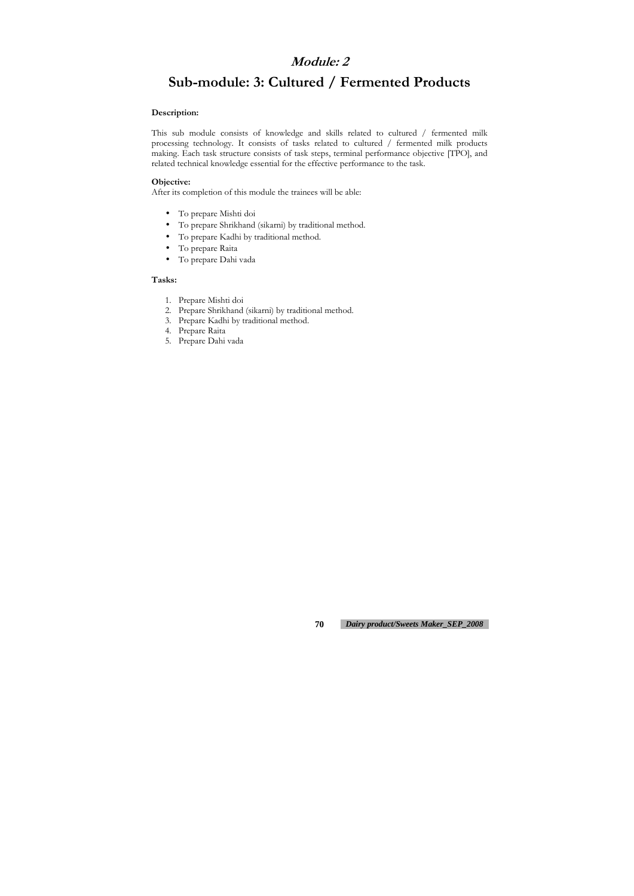# *Module: 2*

# Sub-module: 3: Cultured / Fermented Products

**Description:**

This sub module consists of knowledge and skills related to cultured / fermented milk processing technology. It consists of tasks related to cultured / fermented milk products making. Each task structure consists of task steps, terminal performance objective [TPO], and related technical knowledge essential for the effective performance to the task.

**Objective:**

After its completion of this module the trainees will be able:

- To prepare Mishti doi
- To prepare Shrikhand (sikarni) by traditional method.
- To prepare Kadhi by traditional method.
- To prepare Raita
- To prepare Dahi vada

**Tasks:**

1. Prepare Mishti doi
2. Prepare Shrikhand (sikarni) by traditional method.
3. Prepare Kadhi by traditional method.
4. Prepare Raita
5. Prepare Dahi vada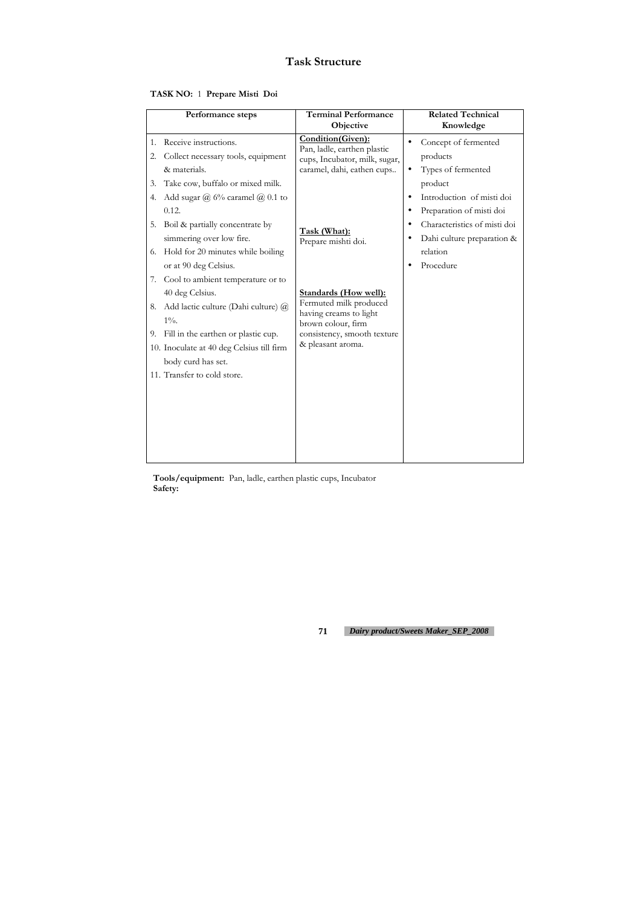# Task Structure

**TASK NO:** 1 **Prepare Misti Doi**

| Performance steps | Terminal Performance Objective | Related Technical Knowledge |
|---|---|---|
| 1. Receive instructions.<br>2. Collect necessary tools, equipment & materials.<br>3. Take cow, buffalo or mixed milk.<br>4. Add sugar @ 6% caramel @ 0.1 to 0.12.<br>5. Boil & partially concentrate by simmering over low fire.<br>6. Hold for 20 minutes while boiling or at 90 deg Celsius.<br>7. Cool to ambient temperature or to 40 deg Celsius.<br>8. Add lactic culture (Dahi culture) @ 1%.<br>9. Fill in the earthen or plastic cup.<br>10. Inoculate at 40 deg Celsius till firm body curd has set.<br>11. Transfer to cold store. | **Condition(Given):**<br>Pan, ladle, earthen plastic cups, Incubator, milk, sugar, caramel, dahi, eathen cups..<br><br>**Task (What):**<br>Prepare mishti doi.<br><br>**Standards (How well):**<br>Fermuted milk produced having creams to light brown colour, firm consistency, smooth texture & pleasant aroma. | • Concept of fermented products<br>• Types of fermented product<br>• Introduction of misti doi<br>• Preparation of misti doi<br>• Characteristics of misti doi<br>• Dahi culture preparation & relation<br>• Procedure |

**Tools/equipment:** Pan, ladle, earthen plastic cups, Incubator

**Safety:**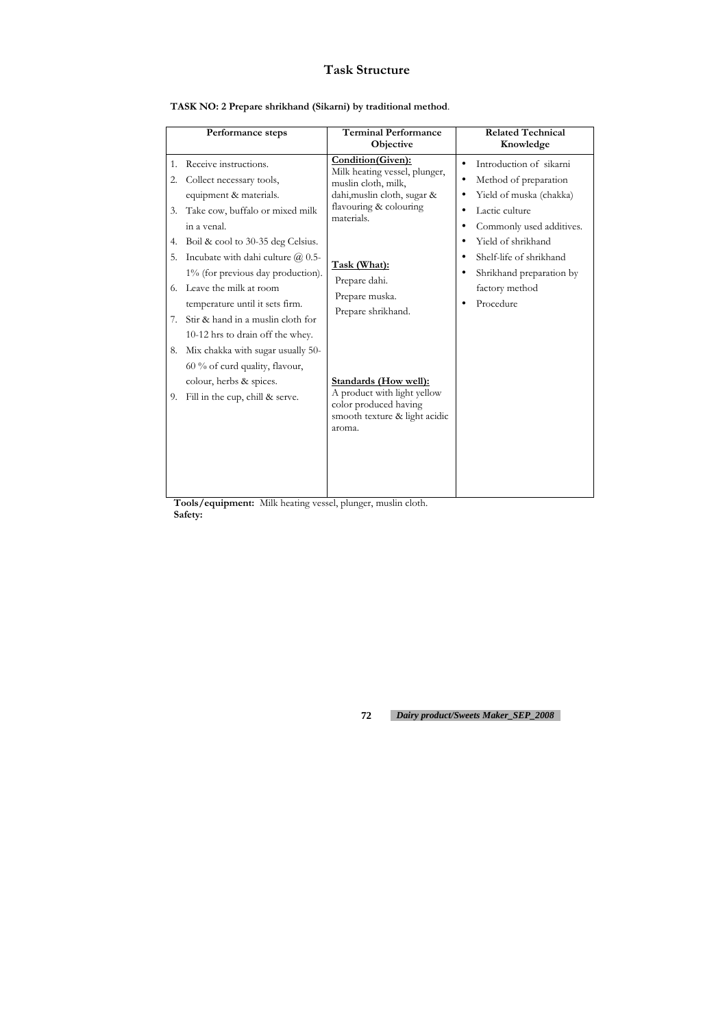# Task Structure

**TASK NO: 2 Prepare shrikhand (Sikarni) by traditional method**.

| Performance steps | Terminal Performance Objective | Related Technical Knowledge |
|---|---|---|
| 1. Receive instructions.<br>2. Collect necessary tools, equipment & materials.<br>3. Take cow, buffalo or mixed milk in a venal.<br>4. Boil & cool to 30-35 deg Celsius.<br>5. Incubate with dahi culture @ 0.5-1% (for previous day production).<br>6. Leave the milk at room temperature until it sets firm.<br>7. Stir & hand in a muslin cloth for 10-12 hrs to drain off the whey.<br>8. Mix chakka with sugar usually 50-60 % of curd quality, flavour, colour, herbs & spices.<br>9. Fill in the cup, chill & serve. | **Condition(Given):**<br>Milk heating vessel, plunger, muslin cloth, milk, dahi,muslin cloth, sugar & flavouring & colouring materials.<br><br>**Task (What):**<br>Prepare dahi.<br>Prepare muska.<br>Prepare shrikhand.<br><br>**Standards (How well):**<br>A product with light yellow color produced having smooth texture & light acidic aroma. | • Introduction of sikarni<br>• Method of preparation<br>• Yield of muska (chakka)<br>• Lactic culture<br>• Commonly used additives.<br>• Yield of shrikhand<br>• Shelf-life of shrikhand<br>• Shrikhand preparation by factory method<br>• Procedure |

**Tools/equipment:** Milk heating vessel, plunger, muslin cloth.

**Safety:**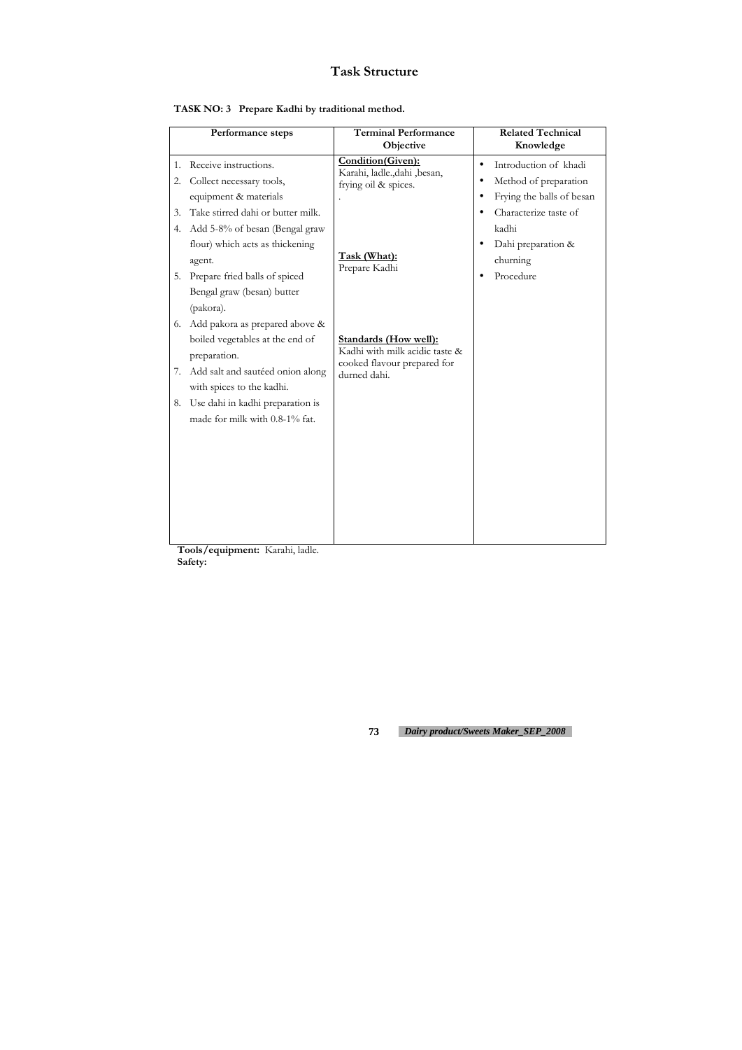# Task Structure

**TASK NO: 3 Prepare Kadhi by traditional method.**

| Performance steps | Terminal Performance Objective | Related Technical Knowledge |
|---|---|---|
| 1. Receive instructions.<br>2. Collect necessary tools, equipment & materials<br>3. Take stirred dahi or butter milk.<br>4. Add 5-8% of besan (Bengal graw flour) which acts as thickening agent.<br>5. Prepare fried balls of spiced Bengal graw (besan) butter (pakora).<br>6. Add pakora as prepared above & boiled vegetables at the end of preparation.<br>7. Add salt and sautéed onion along with spices to the kadhi.<br>8. Use dahi in kadhi preparation is made for milk with 0.8-1% fat. | **Condition(Given):**<br>Karahi, ladle.,dahi ,besan, frying oil & spices.<br>.<br><br>**Task (What):**<br>Prepare Kadhi<br><br>**Standards (How well):**<br>Kadhi with milk acidic taste & cooked flavour prepared for durned dahi. | • Introduction of khadi<br>• Method of preparation<br>• Frying the balls of besan<br>• Characterize taste of kadhi<br>• Dahi preparation & churning<br>• Procedure |

**Tools/equipment:** Karahi, ladle.
**Safety:**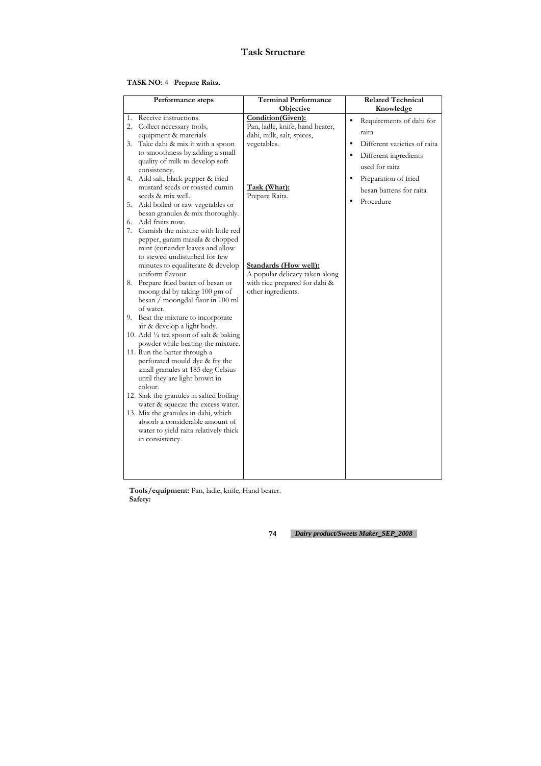# Task Structure

**TASK NO:** 4 **Prepare Raita.**

| Performance steps | Terminal Performance Objective | Related Technical Knowledge |
|---|---|---|
| 1. Receive instructions.<br>2. Collect necessary tools, equipment & materials<br>3. Take dahi & mix it with a spoon to smoothness by adding a small quality of milk to develop soft consistency.<br>4. Add salt, black pepper & fried mustard seeds or roasted cumin seeds & mix well.<br>5. Add boiled or raw vegetables or besan granules & mix thoroughly.<br>6. Add fruits now.<br>7. Garnish the mixture with little red pepper, garam masala & chopped mint (coriander leaves and allow to stewed undisturbed for few minutes to equaliterate & develop uniform flavour.<br>8. Prepare fried batter of besan or moong dal by taking 100 gm of besan / moongdal flaur in 100 ml of water.<br>9. Beat the mixture to incorporate air & develop a light body.<br>10. Add ¼ tea spoon of salt & baking powder while beating the mixture.<br>11. Run the batter through a perforated mould dye & fry the small granules at 185 deg Celsius until they are light brown in colour.<br>12. Sink the granules in salted boiling water & squeeze the excess water.<br>13. Mix the granules in dahi, which absorb a considerable amount of water to yield raita relatively thick in consistency. | **Condition(Given):**<br>Pan, ladle, knife, hand beater, dahi, milk, salt, spices, vegetables.<br><br>**Task (What):**<br>Prepare Raita.<br><br>**Standards (How well):**<br>A popular delicacy taken along with rice prepared for dahi & other ingredients. | • Requirements of dahi for raita<br>• Different varieties of raita<br>• Different ingredients used for raita<br>• Preparation of fried besan battens for raita<br>• Procedure |

**Tools/equipment:** Pan, ladle, knife, Hand beater.
**Safety:**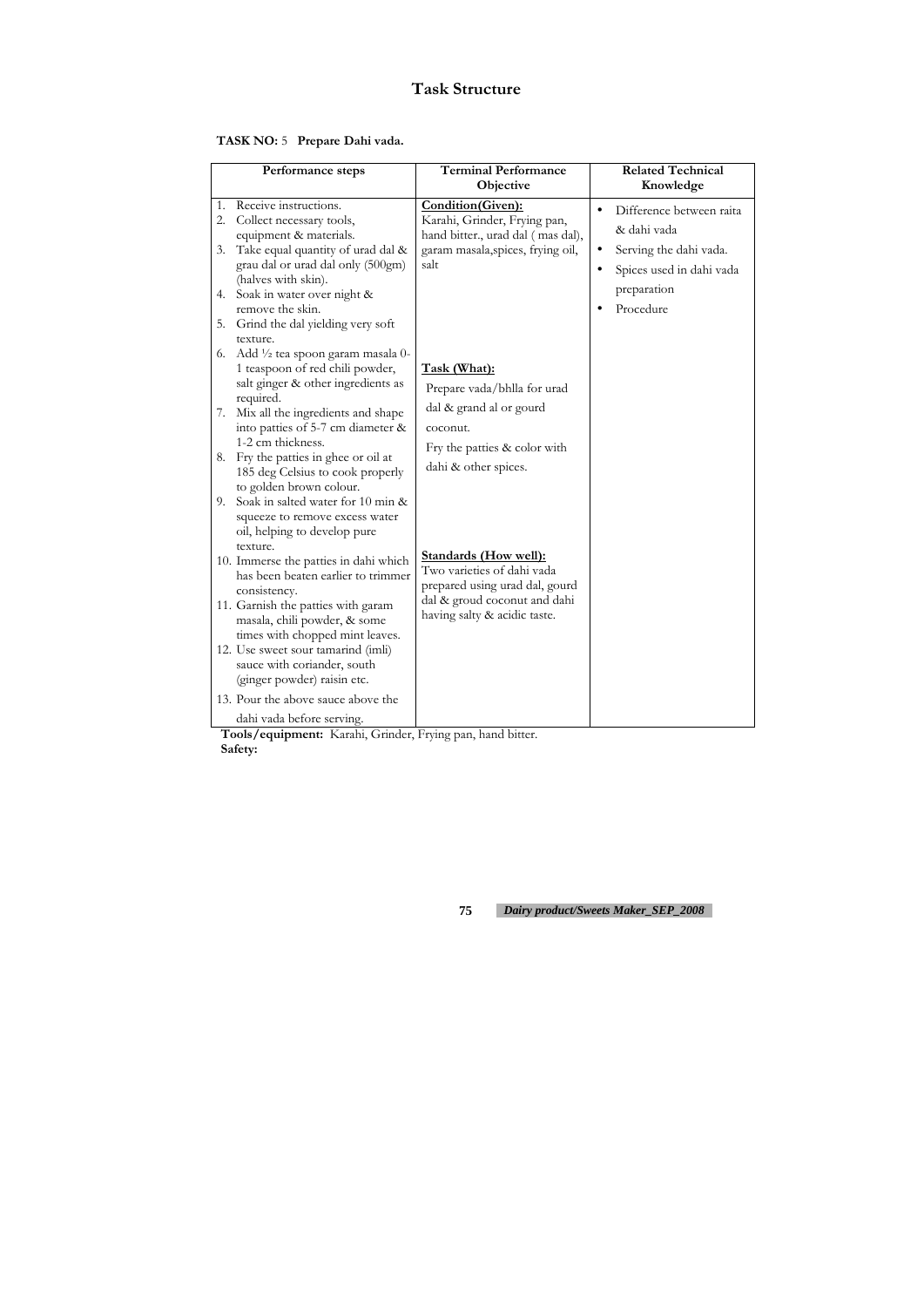# Task Structure

**TASK NO:** 5 **Prepare Dahi vada.**

| Performance steps | Terminal Performance Objective | Related Technical Knowledge |
|---|---|---|
| 1. Receive instructions.<br>2. Collect necessary tools, equipment & materials.<br>3. Take equal quantity of urad dal & grau dal or urad dal only (500gm) (halves with skin).<br>4. Soak in water over night & remove the skin.<br>5. Grind the dal yielding very soft texture.<br>6. Add ½ tea spoon garam masala 0-1 teaspoon of red chili powder, salt ginger & other ingredients as required.<br>7. Mix all the ingredients and shape into patties of 5-7 cm diameter & 1-2 cm thickness.<br>8. Fry the patties in ghee or oil at 185 deg Celsius to cook properly to golden brown colour.<br>9. Soak in salted water for 10 min & squeeze to remove excess water oil, helping to develop pure texture.<br>10. Immerse the patties in dahi which has been beaten earlier to trimmer consistency.<br>11. Garnish the patties with garam masala, chili powder, & some times with chopped mint leaves.<br>12. Use sweet sour tamarind (imli) sauce with coriander, south (ginger powder) raisin etc.<br>13. Pour the above sauce above the dahi vada before serving. | **Condition(Given):**<br>Karahi, Grinder, Frying pan, hand bitter., urad dal ( mas dal), garam masala,spices, frying oil, salt<br><br>**Task (What):**<br>Prepare vada/bhlla for urad dal & grand al or gourd coconut.<br>Fry the patties & color with dahi & other spices.<br><br>**Standards (How well):**<br>Two varieties of dahi vada prepared using urad dal, gourd dal & groud coconut and dahi having salty & acidic taste. | • Difference between raita & dahi vada<br>• Serving the dahi vada.<br>• Spices used in dahi vada preparation<br>• Procedure |

**Tools/equipment:** Karahi, Grinder, Frying pan, hand bitter.

**Safety:**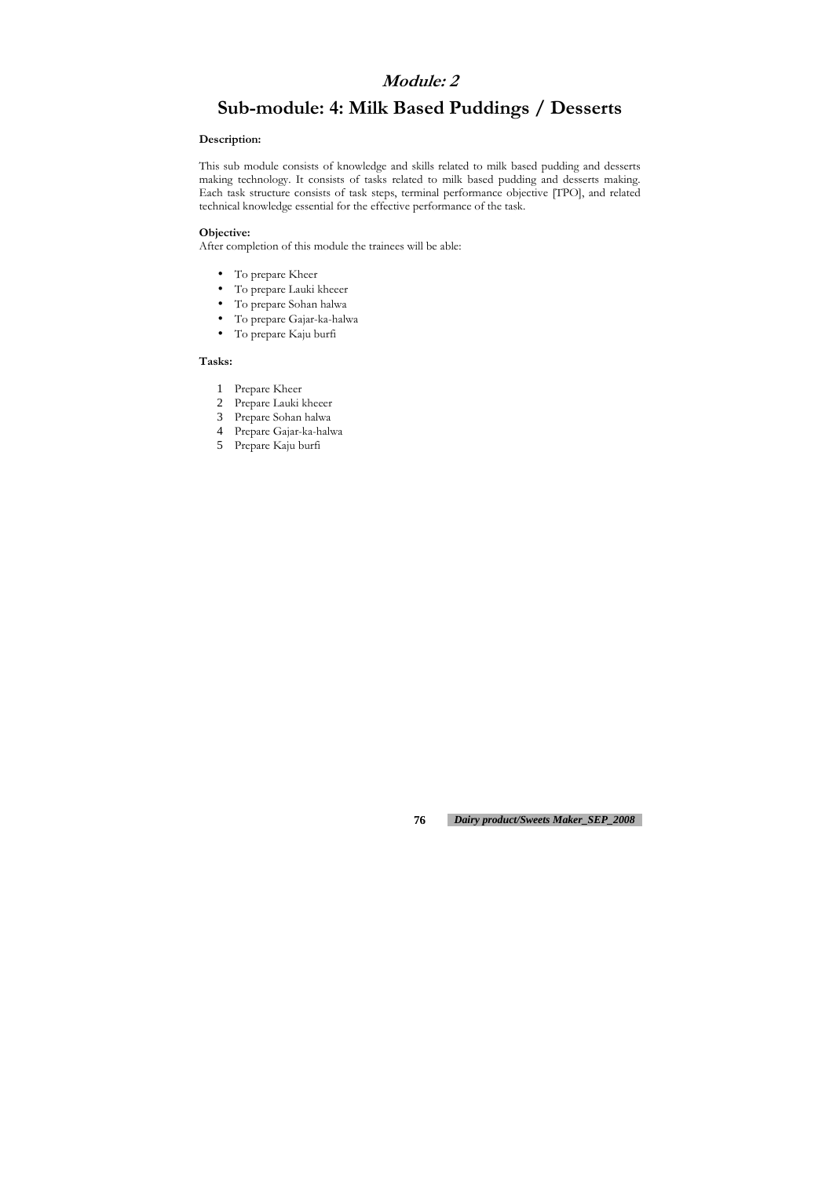# *Module: 2*

# Sub-module: 4: Milk Based Puddings / Desserts

**Description:**

This sub module consists of knowledge and skills related to milk based pudding and desserts making technology. It consists of tasks related to milk based pudding and desserts making. Each task structure consists of task steps, terminal performance objective [TPO], and related technical knowledge essential for the effective performance of the task.

**Objective:**

After completion of this module the trainees will be able:

- To prepare Kheer
- To prepare Lauki kheeer
- To prepare Sohan halwa
- To prepare Gajar-ka-halwa
- To prepare Kaju burfi

**Tasks:**

1. Prepare Kheer
2. Prepare Lauki kheeer
3. Prepare Sohan halwa
4. Prepare Gajar-ka-halwa
5. Prepare Kaju burfi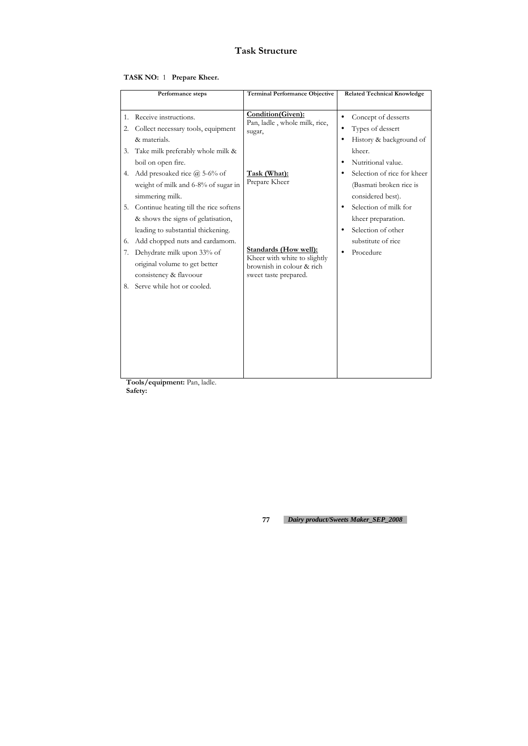# Task Structure

**TASK NO:** 1 **Prepare Kheer.**

| Performance steps | Terminal Performance Objective | Related Technical Knowledge |
|---|---|---|
| 1. Receive instructions.<br>2. Collect necessary tools, equipment & materials.<br>3. Take milk preferably whole milk & boil on open fire.<br>4. Add presoaked rice @ 5-6% of weight of milk and 6-8% of sugar in simmering milk.<br>5. Continue heating till the rice softens & shows the signs of gelatisation, leading to substantial thickening.<br>6. Add chopped nuts and cardamom.<br>7. Dehydrate milk upon 33% of original volume to get better consistency & flavoour<br>8. Serve while hot or cooled. | **Condition(Given):**<br>Pan, ladle , whole milk, rice, sugar,<br><br>**Task (What):**<br>Prepare Kheer<br><br>**Standards (How well):**<br>Kheer with white to slightly brownish in colour & rich sweet taste prepared. | • Concept of desserts<br>• Types of dessert<br>• History & background of kheer.<br>• Nutritional value.<br>• Selection of rice for kheer (Basmati broken rice is considered best).<br>• Selection of milk for kheer preparation.<br>• Selection of other substitute of rice<br>• Procedure |

**Tools/equipment:** Pan, ladle.

**Safety:**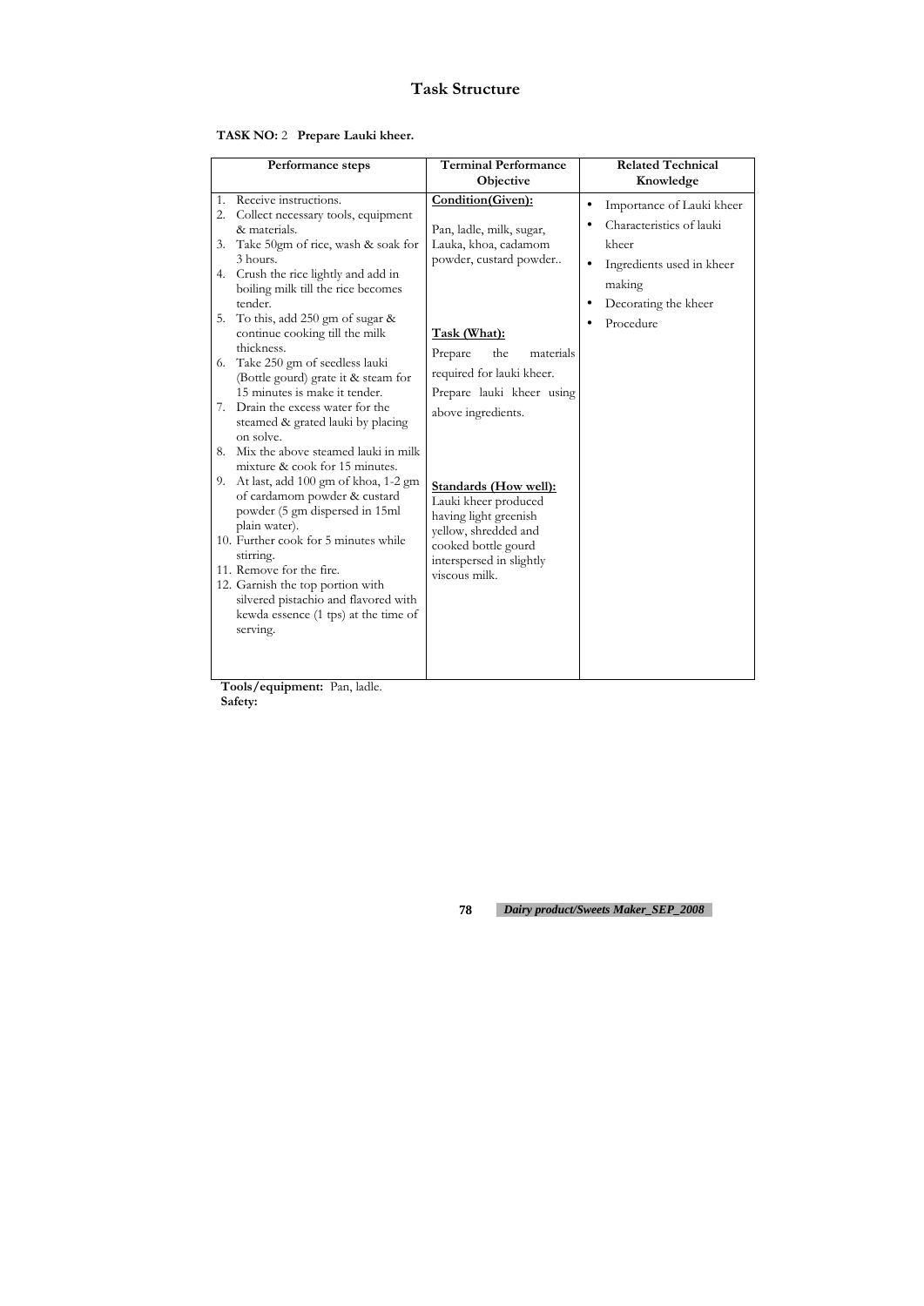# Task Structure

**TASK NO:** 2 **Prepare Lauki kheer.**

| Performance steps | Terminal Performance Objective | Related Technical Knowledge |
|---|---|---|
| 1. Receive instructions.<br>2. Collect necessary tools, equipment & materials.<br>3. Take 50gm of rice, wash & soak for 3 hours.<br>4. Crush the rice lightly and add in boiling milk till the rice becomes tender.<br>5. To this, add 250 gm of sugar & continue cooking till the milk thickness.<br>6. Take 250 gm of seedless lauki (Bottle gourd) grate it & steam for 15 minutes is make it tender.<br>7. Drain the excess water for the steamed & grated lauki by placing on solve.<br>8. Mix the above steamed lauki in milk mixture & cook for 15 minutes.<br>9. At last, add 100 gm of khoa, 1-2 gm of cardamom powder & custard powder (5 gm dispersed in 15ml plain water).<br>10. Further cook for 5 minutes while stirring.<br>11. Remove for the fire.<br>12. Garnish the top portion with silvered pistachio and flavored with kewda essence (1 tps) at the time of serving. | **Condition(Given):**<br>Pan, ladle, milk, sugar, Lauka, khoa, cadamom powder, custard powder..<br><br>**Task (What):**<br>Prepare the materials required for lauki kheer. Prepare lauki kheer using above ingredients.<br><br>**Standards (How well):**<br>Lauki kheer produced having light greenish yellow, shredded and cooked bottle gourd interspersed in slightly viscous milk. | • Importance of Lauki kheer<br>• Characteristics of lauki kheer<br>• Ingredients used in kheer making<br>• Decorating the kheer<br>• Procedure |

**Tools/equipment:** Pan, ladle.
**Safety:**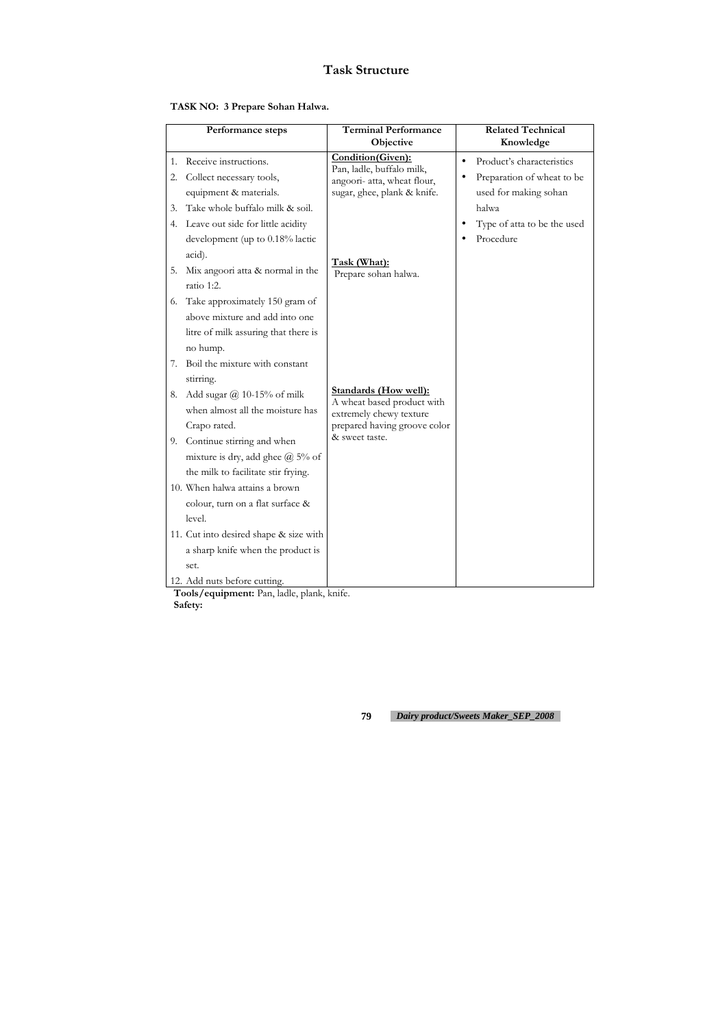# Task Structure

**TASK NO: 3 Prepare Sohan Halwa.**

| Performance steps | Terminal Performance Objective | Related Technical Knowledge |
|---|---|---|
| 1. Receive instructions.<br>2. Collect necessary tools, equipment & materials.<br>3. Take whole buffalo milk & soil.<br>4. Leave out side for little acidity development (up to 0.18% lactic acid).<br>5. Mix angoori atta & normal in the ratio 1:2.<br>6. Take approximately 150 gram of above mixture and add into one litre of milk assuring that there is no hump.<br>7. Boil the mixture with constant stirring.<br>8. Add sugar @ 10-15% of milk when almost all the moisture has Crapo rated.<br>9. Continue stirring and when mixture is dry, add ghee @ 5% of the milk to facilitate stir frying.<br>10. When halwa attains a brown colour, turn on a flat surface & level.<br>11. Cut into desired shape & size with a sharp knife when the product is set.<br>12. Add nuts before cutting. | **Condition(Given):**<br>Pan, ladle, buffalo milk, angoori- atta, wheat flour, sugar, ghee, plank & knife.<br><br>**Task (What):**<br>Prepare sohan halwa.<br><br>**Standards (How well):**<br>A wheat based product with extremely chewy texture prepared having groove color & sweet taste. | • Product's characteristics<br>• Preparation of wheat to be used for making sohan halwa<br>• Type of atta to be the used<br>• Procedure |

**Tools/equipment:** Pan, ladle, plank, knife.

**Safety:**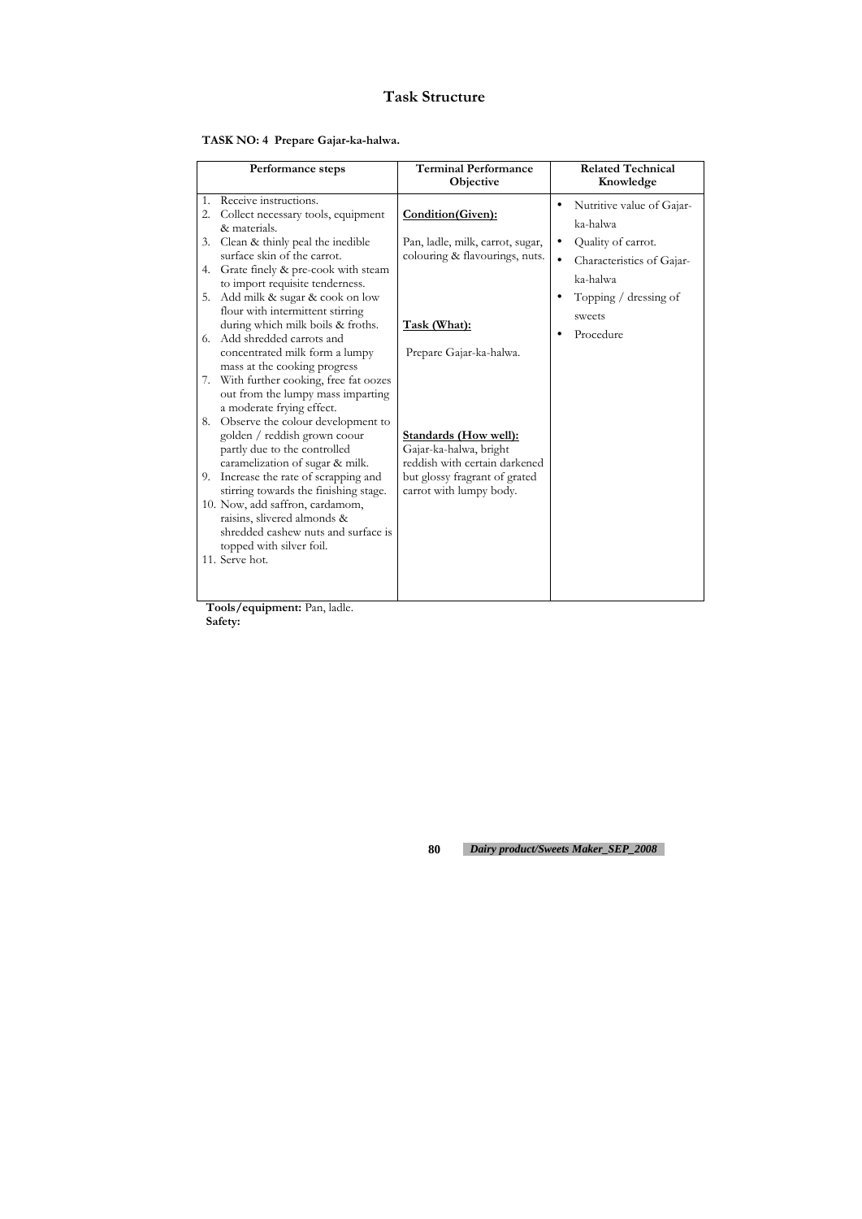# Task Structure

**TASK NO: 4 Prepare Gajar-ka-halwa.**

| Performance steps | Terminal Performance Objective | Related Technical Knowledge |
|---|---|---|
| 1. Receive instructions.<br>2. Collect necessary tools, equipment & materials.<br>3. Clean & thinly peal the inedible surface skin of the carrot.<br>4. Grate finely & pre-cook with steam to import requisite tenderness.<br>5. Add milk & sugar & cook on low flour with intermittent stirring during which milk boils & froths.<br>6. Add shredded carrots and concentrated milk form a lumpy mass at the cooking progress<br>7. With further cooking, free fat oozes out from the lumpy mass imparting a moderate frying effect.<br>8. Observe the colour development to golden / reddish grown coour partly due to the controlled caramelization of sugar & milk.<br>9. Increase the rate of scrapping and stirring towards the finishing stage.<br>10. Now, add saffron, cardamom, raisins, slivered almonds & shredded cashew nuts and surface is topped with silver foil.<br>11. Serve hot. | <u>**Condition(Given):**</u><br><br>Pan, ladle, milk, carrot, sugar, colouring & flavourings, nuts.<br><br><u>**Task (What):**</u><br><br>Prepare Gajar-ka-halwa.<br><br><u>**Standards (How well):**</u><br>Gajar-ka-halwa, bright reddish with certain darkened but glossy fragrant of grated carrot with lumpy body. | • Nutritive value of Gajar-ka-halwa<br>• Quality of carrot.<br>• Characteristics of Gajar-ka-halwa<br>• Topping / dressing of sweets<br>• Procedure |

**Tools/equipment:** Pan, ladle.

**Safety:**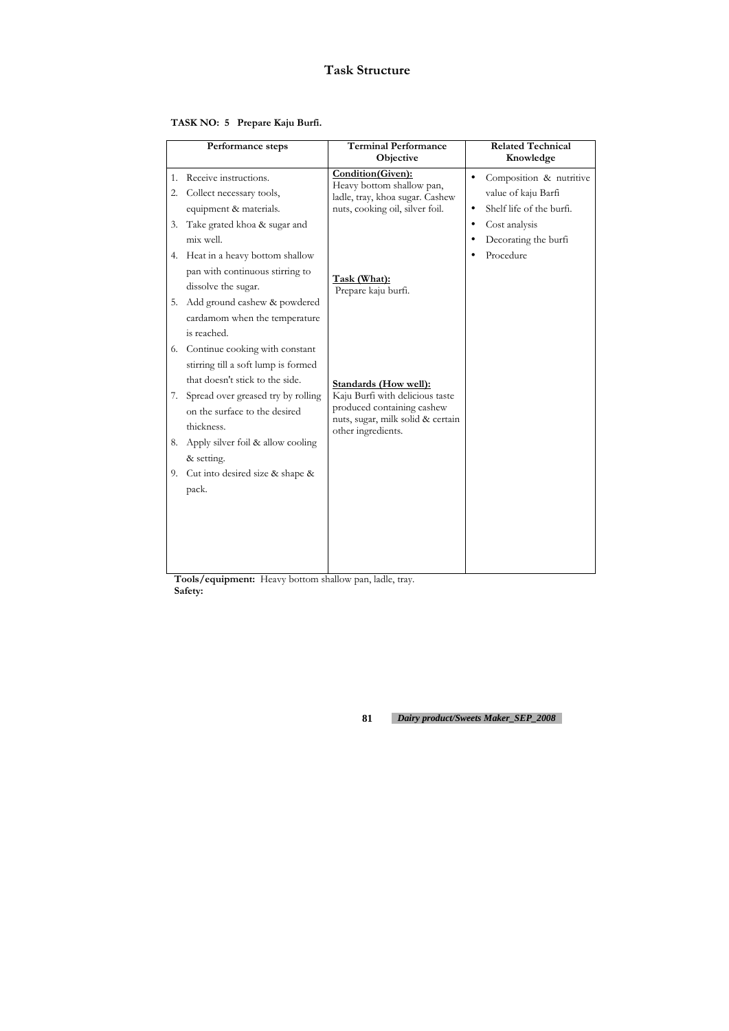## Task Structure

**TASK NO: 5 Prepare Kaju Burfi.**

| Performance steps | Terminal Performance Objective | Related Technical Knowledge |
|---|---|---|
| 1. Receive instructions.<br>2. Collect necessary tools, equipment & materials.<br>3. Take grated khoa & sugar and mix well.<br>4. Heat in a heavy bottom shallow pan with continuous stirring to dissolve the sugar.<br>5. Add ground cashew & powdered cardamom when the temperature is reached.<br>6. Continue cooking with constant stirring till a soft lump is formed that doesn't stick to the side.<br>7. Spread over greased try by rolling on the surface to the desired thickness.<br>8. Apply silver foil & allow cooling & setting.<br>9. Cut into desired size & shape & pack. | **Condition(Given):**<br>Heavy bottom shallow pan, ladle, tray, khoa sugar. Cashew nuts, cooking oil, silver foil.<br><br>**Task (What):**<br>Prepare kaju burfi.<br><br>**Standards (How well):**<br>Kaju Burfi with delicious taste produced containing cashew nuts, sugar, milk solid & certain other ingredients. | • Composition & nutritive value of kaju Barfi<br>• Shelf life of the burfi.<br>• Cost analysis<br>• Decorating the burfi<br>• Procedure |

**Tools/equipment:** Heavy bottom shallow pan, ladle, tray.
**Safety:**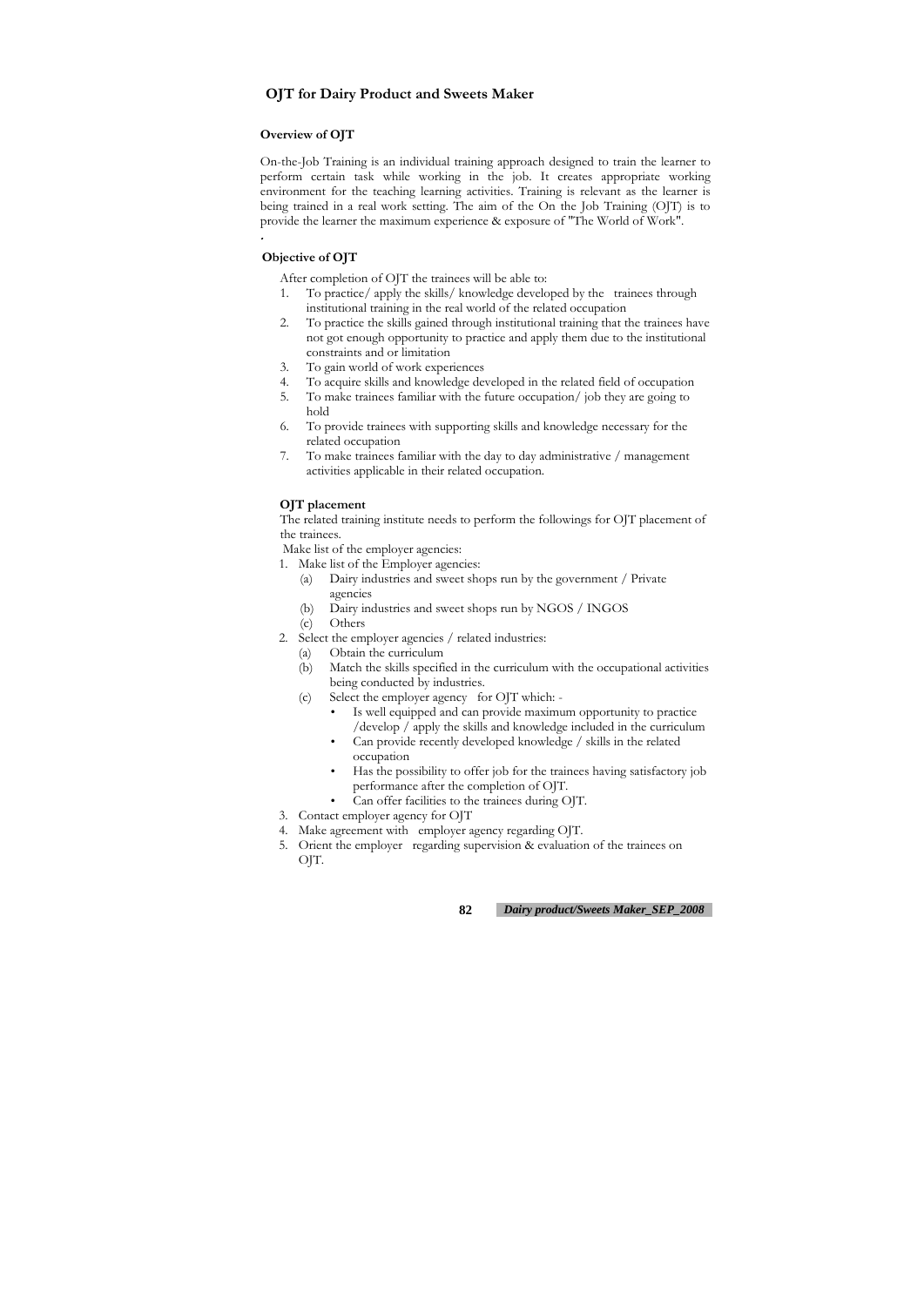## OJT for Dairy Product and Sweets Maker

### Overview of OJT

On-the-Job Training is an individual training approach designed to train the learner to perform certain task while working in the job. It creates appropriate working environment for the teaching learning activities. Training is relevant as the learner is being trained in a real work setting. The aim of the On the Job Training (OJT) is to provide the learner the maximum experience & exposure of "The World of Work".

### Objective of OJT

After completion of OJT the trainees will be able to:

1. To practice/ apply the skills/ knowledge developed by the trainees through institutional training in the real world of the related occupation
2. To practice the skills gained through institutional training that the trainees have not got enough opportunity to practice and apply them due to the institutional constraints and or limitation
3. To gain world of work experiences
4. To acquire skills and knowledge developed in the related field of occupation
5. To make trainees familiar with the future occupation/ job they are going to hold
6. To provide trainees with supporting skills and knowledge necessary for the related occupation
7. To make trainees familiar with the day to day administrative / management activities applicable in their related occupation.

### OJT placement

The related training institute needs to perform the followings for OJT placement of the trainees.

Make list of the employer agencies:

1. Make list of the Employer agencies:
   - (a) Dairy industries and sweet shops run by the government / Private agencies
   - (b) Dairy industries and sweet shops run by NGOS / INGOS
   - (c) Others
2. Select the employer agencies / related industries:
   - (a) Obtain the curriculum
   - (b) Match the skills specified in the curriculum with the occupational activities being conducted by industries.
   - (c) Select the employer agency for OJT which: -
     - Is well equipped and can provide maximum opportunity to practice /develop / apply the skills and knowledge included in the curriculum
     - Can provide recently developed knowledge / skills in the related occupation
     - Has the possibility to offer job for the trainees having satisfactory job performance after the completion of OJT.
     - Can offer facilities to the trainees during OJT.
3. Contact employer agency for OJT
4. Make agreement with employer agency regarding OJT.
5. Orient the employer regarding supervision & evaluation of the trainees on OJT.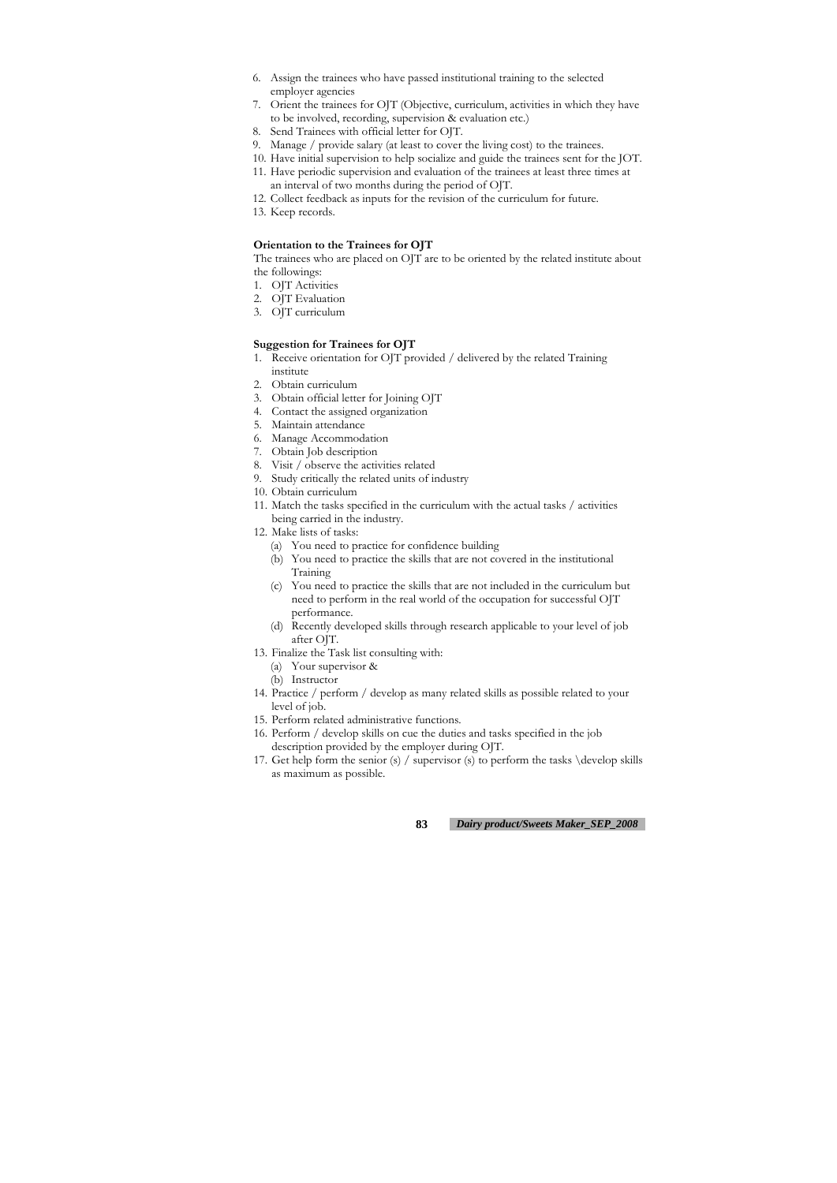6. Assign the trainees who have passed institutional training to the selected employer agencies
7. Orient the trainees for OJT (Objective, curriculum, activities in which they have to be involved, recording, supervision & evaluation etc.)
8. Send Trainees with official letter for OJT.
9. Manage / provide salary (at least to cover the living cost) to the trainees.
10. Have initial supervision to help socialize and guide the trainees sent for the JOT.
11. Have periodic supervision and evaluation of the trainees at least three times at an interval of two months during the period of OJT.
12. Collect feedback as inputs for the revision of the curriculum for future.
13. Keep records.

**Orientation to the Trainees for OJT**

The trainees who are placed on OJT are to be oriented by the related institute about the followings:

1. OJT Activities
2. OJT Evaluation
3. OJT curriculum

**Suggestion for Trainees for OJT**

1. Receive orientation for OJT provided / delivered by the related Training institute
2. Obtain curriculum
3. Obtain official letter for Joining OJT
4. Contact the assigned organization
5. Maintain attendance
6. Manage Accommodation
7. Obtain Job description
8. Visit / observe the activities related
9. Study critically the related units of industry
10. Obtain curriculum
11. Match the tasks specified in the curriculum with the actual tasks / activities being carried in the industry.
12. Make lists of tasks:
    (a) You need to practice for confidence building
    (b) You need to practice the skills that are not covered in the institutional Training
    (c) You need to practice the skills that are not included in the curriculum but need to perform in the real world of the occupation for successful OJT performance.
    (d) Recently developed skills through research applicable to your level of job after OJT.
13. Finalize the Task list consulting with:
    (a) Your supervisor &
    (b) Instructor
14. Practice / perform / develop as many related skills as possible related to your level of job.
15. Perform related administrative functions.
16. Perform / develop skills on cue the duties and tasks specified in the job description provided by the employer during OJT.
17. Get help form the senior (s) / supervisor (s) to perform the tasks \develop skills as maximum as possible.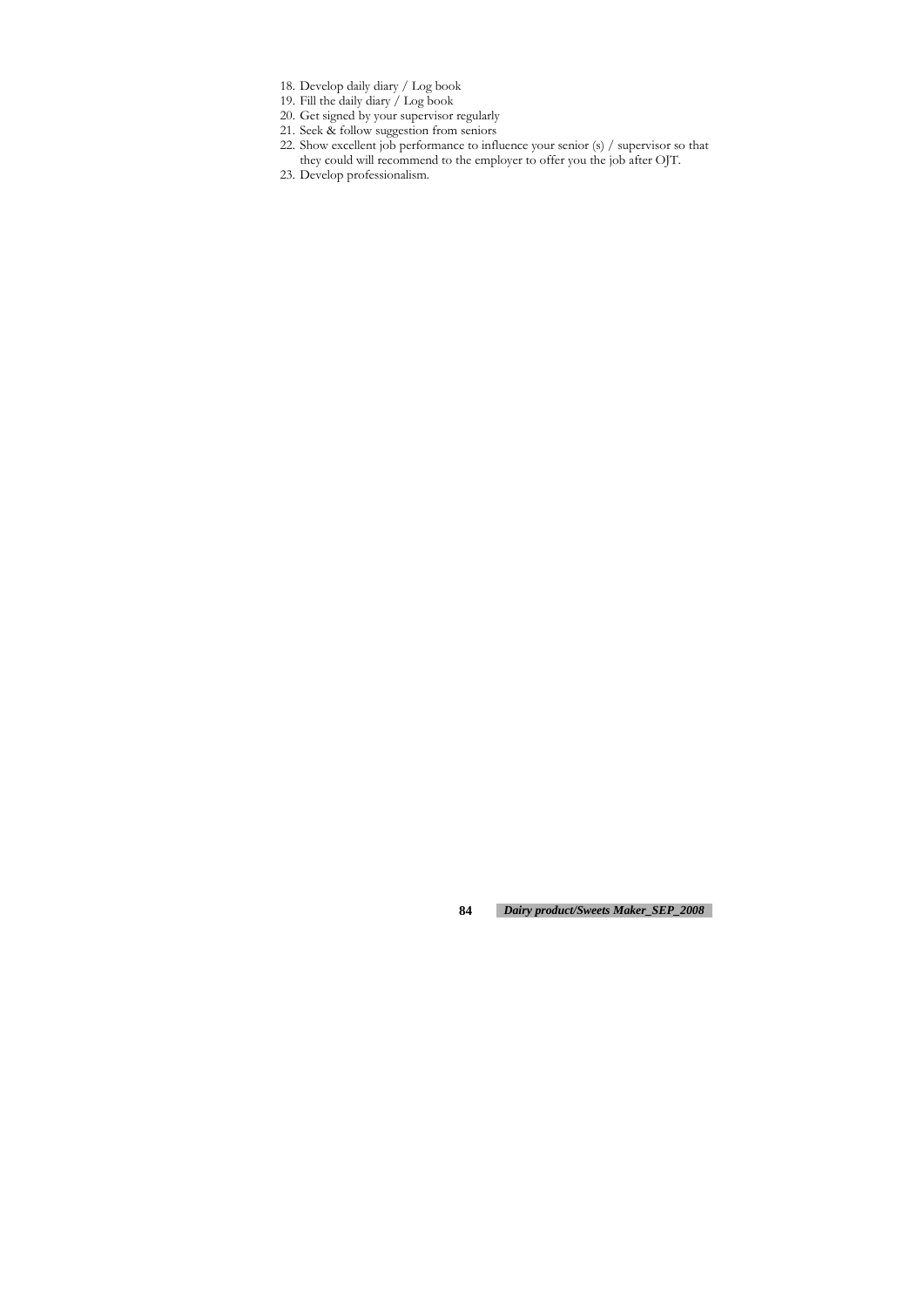18. Develop daily diary / Log book
19. Fill the daily diary / Log book
20. Get signed by your supervisor regularly
21. Seek & follow suggestion from seniors
22. Show excellent job performance to influence your senior (s) / supervisor so that they could will recommend to the employer to offer you the job after OJT.
23. Develop professionalism.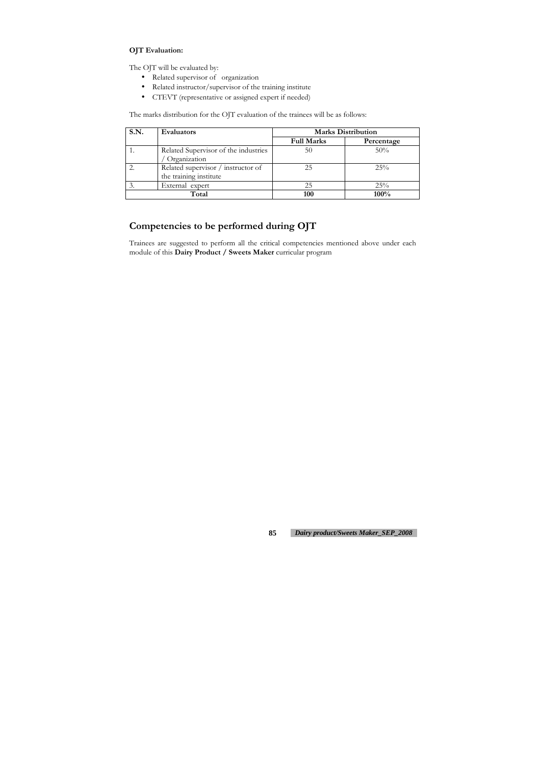**OJT Evaluation:**

The OJT will be evaluated by:

- Related supervisor of organization
- Related instructor/supervisor of the training institute
- CTEVT (representative or assigned expert if needed)

The marks distribution for the OJT evaluation of the trainees will be as follows:

| S.N. | Evaluators | Marks Distribution | |
|---|---|---|---|
| | | Full Marks | Percentage |
| 1. | Related Supervisor of the industries / Organization | 50 | 50% |
| 2. | Related supervisor / instructor of the training institute | 25 | 25% |
| 3. | External expert | 25 | 25% |
| **Total** | | **100** | **100%** |

## Competencies to be performed during OJT

Trainees are suggested to perform all the critical competencies mentioned above under each module of this **Dairy Product / Sweets Maker** curricular program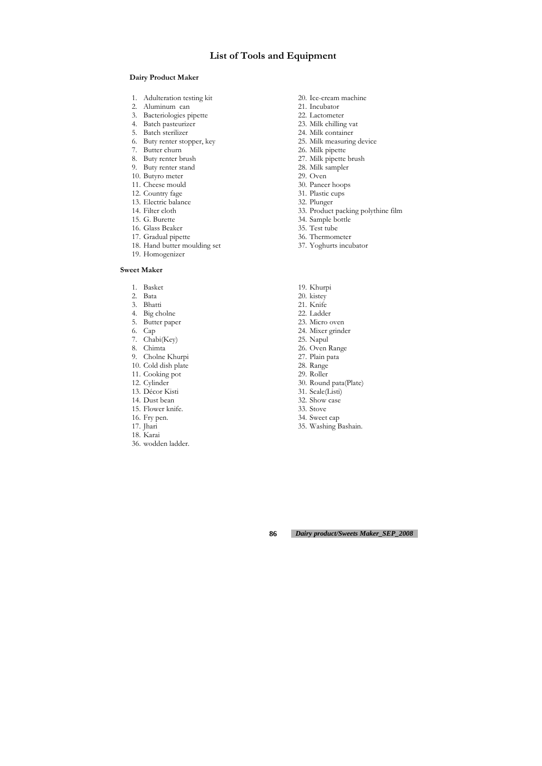# List of Tools and Equipment

### Dairy Product Maker

1. Adulteration testing kit
2. Aluminum can
3. Bacteriologies pipette
4. Batch pasteurizer
5. Batch sterilizer
6. Buty renter stopper, key
7. Butter churn
8. Buty renter brush
9. Buty renter stand
10. Butyro meter
11. Cheese mould
12. Country fage
13. Electric balance
14. Filter cloth
15. G. Burette
16. Glass Beaker
17. Gradual pipette
18. Hand butter moulding set
19. Homogenizer
20. Ice-cream machine
21. Incubator
22. Lactometer
23. Milk chilling vat
24. Milk container
25. Milk measuring device
26. Milk pipette
27. Milk pipette brush
28. Milk sampler
29. Oven
30. Paneer hoops
31. Plastic cups
32. Plunger
33. Product packing polythine film
34. Sample bottle
35. Test tube
36. Thermometer
37. Yoghurts incubator

### Sweet Maker

1. Basket
2. Bata
3. Bhatti
4. Big cholne
5. Butter paper
6. Cap
7. Chabi(Key)
8. Chimta
9. Cholne Khurpi
10. Cold dish plate
11. Cooking pot
12. Cylinder
13. Décor Kisti
14. Dust bean
15. Flower knife.
16. Fry pen.
17. Jhari
18. Karai
19. Khurpi
20. kistey
21. Knife
22. Ladder
23. Micro oven
24. Mixer grinder
25. Napul
26. Oven Range
27. Plain pata
28. Range
29. Roller
30. Round pata(Plate)
31. Scale(Listi)
32. Show case
33. Stove
34. Sweet cap
35. Washing Bashain.
36. wodden ladder.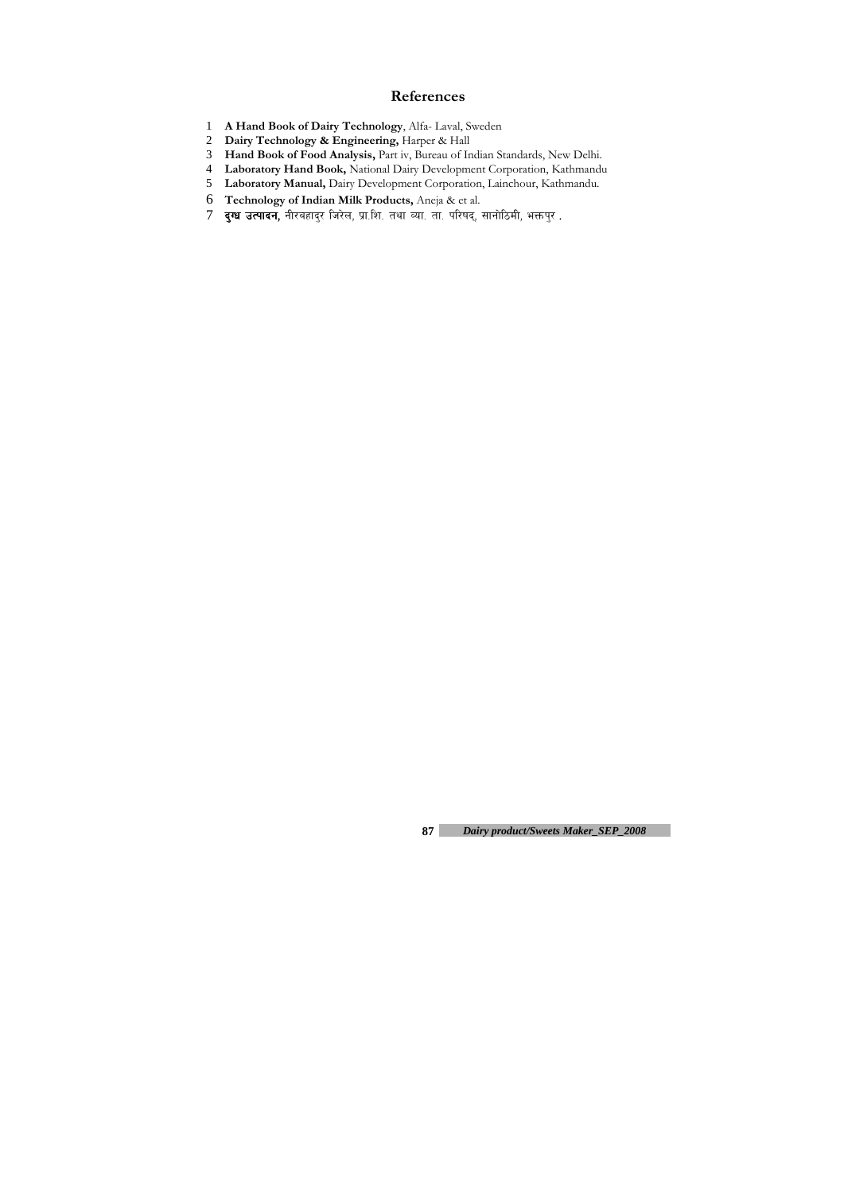## References

1. **A Hand Book of Dairy Technology**, Alfa- Laval, Sweden
2. **Dairy Technology & Engineering,** Harper & Hall
3. **Hand Book of Food Analysis,** Part iv, Bureau of Indian Standards, New Delhi.
4. **Laboratory Hand Book,** National Dairy Development Corporation, Kathmandu
5. **Laboratory Manual,** Dairy Development Corporation, Lainchour, Kathmandu.
6. **Technology of Indian Milk Products,** Aneja & et al.
7. **दुग्ध उत्पादन,** नीरबहादुर जिरेल, प्रा.शि. तथा व्या. ता. परिषद्, सानोठिमी, भक्तपुर .